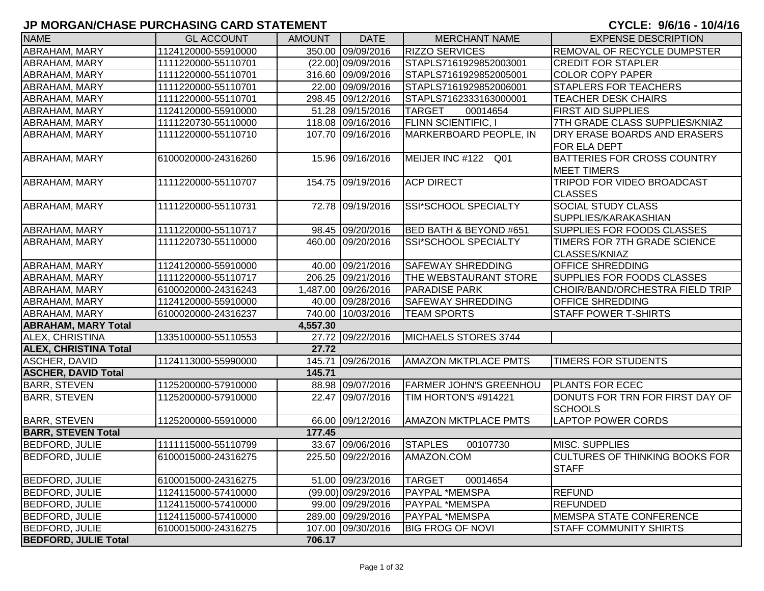# JP MORGAN/CHASE PURCHASING CARD STATEMENT

**CYCLE: 9/6/16 - 10/4/16**

| NAME | GL ACCOUNT | AMOUNT | DATE | MERCHANT NAME | EXPENSE DESCRIPTION |
|---|---|---|---|---|---|
| ABRAHAM, MARY | 1124120000-55910000 | 350.00 | 09/09/2016 | RIZZO SERVICES | REMOVAL OF RECYCLE DUMPSTER |
| ABRAHAM, MARY | 1111220000-55110701 | (22.00) | 09/09/2016 | STAPLS7161929852003001 | CREDIT FOR STAPLER |
| ABRAHAM, MARY | 1111220000-55110701 | 316.60 | 09/09/2016 | STAPLS7161929852005001 | COLOR COPY PAPER |
| ABRAHAM, MARY | 1111220000-55110701 | 22.00 | 09/09/2016 | STAPLS7161929852006001 | STAPLERS FOR TEACHERS |
| ABRAHAM, MARY | 1111220000-55110701 | 298.45 | 09/12/2016 | STAPLS7162333163000001 | TEACHER DESK CHAIRS |
| ABRAHAM, MARY | 1124120000-55910000 | 51.28 | 09/15/2016 | TARGET 00014654 | FIRST AID SUPPLIES |
| ABRAHAM, MARY | 1111220730-55110000 | 118.08 | 09/16/2016 | FLINN SCIENTIFIC, I | 7TH GRADE CLASS SUPPLIES/KNIAZ |
| ABRAHAM, MARY | 1111220000-55110710 | 107.70 | 09/16/2016 | MARKERBOARD PEOPLE, IN | DRY ERASE BOARDS AND ERASERS FOR ELA DEPT |
| ABRAHAM, MARY | 6100020000-24316260 | 15.96 | 09/16/2016 | MEIJER INC #122 Q01 | BATTERIES FOR CROSS COUNTRY MEET TIMERS |
| ABRAHAM, MARY | 1111220000-55110707 | 154.75 | 09/19/2016 | ACP DIRECT | TRIPOD FOR VIDEO BROADCAST CLASSES |
| ABRAHAM, MARY | 1111220000-55110731 | 72.78 | 09/19/2016 | SSI*SCHOOL SPECIALTY | SOCIAL STUDY CLASS SUPPLIES/KARAKASHIAN |
| ABRAHAM, MARY | 1111220000-55110717 | 98.45 | 09/20/2016 | BED BATH & BEYOND #651 | SUPPLIES FOR FOODS CLASSES |
| ABRAHAM, MARY | 1111220730-55110000 | 460.00 | 09/20/2016 | SSI*SCHOOL SPECIALTY | TIMERS FOR 7TH GRADE SCIENCE CLASSES/KNIAZ |
| ABRAHAM, MARY | 1124120000-55910000 | 40.00 | 09/21/2016 | SAFEWAY SHREDDING | OFFICE SHREDDING |
| ABRAHAM, MARY | 1111220000-55110717 | 206.25 | 09/21/2016 | THE WEBSTAURANT STORE | SUPPLIES FOR FOODS CLASSES |
| ABRAHAM, MARY | 6100020000-24316243 | 1,487.00 | 09/26/2016 | PARADISE PARK | CHOIR/BAND/ORCHESTRA FIELD TRIP |
| ABRAHAM, MARY | 1124120000-55910000 | 40.00 | 09/28/2016 | SAFEWAY SHREDDING | OFFICE SHREDDING |
| ABRAHAM, MARY | 6100020000-24316237 | 740.00 | 10/03/2016 | TEAM SPORTS | STAFF POWER T-SHIRTS |
| **ABRAHAM, MARY Total** | | **4,557.30** | | | |
| ALEX, CHRISTINA | 1335100000-55110553 | 27.72 | 09/22/2016 | MICHAELS STORES 3744 | |
| **ALEX, CHRISTINA Total** | | **27.72** | | | |
| ASCHER, DAVID | 1124113000-55990000 | 145.71 | 09/26/2016 | AMAZON MKTPLACE PMTS | TIMERS FOR STUDENTS |
| **ASCHER, DAVID Total** | | **145.71** | | | |
| BARR, STEVEN | 1125200000-57910000 | 88.98 | 09/07/2016 | FARMER JOHN'S GREENHOU | PLANTS FOR ECEC |
| BARR, STEVEN | 1125200000-57910000 | 22.47 | 09/07/2016 | TIM HORTON'S #914221 | DONUTS FOR TRN FOR FIRST DAY OF SCHOOLS |
| BARR, STEVEN | 1125200000-55910000 | 66.00 | 09/12/2016 | AMAZON MKTPLACE PMTS | LAPTOP POWER CORDS |
| **BARR, STEVEN Total** | | **177.45** | | | |
| BEDFORD, JULIE | 1111115000-55110799 | 33.67 | 09/06/2016 | STAPLES 00107730 | MISC. SUPPLIES |
| BEDFORD, JULIE | 6100015000-24316275 | 225.50 | 09/22/2016 | AMAZON.COM | CULTURES OF THINKING BOOKS FOR STAFF |
| BEDFORD, JULIE | 6100015000-24316275 | 51.00 | 09/23/2016 | TARGET 00014654 | |
| BEDFORD, JULIE | 1124115000-57410000 | (99.00) | 09/29/2016 | PAYPAL *MEMSPA | REFUND |
| BEDFORD, JULIE | 1124115000-57410000 | 99.00 | 09/29/2016 | PAYPAL *MEMSPA | REFUNDED |
| BEDFORD, JULIE | 1124115000-57410000 | 289.00 | 09/29/2016 | PAYPAL *MEMSPA | MEMSPA STATE CONFERENCE |
| BEDFORD, JULIE | 6100015000-24316275 | 107.00 | 09/30/2016 | BIG FROG OF NOVI | STAFF COMMUNITY SHIRTS |
| **BEDFORD, JULIE Total** | | **706.17** | | | |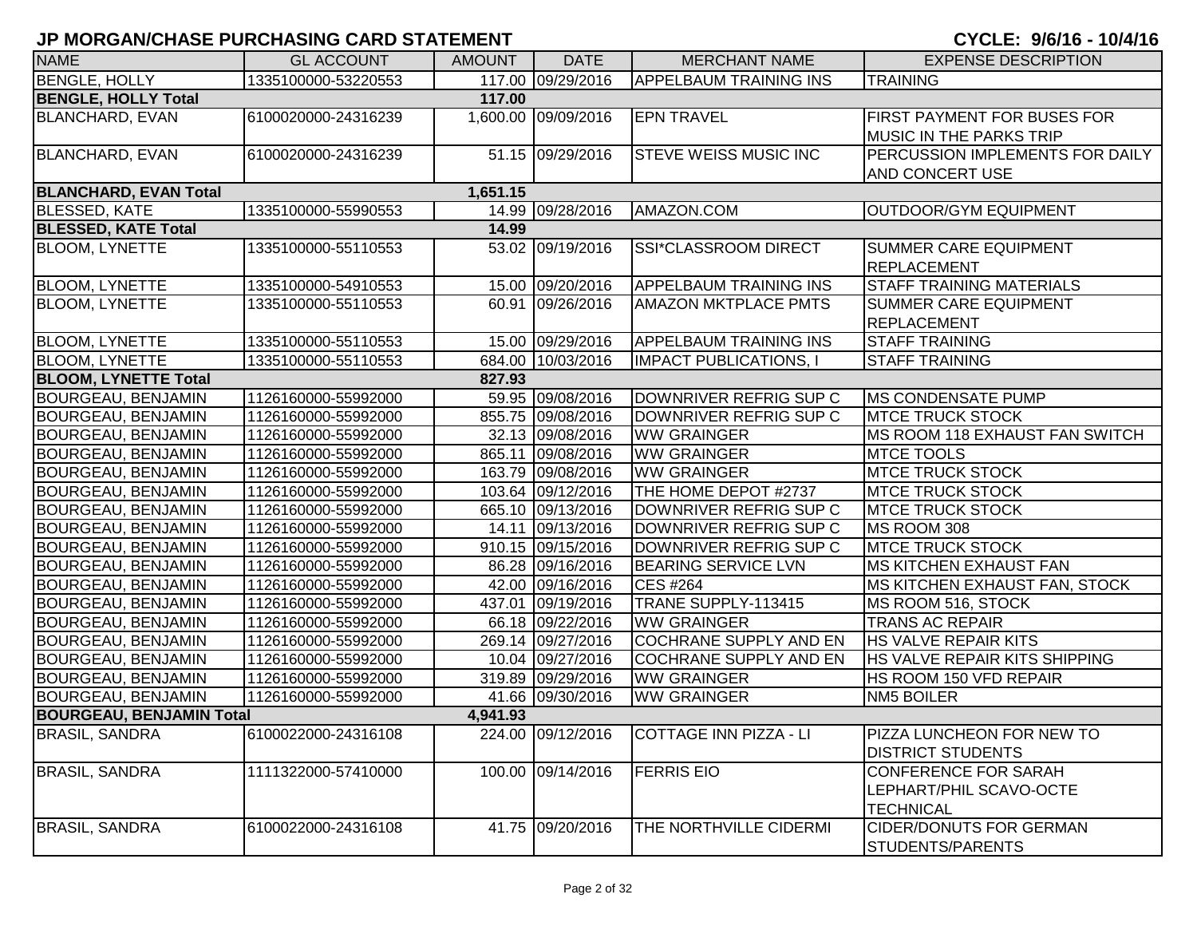# JP MORGAN/CHASE PURCHASING CARD STATEMENT

**CYCLE: 9/6/16 - 10/4/16**

| NAME | GL ACCOUNT | AMOUNT | DATE | MERCHANT NAME | EXPENSE DESCRIPTION |
|---|---|---|---|---|---|
| BENGLE, HOLLY | 1335100000-53220553 | 117.00 | 09/29/2016 | APPELBAUM TRAINING INS | TRAINING |
| **BENGLE, HOLLY Total** | | **117.00** | | | |
| BLANCHARD, EVAN | 6100020000-24316239 | 1,600.00 | 09/09/2016 | EPN TRAVEL | FIRST PAYMENT FOR BUSES FOR MUSIC IN THE PARKS TRIP |
| BLANCHARD, EVAN | 6100020000-24316239 | 51.15 | 09/29/2016 | STEVE WEISS MUSIC INC | PERCUSSION IMPLEMENTS FOR DAILY AND CONCERT USE |
| **BLANCHARD, EVAN Total** | | **1,651.15** | | | |
| BLESSED, KATE | 1335100000-55990553 | 14.99 | 09/28/2016 | AMAZON.COM | OUTDOOR/GYM EQUIPMENT |
| **BLESSED, KATE Total** | | **14.99** | | | |
| BLOOM, LYNETTE | 1335100000-55110553 | 53.02 | 09/19/2016 | SSI*CLASSROOM DIRECT | SUMMER CARE EQUIPMENT REPLACEMENT |
| BLOOM, LYNETTE | 1335100000-54910553 | 15.00 | 09/20/2016 | APPELBAUM TRAINING INS | STAFF TRAINING MATERIALS |
| BLOOM, LYNETTE | 1335100000-55110553 | 60.91 | 09/26/2016 | AMAZON MKTPLACE PMTS | SUMMER CARE EQUIPMENT REPLACEMENT |
| BLOOM, LYNETTE | 1335100000-55110553 | 15.00 | 09/29/2016 | APPELBAUM TRAINING INS | STAFF TRAINING |
| BLOOM, LYNETTE | 1335100000-55110553 | 684.00 | 10/03/2016 | IMPACT PUBLICATIONS, I | STAFF TRAINING |
| **BLOOM, LYNETTE Total** | | **827.93** | | | |
| BOURGEAU, BENJAMIN | 1126160000-55992000 | 59.95 | 09/08/2016 | DOWNRIVER REFRIG SUP C | MS CONDENSATE PUMP |
| BOURGEAU, BENJAMIN | 1126160000-55992000 | 855.75 | 09/08/2016 | DOWNRIVER REFRIG SUP C | MTCE TRUCK STOCK |
| BOURGEAU, BENJAMIN | 1126160000-55992000 | 32.13 | 09/08/2016 | WW GRAINGER | MS ROOM 118 EXHAUST FAN SWITCH |
| BOURGEAU, BENJAMIN | 1126160000-55992000 | 865.11 | 09/08/2016 | WW GRAINGER | MTCE TOOLS |
| BOURGEAU, BENJAMIN | 1126160000-55992000 | 163.79 | 09/08/2016 | WW GRAINGER | MTCE TRUCK STOCK |
| BOURGEAU, BENJAMIN | 1126160000-55992000 | 103.64 | 09/12/2016 | THE HOME DEPOT #2737 | MTCE TRUCK STOCK |
| BOURGEAU, BENJAMIN | 1126160000-55992000 | 665.10 | 09/13/2016 | DOWNRIVER REFRIG SUP C | MTCE TRUCK STOCK |
| BOURGEAU, BENJAMIN | 1126160000-55992000 | 14.11 | 09/13/2016 | DOWNRIVER REFRIG SUP C | MS ROOM 308 |
| BOURGEAU, BENJAMIN | 1126160000-55992000 | 910.15 | 09/15/2016 | DOWNRIVER REFRIG SUP C | MTCE TRUCK STOCK |
| BOURGEAU, BENJAMIN | 1126160000-55992000 | 86.28 | 09/16/2016 | BEARING SERVICE LVN | MS KITCHEN EXHAUST FAN |
| BOURGEAU, BENJAMIN | 1126160000-55992000 | 42.00 | 09/16/2016 | CES #264 | MS KITCHEN EXHAUST FAN, STOCK |
| BOURGEAU, BENJAMIN | 1126160000-55992000 | 437.01 | 09/19/2016 | TRANE SUPPLY-113415 | MS ROOM 516, STOCK |
| BOURGEAU, BENJAMIN | 1126160000-55992000 | 66.18 | 09/22/2016 | WW GRAINGER | TRANS AC REPAIR |
| BOURGEAU, BENJAMIN | 1126160000-55992000 | 269.14 | 09/27/2016 | COCHRANE SUPPLY AND EN | HS VALVE REPAIR KITS |
| BOURGEAU, BENJAMIN | 1126160000-55992000 | 10.04 | 09/27/2016 | COCHRANE SUPPLY AND EN | HS VALVE REPAIR KITS SHIPPING |
| BOURGEAU, BENJAMIN | 1126160000-55992000 | 319.89 | 09/29/2016 | WW GRAINGER | HS ROOM 150 VFD REPAIR |
| BOURGEAU, BENJAMIN | 1126160000-55992000 | 41.66 | 09/30/2016 | WW GRAINGER | NM5 BOILER |
| **BOURGEAU, BENJAMIN Total** | | **4,941.93** | | | |
| BRASIL, SANDRA | 6100022000-24316108 | 224.00 | 09/12/2016 | COTTAGE INN PIZZA - LI | PIZZA LUNCHEON FOR NEW TO DISTRICT STUDENTS |
| BRASIL, SANDRA | 1111322000-57410000 | 100.00 | 09/14/2016 | FERRIS EIO | CONFERENCE FOR SARAH LEPHART/PHIL SCAVO-OCTE TECHNICAL |
| BRASIL, SANDRA | 6100022000-24316108 | 41.75 | 09/20/2016 | THE NORTHVILLE CIDERMI | CIDER/DONUTS FOR GERMAN STUDENTS/PARENTS |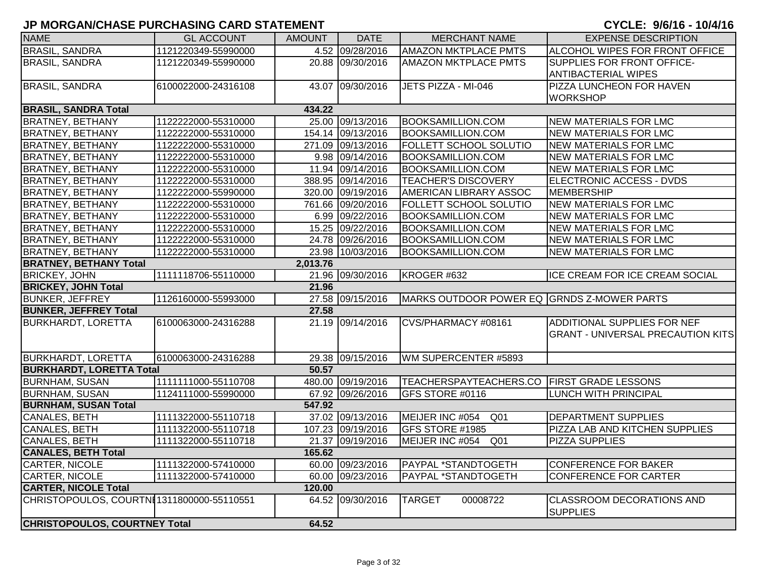## JP MORGAN/CHASE PURCHASING CARD STATEMENT

**CYCLE: 9/6/16 - 10/4/16**

| NAME | GL ACCOUNT | AMOUNT | DATE | MERCHANT NAME | EXPENSE DESCRIPTION |
|---|---|---|---|---|---|
| BRASIL, SANDRA | 1121220349-55990000 | 4.52 | 09/28/2016 | AMAZON MKTPLACE PMTS | ALCOHOL WIPES FOR FRONT OFFICE |
| BRASIL, SANDRA | 1121220349-55990000 | 20.88 | 09/30/2016 | AMAZON MKTPLACE PMTS | SUPPLIES FOR FRONT OFFICE- ANTIBACTERIAL WIPES |
| BRASIL, SANDRA | 6100022000-24316108 | 43.07 | 09/30/2016 | JETS PIZZA - MI-046 | PIZZA LUNCHEON FOR HAVEN WORKSHOP |
| **BRASIL, SANDRA Total** | | **434.22** | | | |
| BRATNEY, BETHANY | 1122222000-55310000 | 25.00 | 09/13/2016 | BOOKSAMILLION.COM | NEW MATERIALS FOR LMC |
| BRATNEY, BETHANY | 1122222000-55310000 | 154.14 | 09/13/2016 | BOOKSAMILLION.COM | NEW MATERIALS FOR LMC |
| BRATNEY, BETHANY | 1122222000-55310000 | 271.09 | 09/13/2016 | FOLLETT SCHOOL SOLUTIO | NEW MATERIALS FOR LMC |
| BRATNEY, BETHANY | 1122222000-55310000 | 9.98 | 09/14/2016 | BOOKSAMILLION.COM | NEW MATERIALS FOR LMC |
| BRATNEY, BETHANY | 1122222000-55310000 | 11.94 | 09/14/2016 | BOOKSAMILLION.COM | NEW MATERIALS FOR LMC |
| BRATNEY, BETHANY | 1122222000-55310000 | 388.95 | 09/14/2016 | TEACHER'S DISCOVERY | ELECTRONIC ACCESS - DVDS |
| BRATNEY, BETHANY | 1122222000-55990000 | 320.00 | 09/19/2016 | AMERICAN LIBRARY ASSOC | MEMBERSHIP |
| BRATNEY, BETHANY | 1122222000-55310000 | 761.66 | 09/20/2016 | FOLLETT SCHOOL SOLUTIO | NEW MATERIALS FOR LMC |
| BRATNEY, BETHANY | 1122222000-55310000 | 6.99 | 09/22/2016 | BOOKSAMILLION.COM | NEW MATERIALS FOR LMC |
| BRATNEY, BETHANY | 1122222000-55310000 | 15.25 | 09/22/2016 | BOOKSAMILLION.COM | NEW MATERIALS FOR LMC |
| BRATNEY, BETHANY | 1122222000-55310000 | 24.78 | 09/26/2016 | BOOKSAMILLION.COM | NEW MATERIALS FOR LMC |
| BRATNEY, BETHANY | 1122222000-55310000 | 23.98 | 10/03/2016 | BOOKSAMILLION.COM | NEW MATERIALS FOR LMC |
| **BRATNEY, BETHANY Total** | | **2,013.76** | | | |
| BRICKEY, JOHN | 1111118706-55110000 | 21.96 | 09/30/2016 | KROGER #632 | ICE CREAM FOR ICE CREAM SOCIAL |
| **BRICKEY, JOHN Total** | | **21.96** | | | |
| BUNKER, JEFFREY | 1126160000-55993000 | 27.58 | 09/15/2016 | MARKS OUTDOOR POWER EQ | GRNDS Z-MOWER PARTS |
| **BUNKER, JEFFREY Total** | | **27.58** | | | |
| BURKHARDT, LORETTA | 6100063000-24316288 | 21.19 | 09/14/2016 | CVS/PHARMACY #08161 | ADDITIONAL SUPPLIES FOR NEF GRANT - UNIVERSAL PRECAUTION KITS |
| BURKHARDT, LORETTA | 6100063000-24316288 | 29.38 | 09/15/2016 | WM SUPERCENTER #5893 | |
| **BURKHARDT, LORETTA Total** | | **50.57** | | | |
| BURNHAM, SUSAN | 1111111000-55110708 | 480.00 | 09/19/2016 | TEACHERSPAYTEACHERS.CO | FIRST GRADE LESSONS |
| BURNHAM, SUSAN | 1124111000-55990000 | 67.92 | 09/26/2016 | GFS STORE #0116 | LUNCH WITH PRINCIPAL |
| **BURNHAM, SUSAN Total** | | **547.92** | | | |
| CANALES, BETH | 1111322000-55110718 | 37.02 | 09/13/2016 | MEIJER INC #054 Q01 | DEPARTMENT SUPPLIES |
| CANALES, BETH | 1111322000-55110718 | 107.23 | 09/19/2016 | GFS STORE #1985 | PIZZA LAB AND KITCHEN SUPPLIES |
| CANALES, BETH | 1111322000-55110718 | 21.37 | 09/19/2016 | MEIJER INC #054 Q01 | PIZZA SUPPLIES |
| **CANALES, BETH Total** | | **165.62** | | | |
| CARTER, NICOLE | 1111322000-57410000 | 60.00 | 09/23/2016 | PAYPAL *STANDTOGETH | CONFERENCE FOR BAKER |
| CARTER, NICOLE | 1111322000-57410000 | 60.00 | 09/23/2016 | PAYPAL *STANDTOGETH | CONFERENCE FOR CARTER |
| **CARTER, NICOLE Total** | | **120.00** | | | |
| CHRISTOPOULOS, COURTNI | 1311800000-55110551 | 64.52 | 09/30/2016 | TARGET 00008722 | CLASSROOM DECORATIONS AND SUPPLIES |
| **CHRISTOPOULOS, COURTNEY Total** | | **64.52** | | | |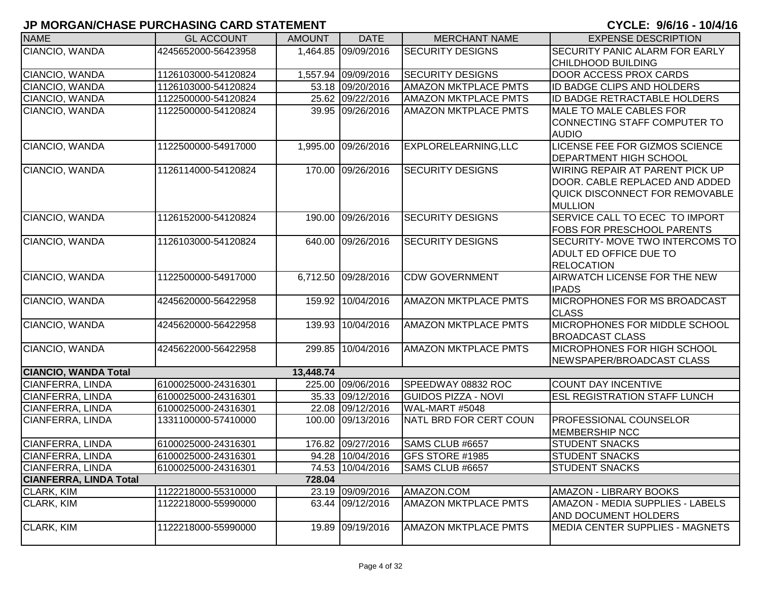# JP MORGAN/CHASE PURCHASING CARD STATEMENT

**CYCLE: 9/6/16 - 10/4/16**

| NAME | GL ACCOUNT | AMOUNT | DATE | MERCHANT NAME | EXPENSE DESCRIPTION |
|---|---|---|---|---|---|
| CIANCIO, WANDA | 4245652000-56423958 | 1,464.85 | 09/09/2016 | SECURITY DESIGNS | SECURITY PANIC ALARM FOR EARLY CHILDHOOD BUILDING |
| CIANCIO, WANDA | 1126103000-54120824 | 1,557.94 | 09/09/2016 | SECURITY DESIGNS | DOOR ACCESS PROX CARDS |
| CIANCIO, WANDA | 1126103000-54120824 | 53.18 | 09/20/2016 | AMAZON MKTPLACE PMTS | ID BADGE CLIPS AND HOLDERS |
| CIANCIO, WANDA | 1122500000-54120824 | 25.62 | 09/22/2016 | AMAZON MKTPLACE PMTS | ID BADGE RETRACTABLE HOLDERS |
| CIANCIO, WANDA | 1122500000-54120824 | 39.95 | 09/26/2016 | AMAZON MKTPLACE PMTS | MALE TO MALE CABLES FOR CONNECTING STAFF COMPUTER TO AUDIO |
| CIANCIO, WANDA | 1122500000-54917000 | 1,995.00 | 09/26/2016 | EXPLORELEARNING,LLC | LICENSE FEE FOR GIZMOS SCIENCE DEPARTMENT HIGH SCHOOL |
| CIANCIO, WANDA | 1126114000-54120824 | 170.00 | 09/26/2016 | SECURITY DESIGNS | WIRING REPAIR AT PARENT PICK UP DOOR. CABLE REPLACED AND ADDED QUICK DISCONNECT FOR REMOVABLE MULLION |
| CIANCIO, WANDA | 1126152000-54120824 | 190.00 | 09/26/2016 | SECURITY DESIGNS | SERVICE CALL TO ECEC TO IMPORT FOBS FOR PRESCHOOL PARENTS |
| CIANCIO, WANDA | 1126103000-54120824 | 640.00 | 09/26/2016 | SECURITY DESIGNS | SECURITY- MOVE TWO INTERCOMS TO ADULT ED OFFICE DUE TO RELOCATION |
| CIANCIO, WANDA | 1122500000-54917000 | 6,712.50 | 09/28/2016 | CDW GOVERNMENT | AIRWATCH LICENSE FOR THE NEW IPADS |
| CIANCIO, WANDA | 4245620000-56422958 | 159.92 | 10/04/2016 | AMAZON MKTPLACE PMTS | MICROPHONES FOR MS BROADCAST CLASS |
| CIANCIO, WANDA | 4245620000-56422958 | 139.93 | 10/04/2016 | AMAZON MKTPLACE PMTS | MICROPHONES FOR MIDDLE SCHOOL BROADCAST CLASS |
| CIANCIO, WANDA | 4245622000-56422958 | 299.85 | 10/04/2016 | AMAZON MKTPLACE PMTS | MICROPHONES FOR HIGH SCHOOL NEWSPAPER/BROADCAST CLASS |
| **CIANCIO, WANDA Total** | | **13,448.74** | | | |
| CIANFERRA, LINDA | 6100025000-24316301 | 225.00 | 09/06/2016 | SPEEDWAY 08832 ROC | COUNT DAY INCENTIVE |
| CIANFERRA, LINDA | 6100025000-24316301 | 35.33 | 09/12/2016 | GUIDOS PIZZA - NOVI | ESL REGISTRATION STAFF LUNCH |
| CIANFERRA, LINDA | 6100025000-24316301 | 22.08 | 09/12/2016 | WAL-MART #5048 | |
| CIANFERRA, LINDA | 1331100000-57410000 | 100.00 | 09/13/2016 | NATL BRD FOR CERT COUN | PROFESSIONAL COUNSELOR MEMBERSHIP NCC |
| CIANFERRA, LINDA | 6100025000-24316301 | 176.82 | 09/27/2016 | SAMS CLUB #6657 | STUDENT SNACKS |
| CIANFERRA, LINDA | 6100025000-24316301 | 94.28 | 10/04/2016 | GFS STORE #1985 | STUDENT SNACKS |
| CIANFERRA, LINDA | 6100025000-24316301 | 74.53 | 10/04/2016 | SAMS CLUB #6657 | STUDENT SNACKS |
| **CIANFERRA, LINDA Total** | | **728.04** | | | |
| CLARK, KIM | 1122218000-55310000 | 23.19 | 09/09/2016 | AMAZON.COM | AMAZON - LIBRARY BOOKS |
| CLARK, KIM | 1122218000-55990000 | 63.44 | 09/12/2016 | AMAZON MKTPLACE PMTS | AMAZON - MEDIA SUPPLIES - LABELS AND DOCUMENT HOLDERS |
| CLARK, KIM | 1122218000-55990000 | 19.89 | 09/19/2016 | AMAZON MKTPLACE PMTS | MEDIA CENTER SUPPLIES - MAGNETS |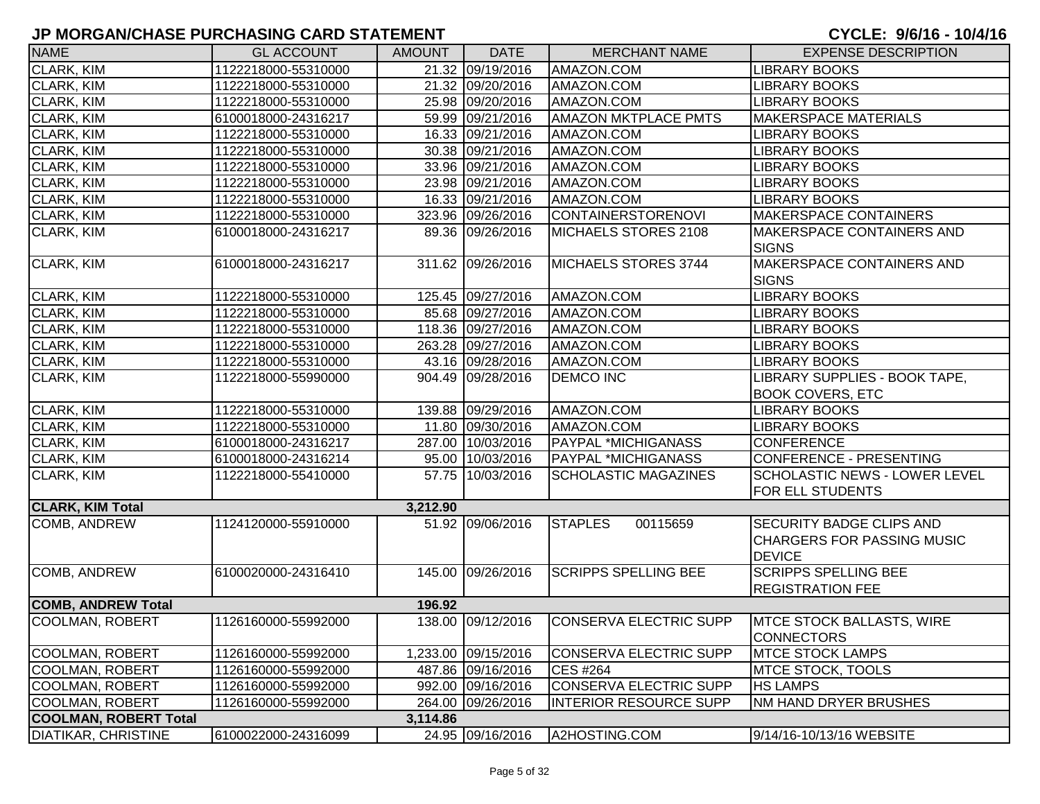# JP MORGAN/CHASE PURCHASING CARD STATEMENT

**CYCLE: 9/6/16 - 10/4/16**

| NAME | GL ACCOUNT | AMOUNT | DATE | MERCHANT NAME | EXPENSE DESCRIPTION |
|---|---|---|---|---|---|
| CLARK, KIM | 1122218000-55310000 | 21.32 | 09/19/2016 | AMAZON.COM | LIBRARY BOOKS |
| CLARK, KIM | 1122218000-55310000 | 21.32 | 09/20/2016 | AMAZON.COM | LIBRARY BOOKS |
| CLARK, KIM | 1122218000-55310000 | 25.98 | 09/20/2016 | AMAZON.COM | LIBRARY BOOKS |
| CLARK, KIM | 6100018000-24316217 | 59.99 | 09/21/2016 | AMAZON MKTPLACE PMTS | MAKERSPACE MATERIALS |
| CLARK, KIM | 1122218000-55310000 | 16.33 | 09/21/2016 | AMAZON.COM | LIBRARY BOOKS |
| CLARK, KIM | 1122218000-55310000 | 30.38 | 09/21/2016 | AMAZON.COM | LIBRARY BOOKS |
| CLARK, KIM | 1122218000-55310000 | 33.96 | 09/21/2016 | AMAZON.COM | LIBRARY BOOKS |
| CLARK, KIM | 1122218000-55310000 | 23.98 | 09/21/2016 | AMAZON.COM | LIBRARY BOOKS |
| CLARK, KIM | 1122218000-55310000 | 16.33 | 09/21/2016 | AMAZON.COM | LIBRARY BOOKS |
| CLARK, KIM | 1122218000-55310000 | 323.96 | 09/26/2016 | CONTAINERSTORENOVI | MAKERSPACE CONTAINERS |
| CLARK, KIM | 6100018000-24316217 | 89.36 | 09/26/2016 | MICHAELS STORES 2108 | MAKERSPACE CONTAINERS AND SIGNS |
| CLARK, KIM | 6100018000-24316217 | 311.62 | 09/26/2016 | MICHAELS STORES 3744 | MAKERSPACE CONTAINERS AND SIGNS |
| CLARK, KIM | 1122218000-55310000 | 125.45 | 09/27/2016 | AMAZON.COM | LIBRARY BOOKS |
| CLARK, KIM | 1122218000-55310000 | 85.68 | 09/27/2016 | AMAZON.COM | LIBRARY BOOKS |
| CLARK, KIM | 1122218000-55310000 | 118.36 | 09/27/2016 | AMAZON.COM | LIBRARY BOOKS |
| CLARK, KIM | 1122218000-55310000 | 263.28 | 09/27/2016 | AMAZON.COM | LIBRARY BOOKS |
| CLARK, KIM | 1122218000-55310000 | 43.16 | 09/28/2016 | AMAZON.COM | LIBRARY BOOKS |
| CLARK, KIM | 1122218000-55990000 | 904.49 | 09/28/2016 | DEMCO INC | LIBRARY SUPPLIES - BOOK TAPE, BOOK COVERS, ETC |
| CLARK, KIM | 1122218000-55310000 | 139.88 | 09/29/2016 | AMAZON.COM | LIBRARY BOOKS |
| CLARK, KIM | 1122218000-55310000 | 11.80 | 09/30/2016 | AMAZON.COM | LIBRARY BOOKS |
| CLARK, KIM | 6100018000-24316217 | 287.00 | 10/03/2016 | PAYPAL *MICHIGANASS | CONFERENCE |
| CLARK, KIM | 6100018000-24316214 | 95.00 | 10/03/2016 | PAYPAL *MICHIGANASS | CONFERENCE - PRESENTING |
| CLARK, KIM | 1122218000-55410000 | 57.75 | 10/03/2016 | SCHOLASTIC MAGAZINES | SCHOLASTIC NEWS - LOWER LEVEL FOR ELL STUDENTS |
| **CLARK, KIM Total** | | **3,212.90** | | | |
| COMB, ANDREW | 1124120000-55910000 | 51.92 | 09/06/2016 | STAPLES 00115659 | SECURITY BADGE CLIPS AND CHARGERS FOR PASSING MUSIC DEVICE |
| COMB, ANDREW | 6100020000-24316410 | 145.00 | 09/26/2016 | SCRIPPS SPELLING BEE | SCRIPPS SPELLING BEE REGISTRATION FEE |
| **COMB, ANDREW Total** | | **196.92** | | | |
| COOLMAN, ROBERT | 1126160000-55992000 | 138.00 | 09/12/2016 | CONSERVA ELECTRIC SUPP | MTCE STOCK BALLASTS, WIRE CONNECTORS |
| COOLMAN, ROBERT | 1126160000-55992000 | 1,233.00 | 09/15/2016 | CONSERVA ELECTRIC SUPP | MTCE STOCK LAMPS |
| COOLMAN, ROBERT | 1126160000-55992000 | 487.86 | 09/16/2016 | CES #264 | MTCE STOCK, TOOLS |
| COOLMAN, ROBERT | 1126160000-55992000 | 992.00 | 09/16/2016 | CONSERVA ELECTRIC SUPP | HS LAMPS |
| COOLMAN, ROBERT | 1126160000-55992000 | 264.00 | 09/26/2016 | INTERIOR RESOURCE SUPP | NM HAND DRYER BRUSHES |
| **COOLMAN, ROBERT Total** | | **3,114.86** | | | |
| DIATIKAR, CHRISTINE | 6100022000-24316099 | 24.95 | 09/16/2016 | A2HOSTING.COM | 9/14/16-10/13/16 WEBSITE |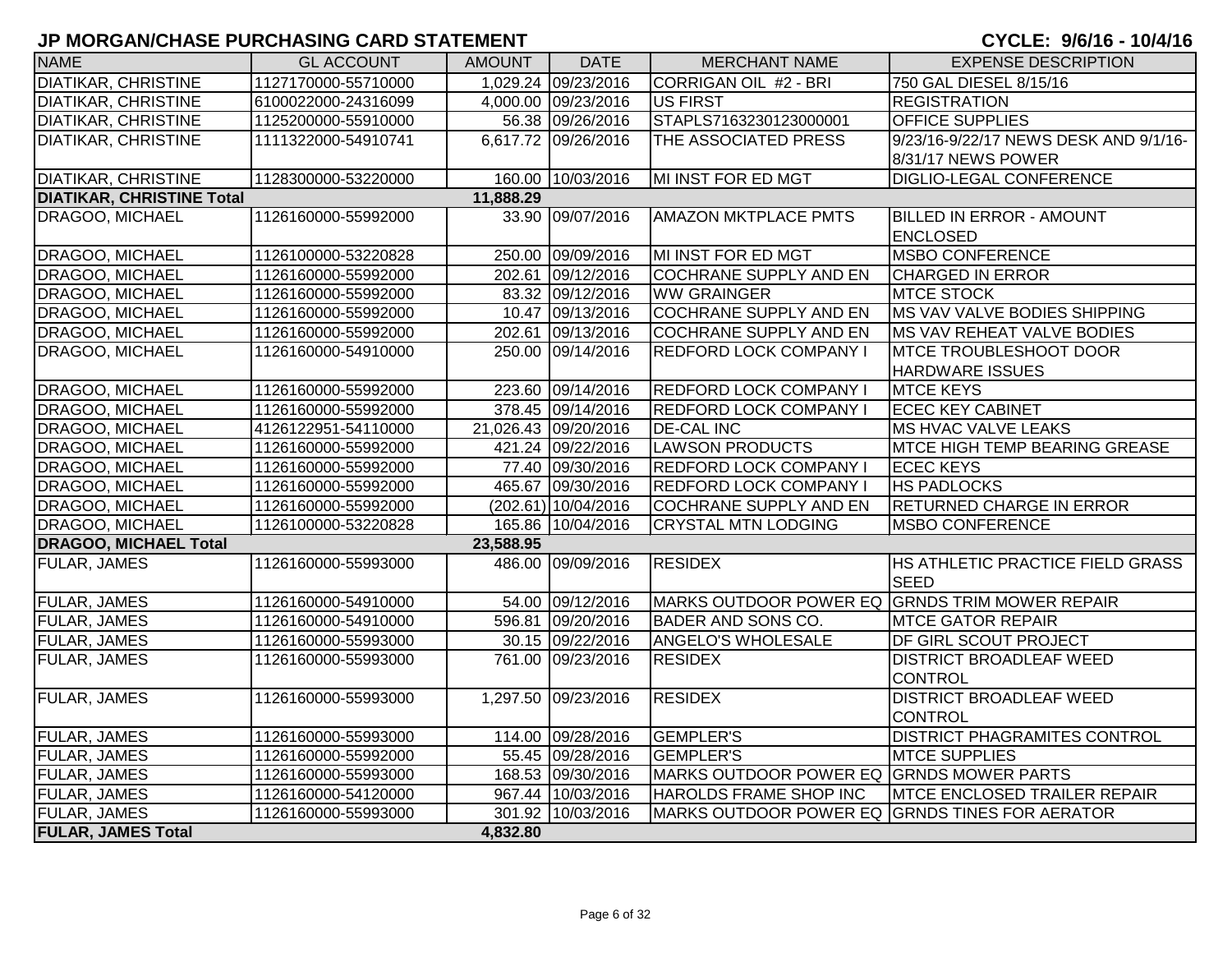# JP MORGAN/CHASE PURCHASING CARD STATEMENT

**CYCLE: 9/6/16 - 10/4/16**

| NAME | GL ACCOUNT | AMOUNT | DATE | MERCHANT NAME | EXPENSE DESCRIPTION |
|---|---|---|---|---|---|
| DIATIKAR, CHRISTINE | 1127170000-55710000 | 1,029.24 | 09/23/2016 | CORRIGAN OIL #2 - BRI | 750 GAL DIESEL 8/15/16 |
| DIATIKAR, CHRISTINE | 6100022000-24316099 | 4,000.00 | 09/23/2016 | US FIRST | REGISTRATION |
| DIATIKAR, CHRISTINE | 1125200000-55910000 | 56.38 | 09/26/2016 | STAPLS7163230123000001 | OFFICE SUPPLIES |
| DIATIKAR, CHRISTINE | 1111322000-54910741 | 6,617.72 | 09/26/2016 | THE ASSOCIATED PRESS | 9/23/16-9/22/17 NEWS DESK AND 9/1/16-8/31/17 NEWS POWER |
| DIATIKAR, CHRISTINE | 1128300000-53220000 | 160.00 | 10/03/2016 | MI INST FOR ED MGT | DIGLIO-LEGAL CONFERENCE |
| **DIATIKAR, CHRISTINE Total** | | **11,888.29** | | | |
| DRAGOO, MICHAEL | 1126160000-55992000 | 33.90 | 09/07/2016 | AMAZON MKTPLACE PMTS | BILLED IN ERROR - AMOUNT ENCLOSED |
| DRAGOO, MICHAEL | 1126100000-53220828 | 250.00 | 09/09/2016 | MI INST FOR ED MGT | MSBO CONFERENCE |
| DRAGOO, MICHAEL | 1126160000-55992000 | 202.61 | 09/12/2016 | COCHRANE SUPPLY AND EN | CHARGED IN ERROR |
| DRAGOO, MICHAEL | 1126160000-55992000 | 83.32 | 09/12/2016 | WW GRAINGER | MTCE STOCK |
| DRAGOO, MICHAEL | 1126160000-55992000 | 10.47 | 09/13/2016 | COCHRANE SUPPLY AND EN | MS VAV VALVE BODIES SHIPPING |
| DRAGOO, MICHAEL | 1126160000-55992000 | 202.61 | 09/13/2016 | COCHRANE SUPPLY AND EN | MS VAV REHEAT VALVE BODIES |
| DRAGOO, MICHAEL | 1126160000-54910000 | 250.00 | 09/14/2016 | REDFORD LOCK COMPANY I | MTCE TROUBLESHOOT DOOR HARDWARE ISSUES |
| DRAGOO, MICHAEL | 1126160000-55992000 | 223.60 | 09/14/2016 | REDFORD LOCK COMPANY I | MTCE KEYS |
| DRAGOO, MICHAEL | 1126160000-55992000 | 378.45 | 09/14/2016 | REDFORD LOCK COMPANY I | ECEC KEY CABINET |
| DRAGOO, MICHAEL | 4126122951-54110000 | 21,026.43 | 09/20/2016 | DE-CAL INC | MS HVAC VALVE LEAKS |
| DRAGOO, MICHAEL | 1126160000-55992000 | 421.24 | 09/22/2016 | LAWSON PRODUCTS | MTCE HIGH TEMP BEARING GREASE |
| DRAGOO, MICHAEL | 1126160000-55992000 | 77.40 | 09/30/2016 | REDFORD LOCK COMPANY I | ECEC KEYS |
| DRAGOO, MICHAEL | 1126160000-55992000 | 465.67 | 09/30/2016 | REDFORD LOCK COMPANY I | HS PADLOCKS |
| DRAGOO, MICHAEL | 1126160000-55992000 | (202.61) | 10/04/2016 | COCHRANE SUPPLY AND EN | RETURNED CHARGE IN ERROR |
| DRAGOO, MICHAEL | 1126100000-53220828 | 165.86 | 10/04/2016 | CRYSTAL MTN LODGING | MSBO CONFERENCE |
| **DRAGOO, MICHAEL Total** | | **23,588.95** | | | |
| FULAR, JAMES | 1126160000-55993000 | 486.00 | 09/09/2016 | RESIDEX | HS ATHLETIC PRACTICE FIELD GRASS SEED |
| FULAR, JAMES | 1126160000-54910000 | 54.00 | 09/12/2016 | MARKS OUTDOOR POWER EQ | GRNDS TRIM MOWER REPAIR |
| FULAR, JAMES | 1126160000-54910000 | 596.81 | 09/20/2016 | BADER AND SONS CO. | MTCE GATOR REPAIR |
| FULAR, JAMES | 1126160000-55993000 | 30.15 | 09/22/2016 | ANGELO'S WHOLESALE | DF GIRL SCOUT PROJECT |
| FULAR, JAMES | 1126160000-55993000 | 761.00 | 09/23/2016 | RESIDEX | DISTRICT BROADLEAF WEED CONTROL |
| FULAR, JAMES | 1126160000-55993000 | 1,297.50 | 09/23/2016 | RESIDEX | DISTRICT BROADLEAF WEED CONTROL |
| FULAR, JAMES | 1126160000-55993000 | 114.00 | 09/28/2016 | GEMPLER'S | DISTRICT PHAGRAMITES CONTROL |
| FULAR, JAMES | 1126160000-55992000 | 55.45 | 09/28/2016 | GEMPLER'S | MTCE SUPPLIES |
| FULAR, JAMES | 1126160000-55993000 | 168.53 | 09/30/2016 | MARKS OUTDOOR POWER EQ | GRNDS MOWER PARTS |
| FULAR, JAMES | 1126160000-54120000 | 967.44 | 10/03/2016 | HAROLDS FRAME SHOP INC | MTCE ENCLOSED TRAILER REPAIR |
| FULAR, JAMES | 1126160000-55993000 | 301.92 | 10/03/2016 | MARKS OUTDOOR POWER EQ | GRNDS TINES FOR AERATOR |
| **FULAR, JAMES Total** | | **4,832.80** | | | |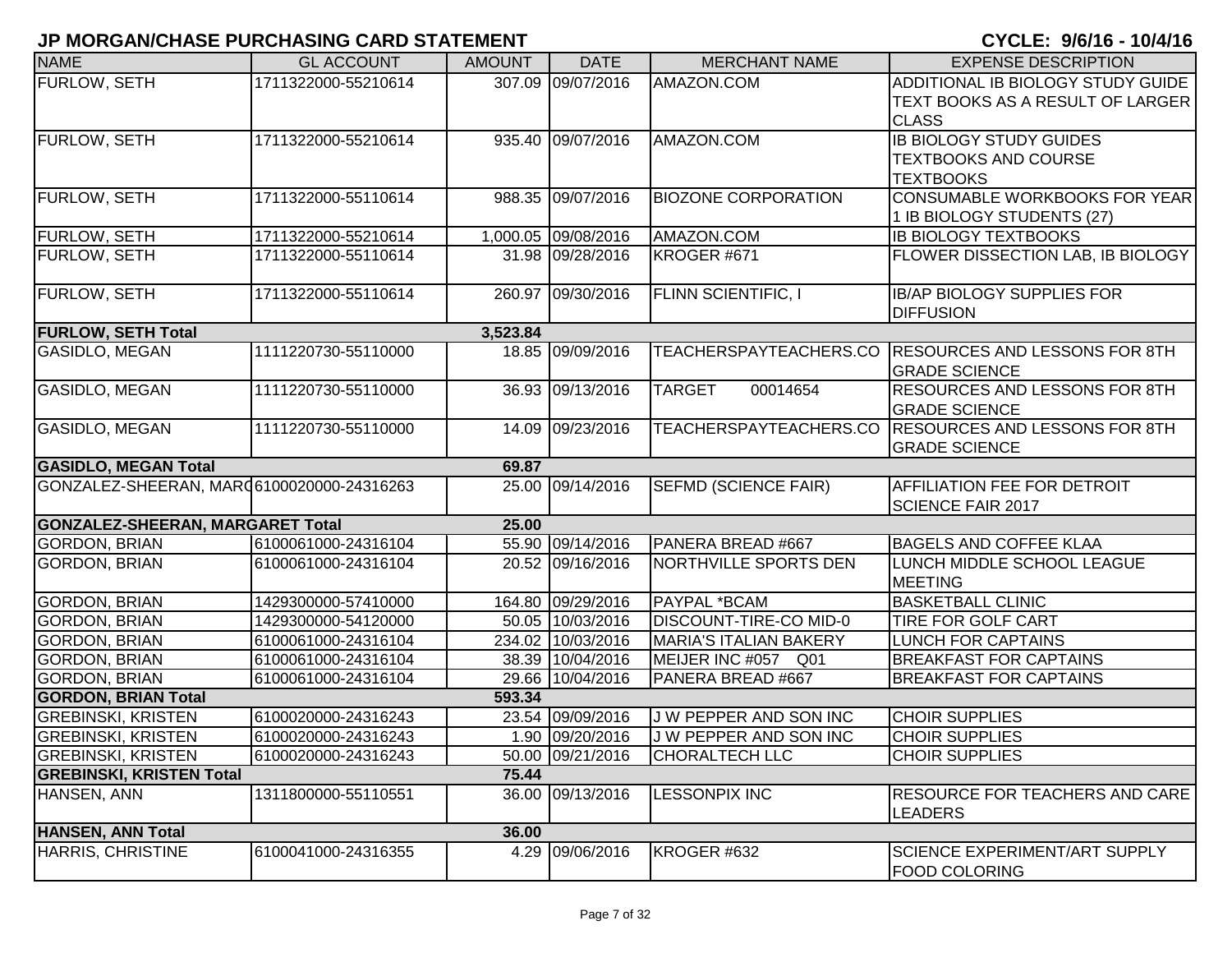## JP MORGAN/CHASE PURCHASING CARD STATEMENT

**CYCLE: 9/6/16 - 10/4/16**

| NAME | GL ACCOUNT | AMOUNT | DATE | MERCHANT NAME | EXPENSE DESCRIPTION |
|---|---|---|---|---|---|
| FURLOW, SETH | 1711322000-55210614 | 307.09 | 09/07/2016 | AMAZON.COM | ADDITIONAL IB BIOLOGY STUDY GUIDE TEXT BOOKS AS A RESULT OF LARGER CLASS |
| FURLOW, SETH | 1711322000-55210614 | 935.40 | 09/07/2016 | AMAZON.COM | IB BIOLOGY STUDY GUIDES TEXTBOOKS AND COURSE TEXTBOOKS |
| FURLOW, SETH | 1711322000-55110614 | 988.35 | 09/07/2016 | BIOZONE CORPORATION | CONSUMABLE WORKBOOKS FOR YEAR 1 IB BIOLOGY STUDENTS (27) |
| FURLOW, SETH | 1711322000-55210614 | 1,000.05 | 09/08/2016 | AMAZON.COM | IB BIOLOGY TEXTBOOKS |
| FURLOW, SETH | 1711322000-55110614 | 31.98 | 09/28/2016 | KROGER #671 | FLOWER DISSECTION LAB, IB BIOLOGY |
| FURLOW, SETH | 1711322000-55110614 | 260.97 | 09/30/2016 | FLINN SCIENTIFIC, I | IB/AP BIOLOGY SUPPLIES FOR DIFFUSION |
| **FURLOW, SETH Total** | | **3,523.84** | | | |
| GASIDLO, MEGAN | 1111220730-55110000 | 18.85 | 09/09/2016 | TEACHERSPAYTEACHERS.CO | RESOURCES AND LESSONS FOR 8TH GRADE SCIENCE |
| GASIDLO, MEGAN | 1111220730-55110000 | 36.93 | 09/13/2016 | TARGET 00014654 | RESOURCES AND LESSONS FOR 8TH GRADE SCIENCE |
| GASIDLO, MEGAN | 1111220730-55110000 | 14.09 | 09/23/2016 | TEACHERSPAYTEACHERS.CO | RESOURCES AND LESSONS FOR 8TH GRADE SCIENCE |
| **GASIDLO, MEGAN Total** | | **69.87** | | | |
| GONZALEZ-SHEERAN, MARG | 6100020000-24316263 | 25.00 | 09/14/2016 | SEFMD (SCIENCE FAIR) | AFFILIATION FEE FOR DETROIT SCIENCE FAIR 2017 |
| **GONZALEZ-SHEERAN, MARGARET Total** | | **25.00** | | | |
| GORDON, BRIAN | 6100061000-24316104 | 55.90 | 09/14/2016 | PANERA BREAD #667 | BAGELS AND COFFEE KLAA |
| GORDON, BRIAN | 6100061000-24316104 | 20.52 | 09/16/2016 | NORTHVILLE SPORTS DEN | LUNCH MIDDLE SCHOOL LEAGUE MEETING |
| GORDON, BRIAN | 1429300000-57410000 | 164.80 | 09/29/2016 | PAYPAL *BCAM | BASKETBALL CLINIC |
| GORDON, BRIAN | 1429300000-54120000 | 50.05 | 10/03/2016 | DISCOUNT-TIRE-CO MID-0 | TIRE FOR GOLF CART |
| GORDON, BRIAN | 6100061000-24316104 | 234.02 | 10/03/2016 | MARIA'S ITALIAN BAKERY | LUNCH FOR CAPTAINS |
| GORDON, BRIAN | 6100061000-24316104 | 38.39 | 10/04/2016 | MEIJER INC #057 Q01 | BREAKFAST FOR CAPTAINS |
| GORDON, BRIAN | 6100061000-24316104 | 29.66 | 10/04/2016 | PANERA BREAD #667 | BREAKFAST FOR CAPTAINS |
| **GORDON, BRIAN Total** | | **593.34** | | | |
| GREBINSKI, KRISTEN | 6100020000-24316243 | 23.54 | 09/09/2016 | J W PEPPER AND SON INC | CHOIR SUPPLIES |
| GREBINSKI, KRISTEN | 6100020000-24316243 | 1.90 | 09/20/2016 | J W PEPPER AND SON INC | CHOIR SUPPLIES |
| GREBINSKI, KRISTEN | 6100020000-24316243 | 50.00 | 09/21/2016 | CHORALTECH LLC | CHOIR SUPPLIES |
| **GREBINSKI, KRISTEN Total** | | **75.44** | | | |
| HANSEN, ANN | 1311800000-55110551 | 36.00 | 09/13/2016 | LESSONPIX INC | RESOURCE FOR TEACHERS AND CARE LEADERS |
| **HANSEN, ANN Total** | | **36.00** | | | |
| HARRIS, CHRISTINE | 6100041000-24316355 | 4.29 | 09/06/2016 | KROGER #632 | SCIENCE EXPERIMENT/ART SUPPLY FOOD COLORING |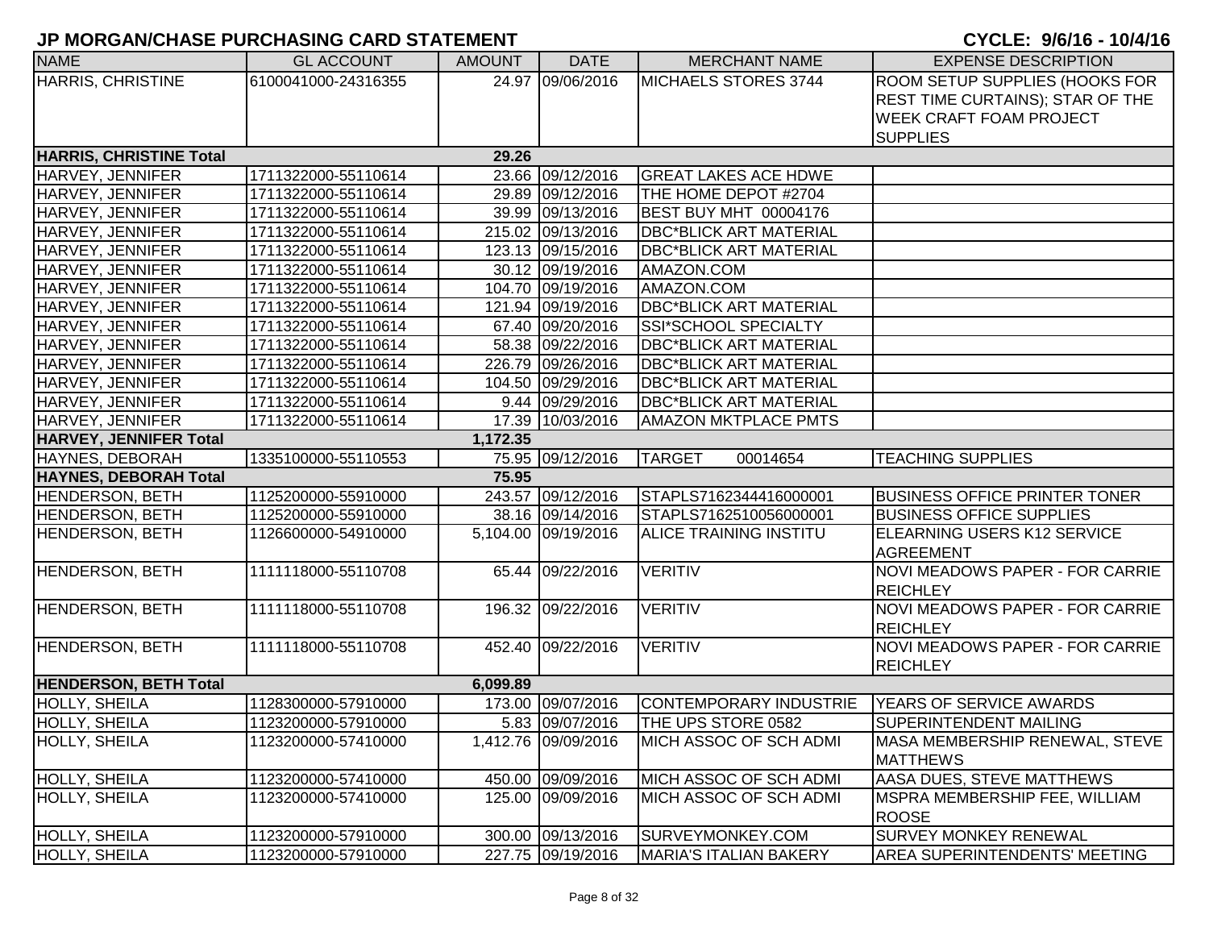# JP MORGAN/CHASE PURCHASING CARD STATEMENT

**CYCLE: 9/6/16 - 10/4/16**

| NAME | GL ACCOUNT | AMOUNT | DATE | MERCHANT NAME | EXPENSE DESCRIPTION |
|---|---|---|---|---|---|
| HARRIS, CHRISTINE | 6100041000-24316355 | 24.97 | 09/06/2016 | MICHAELS STORES 3744 | ROOM SETUP SUPPLIES (HOOKS FOR REST TIME CURTAINS); STAR OF THE WEEK CRAFT FOAM PROJECT SUPPLIES |
| **HARRIS, CHRISTINE Total** | | **29.26** | | | |
| HARVEY, JENNIFER | 1711322000-55110614 | 23.66 | 09/12/2016 | GREAT LAKES ACE HDWE | |
| HARVEY, JENNIFER | 1711322000-55110614 | 29.89 | 09/12/2016 | THE HOME DEPOT #2704 | |
| HARVEY, JENNIFER | 1711322000-55110614 | 39.99 | 09/13/2016 | BEST BUY MHT 00004176 | |
| HARVEY, JENNIFER | 1711322000-55110614 | 215.02 | 09/13/2016 | DBC*BLICK ART MATERIAL | |
| HARVEY, JENNIFER | 1711322000-55110614 | 123.13 | 09/15/2016 | DBC*BLICK ART MATERIAL | |
| HARVEY, JENNIFER | 1711322000-55110614 | 30.12 | 09/19/2016 | AMAZON.COM | |
| HARVEY, JENNIFER | 1711322000-55110614 | 104.70 | 09/19/2016 | AMAZON.COM | |
| HARVEY, JENNIFER | 1711322000-55110614 | 121.94 | 09/19/2016 | DBC*BLICK ART MATERIAL | |
| HARVEY, JENNIFER | 1711322000-55110614 | 67.40 | 09/20/2016 | SSI*SCHOOL SPECIALTY | |
| HARVEY, JENNIFER | 1711322000-55110614 | 58.38 | 09/22/2016 | DBC*BLICK ART MATERIAL | |
| HARVEY, JENNIFER | 1711322000-55110614 | 226.79 | 09/26/2016 | DBC*BLICK ART MATERIAL | |
| HARVEY, JENNIFER | 1711322000-55110614 | 104.50 | 09/29/2016 | DBC*BLICK ART MATERIAL | |
| HARVEY, JENNIFER | 1711322000-55110614 | 9.44 | 09/29/2016 | DBC*BLICK ART MATERIAL | |
| HARVEY, JENNIFER | 1711322000-55110614 | 17.39 | 10/03/2016 | AMAZON MKTPLACE PMTS | |
| **HARVEY, JENNIFER Total** | | **1,172.35** | | | |
| HAYNES, DEBORAH | 1335100000-55110553 | 75.95 | 09/12/2016 | TARGET 00014654 | TEACHING SUPPLIES |
| **HAYNES, DEBORAH Total** | | **75.95** | | | |
| HENDERSON, BETH | 1125200000-55910000 | 243.57 | 09/12/2016 | STAPLS7162344416000001 | BUSINESS OFFICE PRINTER TONER |
| HENDERSON, BETH | 1125200000-55910000 | 38.16 | 09/14/2016 | STAPLS7162510056000001 | BUSINESS OFFICE SUPPLIES |
| HENDERSON, BETH | 1126600000-54910000 | 5,104.00 | 09/19/2016 | ALICE TRAINING INSTITU | ELEARNING USERS K12 SERVICE AGREEMENT |
| HENDERSON, BETH | 1111118000-55110708 | 65.44 | 09/22/2016 | VERITIV | NOVI MEADOWS PAPER - FOR CARRIE REICHLEY |
| HENDERSON, BETH | 1111118000-55110708 | 196.32 | 09/22/2016 | VERITIV | NOVI MEADOWS PAPER - FOR CARRIE REICHLEY |
| HENDERSON, BETH | 1111118000-55110708 | 452.40 | 09/22/2016 | VERITIV | NOVI MEADOWS PAPER - FOR CARRIE REICHLEY |
| **HENDERSON, BETH Total** | | **6,099.89** | | | |
| HOLLY, SHEILA | 1128300000-57910000 | 173.00 | 09/07/2016 | CONTEMPORARY INDUSTRIE | YEARS OF SERVICE AWARDS |
| HOLLY, SHEILA | 1123200000-57910000 | 5.83 | 09/07/2016 | THE UPS STORE 0582 | SUPERINTENDENT MAILING |
| HOLLY, SHEILA | 1123200000-57410000 | 1,412.76 | 09/09/2016 | MICH ASSOC OF SCH ADMI | MASA MEMBERSHIP RENEWAL, STEVE MATTHEWS |
| HOLLY, SHEILA | 1123200000-57410000 | 450.00 | 09/09/2016 | MICH ASSOC OF SCH ADMI | AASA DUES, STEVE MATTHEWS |
| HOLLY, SHEILA | 1123200000-57410000 | 125.00 | 09/09/2016 | MICH ASSOC OF SCH ADMI | MSPRA MEMBERSHIP FEE, WILLIAM ROOSE |
| HOLLY, SHEILA | 1123200000-57910000 | 300.00 | 09/13/2016 | SURVEYMONKEY.COM | SURVEY MONKEY RENEWAL |
| HOLLY, SHEILA | 1123200000-57910000 | 227.75 | 09/19/2016 | MARIA'S ITALIAN BAKERY | AREA SUPERINTENDENTS' MEETING |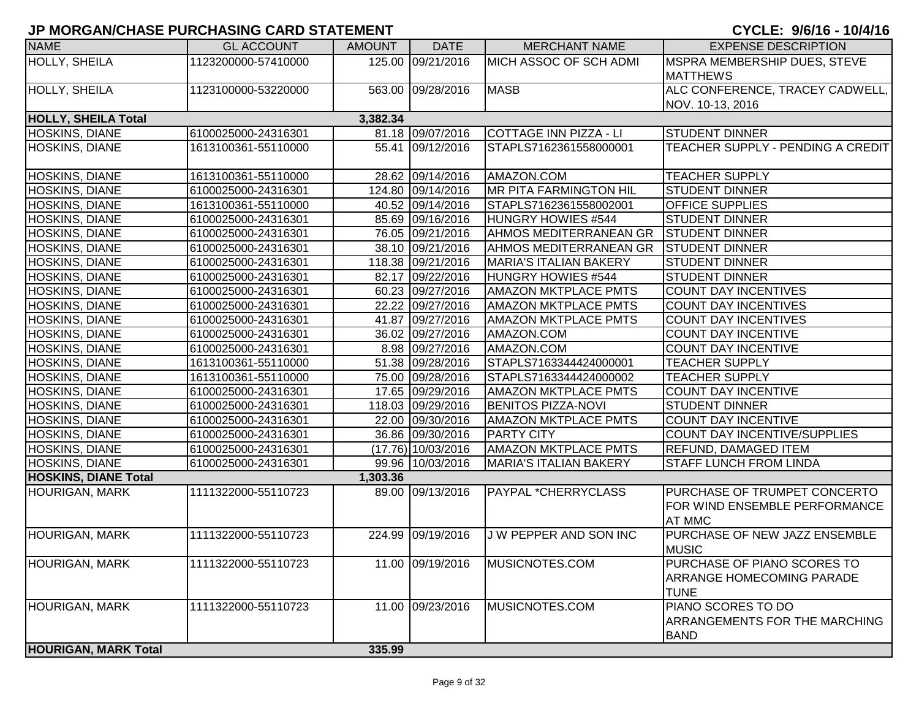# JP MORGAN/CHASE PURCHASING CARD STATEMENT

**CYCLE: 9/6/16 - 10/4/16**

| NAME | GL ACCOUNT | AMOUNT | DATE | MERCHANT NAME | EXPENSE DESCRIPTION |
|---|---|---|---|---|---|
| HOLLY, SHEILA | 1123200000-57410000 | 125.00 | 09/21/2016 | MICH ASSOC OF SCH ADMI | MSPRA MEMBERSHIP DUES, STEVE MATTHEWS |
| HOLLY, SHEILA | 1123100000-53220000 | 563.00 | 09/28/2016 | MASB | ALC CONFERENCE, TRACEY CADWELL, NOV. 10-13, 2016 |
| **HOLLY, SHEILA Total** | | **3,382.34** | | | |
| HOSKINS, DIANE | 6100025000-24316301 | 81.18 | 09/07/2016 | COTTAGE INN PIZZA - LI | STUDENT DINNER |
| HOSKINS, DIANE | 1613100361-55110000 | 55.41 | 09/12/2016 | STAPLS7162361558000001 | TEACHER SUPPLY - PENDING A CREDIT |
| HOSKINS, DIANE | 1613100361-55110000 | 28.62 | 09/14/2016 | AMAZON.COM | TEACHER SUPPLY |
| HOSKINS, DIANE | 6100025000-24316301 | 124.80 | 09/14/2016 | MR PITA FARMINGTON HIL | STUDENT DINNER |
| HOSKINS, DIANE | 1613100361-55110000 | 40.52 | 09/14/2016 | STAPLS7162361558002001 | OFFICE SUPPLIES |
| HOSKINS, DIANE | 6100025000-24316301 | 85.69 | 09/16/2016 | HUNGRY HOWIES #544 | STUDENT DINNER |
| HOSKINS, DIANE | 6100025000-24316301 | 76.05 | 09/21/2016 | AHMOS MEDITERRANEAN GR | STUDENT DINNER |
| HOSKINS, DIANE | 6100025000-24316301 | 38.10 | 09/21/2016 | AHMOS MEDITERRANEAN GR | STUDENT DINNER |
| HOSKINS, DIANE | 6100025000-24316301 | 118.38 | 09/21/2016 | MARIA'S ITALIAN BAKERY | STUDENT DINNER |
| HOSKINS, DIANE | 6100025000-24316301 | 82.17 | 09/22/2016 | HUNGRY HOWIES #544 | STUDENT DINNER |
| HOSKINS, DIANE | 6100025000-24316301 | 60.23 | 09/27/2016 | AMAZON MKTPLACE PMTS | COUNT DAY INCENTIVES |
| HOSKINS, DIANE | 6100025000-24316301 | 22.22 | 09/27/2016 | AMAZON MKTPLACE PMTS | COUNT DAY INCENTIVES |
| HOSKINS, DIANE | 6100025000-24316301 | 41.87 | 09/27/2016 | AMAZON MKTPLACE PMTS | COUNT DAY INCENTIVES |
| HOSKINS, DIANE | 6100025000-24316301 | 36.02 | 09/27/2016 | AMAZON.COM | COUNT DAY INCENTIVE |
| HOSKINS, DIANE | 6100025000-24316301 | 8.98 | 09/27/2016 | AMAZON.COM | COUNT DAY INCENTIVE |
| HOSKINS, DIANE | 1613100361-55110000 | 51.38 | 09/28/2016 | STAPLS7163344424000001 | TEACHER SUPPLY |
| HOSKINS, DIANE | 1613100361-55110000 | 75.00 | 09/28/2016 | STAPLS7163344424000002 | TEACHER SUPPLY |
| HOSKINS, DIANE | 6100025000-24316301 | 17.65 | 09/29/2016 | AMAZON MKTPLACE PMTS | COUNT DAY INCENTIVE |
| HOSKINS, DIANE | 6100025000-24316301 | 118.03 | 09/29/2016 | BENITOS PIZZA-NOVI | STUDENT DINNER |
| HOSKINS, DIANE | 6100025000-24316301 | 22.00 | 09/30/2016 | AMAZON MKTPLACE PMTS | COUNT DAY INCENTIVE |
| HOSKINS, DIANE | 6100025000-24316301 | 36.86 | 09/30/2016 | PARTY CITY | COUNT DAY INCENTIVE/SUPPLIES |
| HOSKINS, DIANE | 6100025000-24316301 | (17.76) | 10/03/2016 | AMAZON MKTPLACE PMTS | REFUND, DAMAGED ITEM |
| HOSKINS, DIANE | 6100025000-24316301 | 99.96 | 10/03/2016 | MARIA'S ITALIAN BAKERY | STAFF LUNCH FROM LINDA |
| **HOSKINS, DIANE Total** | | **1,303.36** | | | |
| HOURIGAN, MARK | 1111322000-55110723 | 89.00 | 09/13/2016 | PAYPAL *CHERRYCLASS | PURCHASE OF TRUMPET CONCERTO FOR WIND ENSEMBLE PERFORMANCE AT MMC |
| HOURIGAN, MARK | 1111322000-55110723 | 224.99 | 09/19/2016 | J W PEPPER AND SON INC | PURCHASE OF NEW JAZZ ENSEMBLE MUSIC |
| HOURIGAN, MARK | 1111322000-55110723 | 11.00 | 09/19/2016 | MUSICNOTES.COM | PURCHASE OF PIANO SCORES TO ARRANGE HOMECOMING PARADE TUNE |
| HOURIGAN, MARK | 1111322000-55110723 | 11.00 | 09/23/2016 | MUSICNOTES.COM | PIANO SCORES TO DO ARRANGEMENTS FOR THE MARCHING BAND |
| **HOURIGAN, MARK Total** | | **335.99** | | | |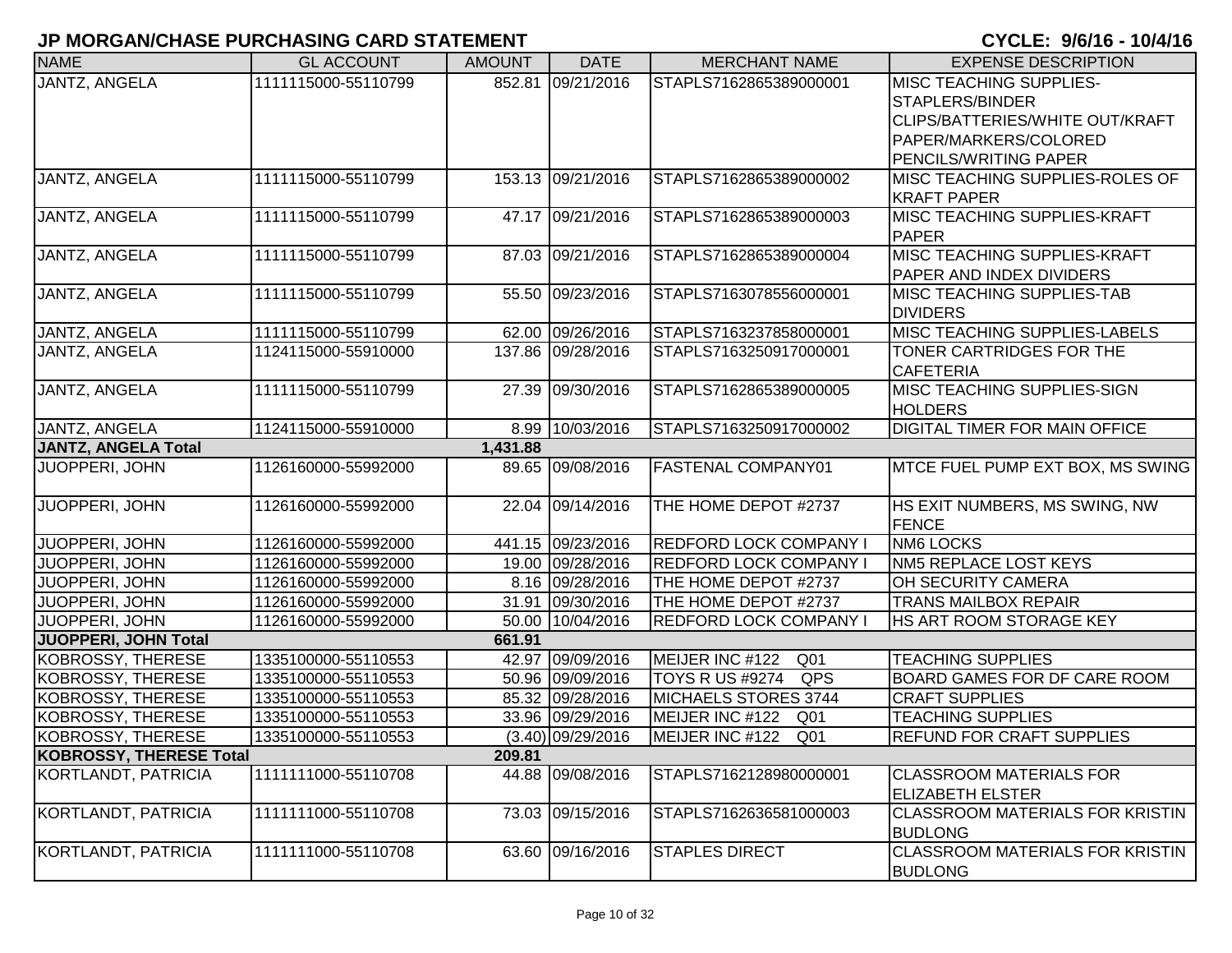# JP MORGAN/CHASE PURCHASING CARD STATEMENT

**CYCLE: 9/6/16 - 10/4/16**

| NAME | GL ACCOUNT | AMOUNT | DATE | MERCHANT NAME | EXPENSE DESCRIPTION |
|---|---|---|---|---|---|
| JANTZ, ANGELA | 1111115000-55110799 | 852.81 | 09/21/2016 | STAPLS7162865389000001 | MISC TEACHING SUPPLIES-STAPLERS/BINDER CLIPS/BATTERIES/WHITE OUT/KRAFT PAPER/MARKERS/COLORED PENCILS/WRITING PAPER |
| JANTZ, ANGELA | 1111115000-55110799 | 153.13 | 09/21/2016 | STAPLS7162865389000002 | MISC TEACHING SUPPLIES-ROLES OF KRAFT PAPER |
| JANTZ, ANGELA | 1111115000-55110799 | 47.17 | 09/21/2016 | STAPLS7162865389000003 | MISC TEACHING SUPPLIES-KRAFT PAPER |
| JANTZ, ANGELA | 1111115000-55110799 | 87.03 | 09/21/2016 | STAPLS7162865389000004 | MISC TEACHING SUPPLIES-KRAFT PAPER AND INDEX DIVIDERS |
| JANTZ, ANGELA | 1111115000-55110799 | 55.50 | 09/23/2016 | STAPLS7163078556000001 | MISC TEACHING SUPPLIES-TAB DIVIDERS |
| JANTZ, ANGELA | 1111115000-55110799 | 62.00 | 09/26/2016 | STAPLS7163237858000001 | MISC TEACHING SUPPLIES-LABELS |
| JANTZ, ANGELA | 1124115000-55910000 | 137.86 | 09/28/2016 | STAPLS7163250917000001 | TONER CARTRIDGES FOR THE CAFETERIA |
| JANTZ, ANGELA | 1111115000-55110799 | 27.39 | 09/30/2016 | STAPLS7162865389000005 | MISC TEACHING SUPPLIES-SIGN HOLDERS |
| JANTZ, ANGELA | 1124115000-55910000 | 8.99 | 10/03/2016 | STAPLS7163250917000002 | DIGITAL TIMER FOR MAIN OFFICE |
| **JANTZ, ANGELA Total** | | **1,431.88** | | | |
| JUOPPERI, JOHN | 1126160000-55992000 | 89.65 | 09/08/2016 | FASTENAL COMPANY01 | MTCE FUEL PUMP EXT BOX, MS SWING |
| JUOPPERI, JOHN | 1126160000-55992000 | 22.04 | 09/14/2016 | THE HOME DEPOT #2737 | HS EXIT NUMBERS, MS SWING, NW FENCE |
| JUOPPERI, JOHN | 1126160000-55992000 | 441.15 | 09/23/2016 | REDFORD LOCK COMPANY I | NM6 LOCKS |
| JUOPPERI, JOHN | 1126160000-55992000 | 19.00 | 09/28/2016 | REDFORD LOCK COMPANY I | NM5 REPLACE LOST KEYS |
| JUOPPERI, JOHN | 1126160000-55992000 | 8.16 | 09/28/2016 | THE HOME DEPOT #2737 | OH SECURITY CAMERA |
| JUOPPERI, JOHN | 1126160000-55992000 | 31.91 | 09/30/2016 | THE HOME DEPOT #2737 | TRANS MAILBOX REPAIR |
| JUOPPERI, JOHN | 1126160000-55992000 | 50.00 | 10/04/2016 | REDFORD LOCK COMPANY I | HS ART ROOM STORAGE KEY |
| **JUOPPERI, JOHN Total** | | **661.91** | | | |
| KOBROSSY, THERESE | 1335100000-55110553 | 42.97 | 09/09/2016 | MEIJER INC #122 Q01 | TEACHING SUPPLIES |
| KOBROSSY, THERESE | 1335100000-55110553 | 50.96 | 09/09/2016 | TOYS R US #9274 QPS | BOARD GAMES FOR DF CARE ROOM |
| KOBROSSY, THERESE | 1335100000-55110553 | 85.32 | 09/28/2016 | MICHAELS STORES 3744 | CRAFT SUPPLIES |
| KOBROSSY, THERESE | 1335100000-55110553 | 33.96 | 09/29/2016 | MEIJER INC #122 Q01 | TEACHING SUPPLIES |
| KOBROSSY, THERESE | 1335100000-55110553 | (3.40) | 09/29/2016 | MEIJER INC #122 Q01 | REFUND FOR CRAFT SUPPLIES |
| **KOBROSSY, THERESE Total** | | **209.81** | | | |
| KORTLANDT, PATRICIA | 1111111000-55110708 | 44.88 | 09/08/2016 | STAPLS7162128980000001 | CLASSROOM MATERIALS FOR ELIZABETH ELSTER |
| KORTLANDT, PATRICIA | 1111111000-55110708 | 73.03 | 09/15/2016 | STAPLS7162636581000003 | CLASSROOM MATERIALS FOR KRISTIN BUDLONG |
| KORTLANDT, PATRICIA | 1111111000-55110708 | 63.60 | 09/16/2016 | STAPLES DIRECT | CLASSROOM MATERIALS FOR KRISTIN BUDLONG |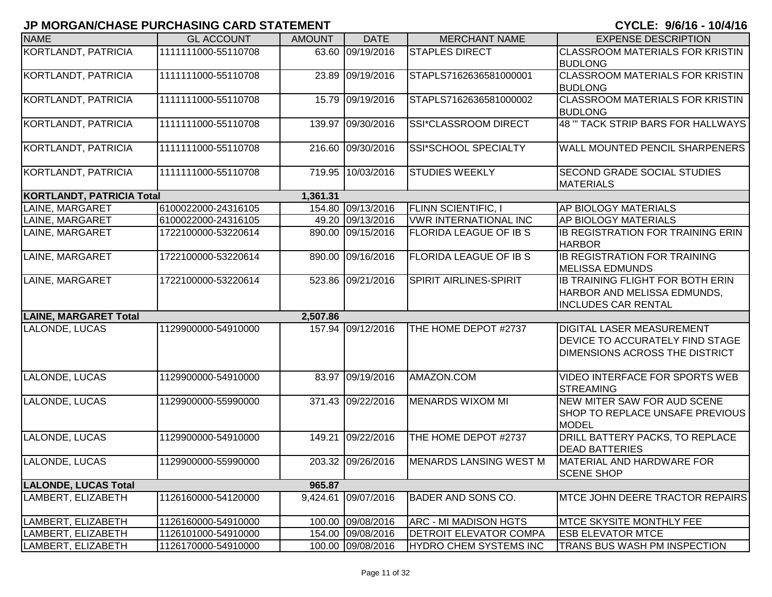# JP MORGAN/CHASE PURCHASING CARD STATEMENT

**CYCLE: 9/6/16 - 10/4/16**

| NAME | GL ACCOUNT | AMOUNT | DATE | MERCHANT NAME | EXPENSE DESCRIPTION |
|---|---|---|---|---|---|
| KORTLANDT, PATRICIA | 1111111000-55110708 | 63.60 | 09/19/2016 | STAPLES DIRECT | CLASSROOM MATERIALS FOR KRISTIN BUDLONG |
| KORTLANDT, PATRICIA | 1111111000-55110708 | 23.89 | 09/19/2016 | STAPLS7162636581000001 | CLASSROOM MATERIALS FOR KRISTIN BUDLONG |
| KORTLANDT, PATRICIA | 1111111000-55110708 | 15.79 | 09/19/2016 | STAPLS7162636581000002 | CLASSROOM MATERIALS FOR KRISTIN BUDLONG |
| KORTLANDT, PATRICIA | 1111111000-55110708 | 139.97 | 09/30/2016 | SSI*CLASSROOM DIRECT | 48 '" TACK STRIP BARS FOR HALLWAYS |
| KORTLANDT, PATRICIA | 1111111000-55110708 | 216.60 | 09/30/2016 | SSI*SCHOOL SPECIALTY | WALL MOUNTED PENCIL SHARPENERS |
| KORTLANDT, PATRICIA | 1111111000-55110708 | 719.95 | 10/03/2016 | STUDIES WEEKLY | SECOND GRADE SOCIAL STUDIES MATERIALS |
| **KORTLANDT, PATRICIA Total** | | **1,361.31** | | | |
| LAINE, MARGARET | 6100022000-24316105 | 154.80 | 09/13/2016 | FLINN SCIENTIFIC, I | AP BIOLOGY MATERIALS |
| LAINE, MARGARET | 6100022000-24316105 | 49.20 | 09/13/2016 | VWR INTERNATIONAL INC | AP BIOLOGY MATERIALS |
| LAINE, MARGARET | 1722100000-53220614 | 890.00 | 09/15/2016 | FLORIDA LEAGUE OF IB S | IB REGISTRATION FOR TRAINING ERIN HARBOR |
| LAINE, MARGARET | 1722100000-53220614 | 890.00 | 09/16/2016 | FLORIDA LEAGUE OF IB S | IB REGISTRATION FOR TRAINING MELISSA EDMUNDS |
| LAINE, MARGARET | 1722100000-53220614 | 523.86 | 09/21/2016 | SPIRIT AIRLINES-SPIRIT | IB TRAINING FLIGHT FOR BOTH ERIN HARBOR AND MELISSA EDMUNDS, INCLUDES CAR RENTAL |
| **LAINE, MARGARET Total** | | **2,507.86** | | | |
| LALONDE, LUCAS | 1129900000-54910000 | 157.94 | 09/12/2016 | THE HOME DEPOT #2737 | DIGITAL LASER MEASUREMENT DEVICE TO ACCURATELY FIND STAGE DIMENSIONS ACROSS THE DISTRICT |
| LALONDE, LUCAS | 1129900000-54910000 | 83.97 | 09/19/2016 | AMAZON.COM | VIDEO INTERFACE FOR SPORTS WEB STREAMING |
| LALONDE, LUCAS | 1129900000-55990000 | 371.43 | 09/22/2016 | MENARDS WIXOM MI | NEW MITER SAW FOR AUD SCENE SHOP TO REPLACE UNSAFE PREVIOUS MODEL |
| LALONDE, LUCAS | 1129900000-54910000 | 149.21 | 09/22/2016 | THE HOME DEPOT #2737 | DRILL BATTERY PACKS, TO REPLACE DEAD BATTERIES |
| LALONDE, LUCAS | 1129900000-55990000 | 203.32 | 09/26/2016 | MENARDS LANSING WEST M | MATERIAL AND HARDWARE FOR SCENE SHOP |
| **LALONDE, LUCAS Total** | | **965.87** | | | |
| LAMBERT, ELIZABETH | 1126160000-54120000 | 9,424.61 | 09/07/2016 | BADER AND SONS CO. | MTCE JOHN DEERE TRACTOR REPAIRS |
| LAMBERT, ELIZABETH | 1126160000-54910000 | 100.00 | 09/08/2016 | ARC - MI MADISON HGTS | MTCE SKYSITE MONTHLY FEE |
| LAMBERT, ELIZABETH | 1126101000-54910000 | 154.00 | 09/08/2016 | DETROIT ELEVATOR COMPA | ESB ELEVATOR MTCE |
| LAMBERT, ELIZABETH | 1126170000-54910000 | 100.00 | 09/08/2016 | HYDRO CHEM SYSTEMS INC | TRANS BUS WASH PM INSPECTION |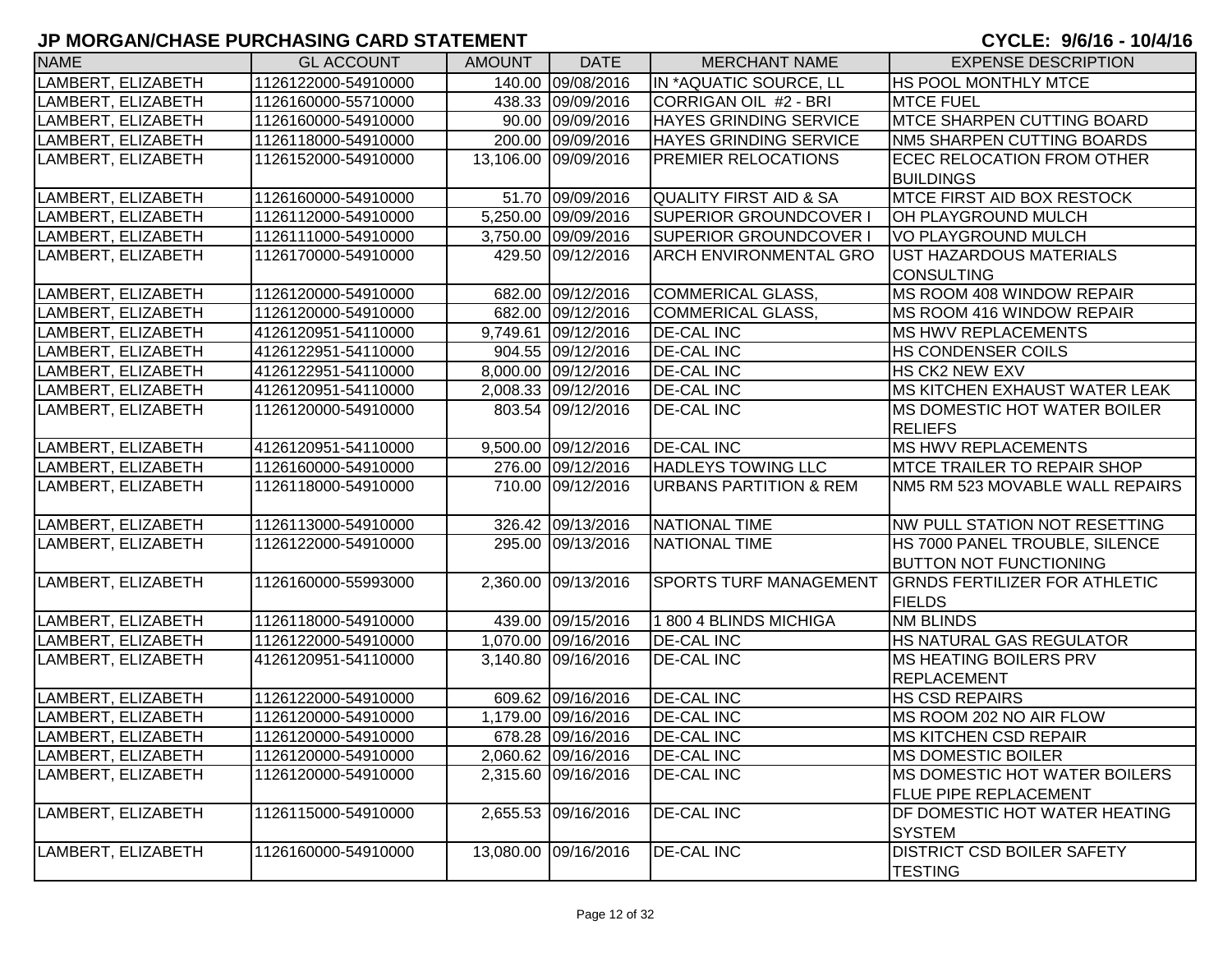# JP MORGAN/CHASE PURCHASING CARD STATEMENT

**CYCLE: 9/6/16 - 10/4/16**

| NAME | GL ACCOUNT | AMOUNT | DATE | MERCHANT NAME | EXPENSE DESCRIPTION |
|---|---|---|---|---|---|
| LAMBERT, ELIZABETH | 1126122000-54910000 | 140.00 | 09/08/2016 | IN *AQUATIC SOURCE, LL | HS POOL MONTHLY MTCE |
| LAMBERT, ELIZABETH | 1126160000-55710000 | 438.33 | 09/09/2016 | CORRIGAN OIL #2 - BRI | MTCE FUEL |
| LAMBERT, ELIZABETH | 1126160000-54910000 | 90.00 | 09/09/2016 | HAYES GRINDING SERVICE | MTCE SHARPEN CUTTING BOARD |
| LAMBERT, ELIZABETH | 1126118000-54910000 | 200.00 | 09/09/2016 | HAYES GRINDING SERVICE | NM5 SHARPEN CUTTING BOARDS |
| LAMBERT, ELIZABETH | 1126152000-54910000 | 13,106.00 | 09/09/2016 | PREMIER RELOCATIONS | ECEC RELOCATION FROM OTHER BUILDINGS |
| LAMBERT, ELIZABETH | 1126160000-54910000 | 51.70 | 09/09/2016 | QUALITY FIRST AID & SA | MTCE FIRST AID BOX RESTOCK |
| LAMBERT, ELIZABETH | 1126112000-54910000 | 5,250.00 | 09/09/2016 | SUPERIOR GROUNDCOVER I | OH PLAYGROUND MULCH |
| LAMBERT, ELIZABETH | 1126111000-54910000 | 3,750.00 | 09/09/2016 | SUPERIOR GROUNDCOVER I | VO PLAYGROUND MULCH |
| LAMBERT, ELIZABETH | 1126170000-54910000 | 429.50 | 09/12/2016 | ARCH ENVIRONMENTAL GRO | UST HAZARDOUS MATERIALS CONSULTING |
| LAMBERT, ELIZABETH | 1126120000-54910000 | 682.00 | 09/12/2016 | COMMERICAL GLASS, | MS ROOM 408 WINDOW REPAIR |
| LAMBERT, ELIZABETH | 1126120000-54910000 | 682.00 | 09/12/2016 | COMMERICAL GLASS, | MS ROOM 416 WINDOW REPAIR |
| LAMBERT, ELIZABETH | 4126120951-54110000 | 9,749.61 | 09/12/2016 | DE-CAL INC | MS HWV REPLACEMENTS |
| LAMBERT, ELIZABETH | 4126122951-54110000 | 904.55 | 09/12/2016 | DE-CAL INC | HS CONDENSER COILS |
| LAMBERT, ELIZABETH | 4126122951-54110000 | 8,000.00 | 09/12/2016 | DE-CAL INC | HS CK2 NEW EXV |
| LAMBERT, ELIZABETH | 4126120951-54110000 | 2,008.33 | 09/12/2016 | DE-CAL INC | MS KITCHEN EXHAUST WATER LEAK |
| LAMBERT, ELIZABETH | 1126120000-54910000 | 803.54 | 09/12/2016 | DE-CAL INC | MS DOMESTIC HOT WATER BOILER RELIEFS |
| LAMBERT, ELIZABETH | 4126120951-54110000 | 9,500.00 | 09/12/2016 | DE-CAL INC | MS HWV REPLACEMENTS |
| LAMBERT, ELIZABETH | 1126160000-54910000 | 276.00 | 09/12/2016 | HADLEYS TOWING LLC | MTCE TRAILER TO REPAIR SHOP |
| LAMBERT, ELIZABETH | 1126118000-54910000 | 710.00 | 09/12/2016 | URBANS PARTITION & REM | NM5 RM 523 MOVABLE WALL REPAIRS |
| LAMBERT, ELIZABETH | 1126113000-54910000 | 326.42 | 09/13/2016 | NATIONAL TIME | NW PULL STATION NOT RESETTING |
| LAMBERT, ELIZABETH | 1126122000-54910000 | 295.00 | 09/13/2016 | NATIONAL TIME | HS 7000 PANEL TROUBLE, SILENCE BUTTON NOT FUNCTIONING |
| LAMBERT, ELIZABETH | 1126160000-55993000 | 2,360.00 | 09/13/2016 | SPORTS TURF MANAGEMENT | GRNDS FERTILIZER FOR ATHLETIC FIELDS |
| LAMBERT, ELIZABETH | 1126118000-54910000 | 439.00 | 09/15/2016 | 1 800 4 BLINDS MICHIGA | NM BLINDS |
| LAMBERT, ELIZABETH | 1126122000-54910000 | 1,070.00 | 09/16/2016 | DE-CAL INC | HS NATURAL GAS REGULATOR |
| LAMBERT, ELIZABETH | 4126120951-54110000 | 3,140.80 | 09/16/2016 | DE-CAL INC | MS HEATING BOILERS PRV REPLACEMENT |
| LAMBERT, ELIZABETH | 1126122000-54910000 | 609.62 | 09/16/2016 | DE-CAL INC | HS CSD REPAIRS |
| LAMBERT, ELIZABETH | 1126120000-54910000 | 1,179.00 | 09/16/2016 | DE-CAL INC | MS ROOM 202 NO AIR FLOW |
| LAMBERT, ELIZABETH | 1126120000-54910000 | 678.28 | 09/16/2016 | DE-CAL INC | MS KITCHEN CSD REPAIR |
| LAMBERT, ELIZABETH | 1126120000-54910000 | 2,060.62 | 09/16/2016 | DE-CAL INC | MS DOMESTIC BOILER |
| LAMBERT, ELIZABETH | 1126120000-54910000 | 2,315.60 | 09/16/2016 | DE-CAL INC | MS DOMESTIC HOT WATER BOILERS FLUE PIPE REPLACEMENT |
| LAMBERT, ELIZABETH | 1126115000-54910000 | 2,655.53 | 09/16/2016 | DE-CAL INC | DF DOMESTIC HOT WATER HEATING SYSTEM |
| LAMBERT, ELIZABETH | 1126160000-54910000 | 13,080.00 | 09/16/2016 | DE-CAL INC | DISTRICT CSD BOILER SAFETY TESTING |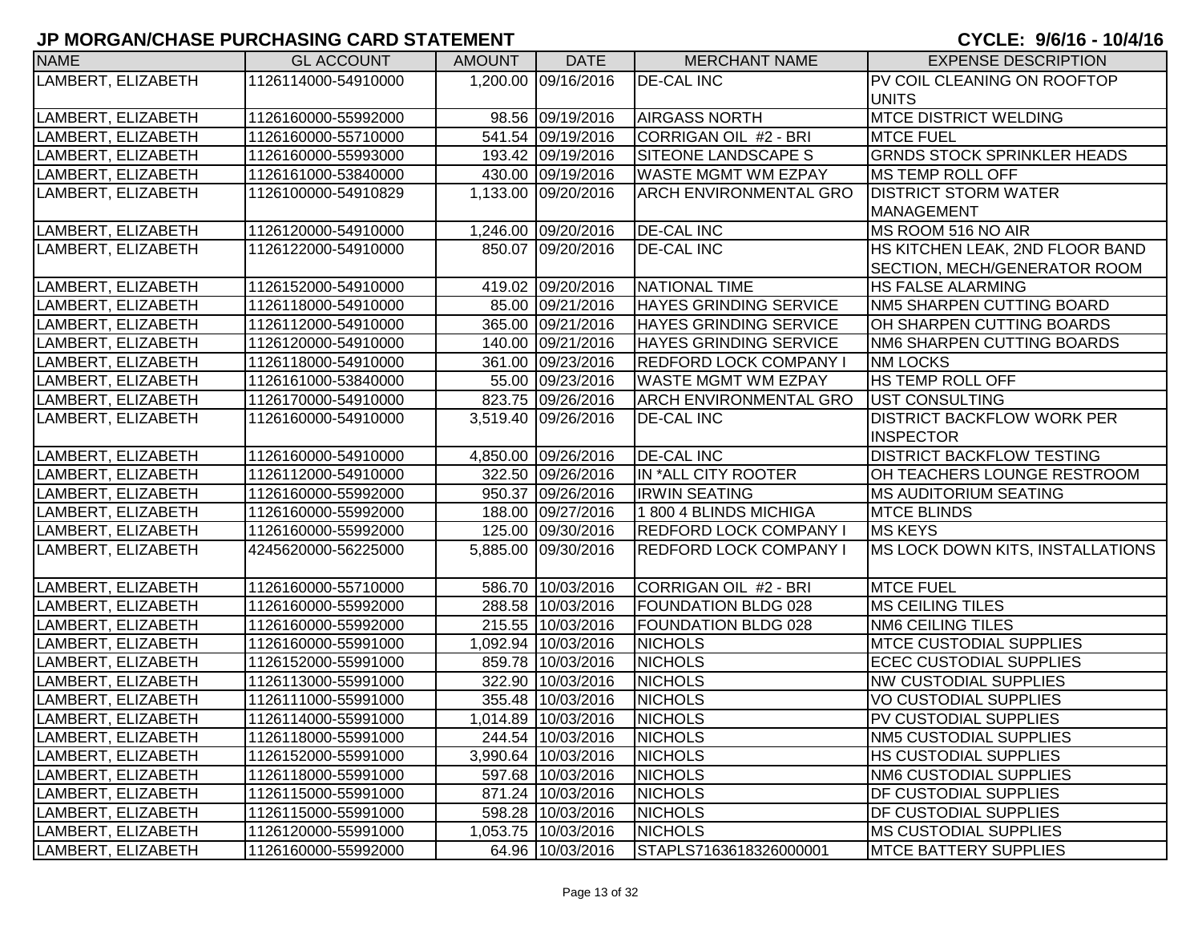# JP MORGAN/CHASE PURCHASING CARD STATEMENT

**CYCLE: 9/6/16 - 10/4/16**

| NAME | GL ACCOUNT | AMOUNT | DATE | MERCHANT NAME | EXPENSE DESCRIPTION |
|---|---|---|---|---|---|
| LAMBERT, ELIZABETH | 1126114000-54910000 | 1,200.00 | 09/16/2016 | DE-CAL INC | PV COIL CLEANING ON ROOFTOP UNITS |
| LAMBERT, ELIZABETH | 1126160000-55992000 | 98.56 | 09/19/2016 | AIRGASS NORTH | MTCE DISTRICT WELDING |
| LAMBERT, ELIZABETH | 1126160000-55710000 | 541.54 | 09/19/2016 | CORRIGAN OIL #2 - BRI | MTCE FUEL |
| LAMBERT, ELIZABETH | 1126160000-55993000 | 193.42 | 09/19/2016 | SITEONE LANDSCAPE S | GRNDS STOCK SPRINKLER HEADS |
| LAMBERT, ELIZABETH | 1126161000-53840000 | 430.00 | 09/19/2016 | WASTE MGMT WM EZPAY | MS TEMP ROLL OFF |
| LAMBERT, ELIZABETH | 1126100000-54910829 | 1,133.00 | 09/20/2016 | ARCH ENVIRONMENTAL GRO | DISTRICT STORM WATER MANAGEMENT |
| LAMBERT, ELIZABETH | 1126120000-54910000 | 1,246.00 | 09/20/2016 | DE-CAL INC | MS ROOM 516 NO AIR |
| LAMBERT, ELIZABETH | 1126122000-54910000 | 850.07 | 09/20/2016 | DE-CAL INC | HS KITCHEN LEAK, 2ND FLOOR BAND SECTION, MECH/GENERATOR ROOM |
| LAMBERT, ELIZABETH | 1126152000-54910000 | 419.02 | 09/20/2016 | NATIONAL TIME | HS FALSE ALARMING |
| LAMBERT, ELIZABETH | 1126118000-54910000 | 85.00 | 09/21/2016 | HAYES GRINDING SERVICE | NM5 SHARPEN CUTTING BOARD |
| LAMBERT, ELIZABETH | 1126112000-54910000 | 365.00 | 09/21/2016 | HAYES GRINDING SERVICE | OH SHARPEN CUTTING BOARDS |
| LAMBERT, ELIZABETH | 1126120000-54910000 | 140.00 | 09/21/2016 | HAYES GRINDING SERVICE | NM6 SHARPEN CUTTING BOARDS |
| LAMBERT, ELIZABETH | 1126118000-54910000 | 361.00 | 09/23/2016 | REDFORD LOCK COMPANY I | NM LOCKS |
| LAMBERT, ELIZABETH | 1126161000-53840000 | 55.00 | 09/23/2016 | WASTE MGMT WM EZPAY | HS TEMP ROLL OFF |
| LAMBERT, ELIZABETH | 1126170000-54910000 | 823.75 | 09/26/2016 | ARCH ENVIRONMENTAL GRO | UST CONSULTING |
| LAMBERT, ELIZABETH | 1126160000-54910000 | 3,519.40 | 09/26/2016 | DE-CAL INC | DISTRICT BACKFLOW WORK PER INSPECTOR |
| LAMBERT, ELIZABETH | 1126160000-54910000 | 4,850.00 | 09/26/2016 | DE-CAL INC | DISTRICT BACKFLOW TESTING |
| LAMBERT, ELIZABETH | 1126112000-54910000 | 322.50 | 09/26/2016 | IN *ALL CITY ROOTER | OH TEACHERS LOUNGE RESTROOM |
| LAMBERT, ELIZABETH | 1126160000-55992000 | 950.37 | 09/26/2016 | IRWIN SEATING | MS AUDITORIUM SEATING |
| LAMBERT, ELIZABETH | 1126160000-55992000 | 188.00 | 09/27/2016 | 1 800 4 BLINDS MICHIGA | MTCE BLINDS |
| LAMBERT, ELIZABETH | 1126160000-55992000 | 125.00 | 09/30/2016 | REDFORD LOCK COMPANY I | MS KEYS |
| LAMBERT, ELIZABETH | 4245620000-56225000 | 5,885.00 | 09/30/2016 | REDFORD LOCK COMPANY I | MS LOCK DOWN KITS, INSTALLATIONS |
| LAMBERT, ELIZABETH | 1126160000-55710000 | 586.70 | 10/03/2016 | CORRIGAN OIL #2 - BRI | MTCE FUEL |
| LAMBERT, ELIZABETH | 1126160000-55992000 | 288.58 | 10/03/2016 | FOUNDATION BLDG 028 | MS CEILING TILES |
| LAMBERT, ELIZABETH | 1126160000-55992000 | 215.55 | 10/03/2016 | FOUNDATION BLDG 028 | NM6 CEILING TILES |
| LAMBERT, ELIZABETH | 1126160000-55991000 | 1,092.94 | 10/03/2016 | NICHOLS | MTCE CUSTODIAL SUPPLIES |
| LAMBERT, ELIZABETH | 1126152000-55991000 | 859.78 | 10/03/2016 | NICHOLS | ECEC CUSTODIAL SUPPLIES |
| LAMBERT, ELIZABETH | 1126113000-55991000 | 322.90 | 10/03/2016 | NICHOLS | NW CUSTODIAL SUPPLIES |
| LAMBERT, ELIZABETH | 1126111000-55991000 | 355.48 | 10/03/2016 | NICHOLS | VO CUSTODIAL SUPPLIES |
| LAMBERT, ELIZABETH | 1126114000-55991000 | 1,014.89 | 10/03/2016 | NICHOLS | PV CUSTODIAL SUPPLIES |
| LAMBERT, ELIZABETH | 1126118000-55991000 | 244.54 | 10/03/2016 | NICHOLS | NM5 CUSTODIAL SUPPLIES |
| LAMBERT, ELIZABETH | 1126152000-55991000 | 3,990.64 | 10/03/2016 | NICHOLS | HS CUSTODIAL SUPPLIES |
| LAMBERT, ELIZABETH | 1126118000-55991000 | 597.68 | 10/03/2016 | NICHOLS | NM6 CUSTODIAL SUPPLIES |
| LAMBERT, ELIZABETH | 1126115000-55991000 | 871.24 | 10/03/2016 | NICHOLS | DF CUSTODIAL SUPPLIES |
| LAMBERT, ELIZABETH | 1126115000-55991000 | 598.28 | 10/03/2016 | NICHOLS | DF CUSTODIAL SUPPLIES |
| LAMBERT, ELIZABETH | 1126120000-55991000 | 1,053.75 | 10/03/2016 | NICHOLS | MS CUSTODIAL SUPPLIES |
| LAMBERT, ELIZABETH | 1126160000-55992000 | 64.96 | 10/03/2016 | STAPLS7163618326000001 | MTCE BATTERY SUPPLIES |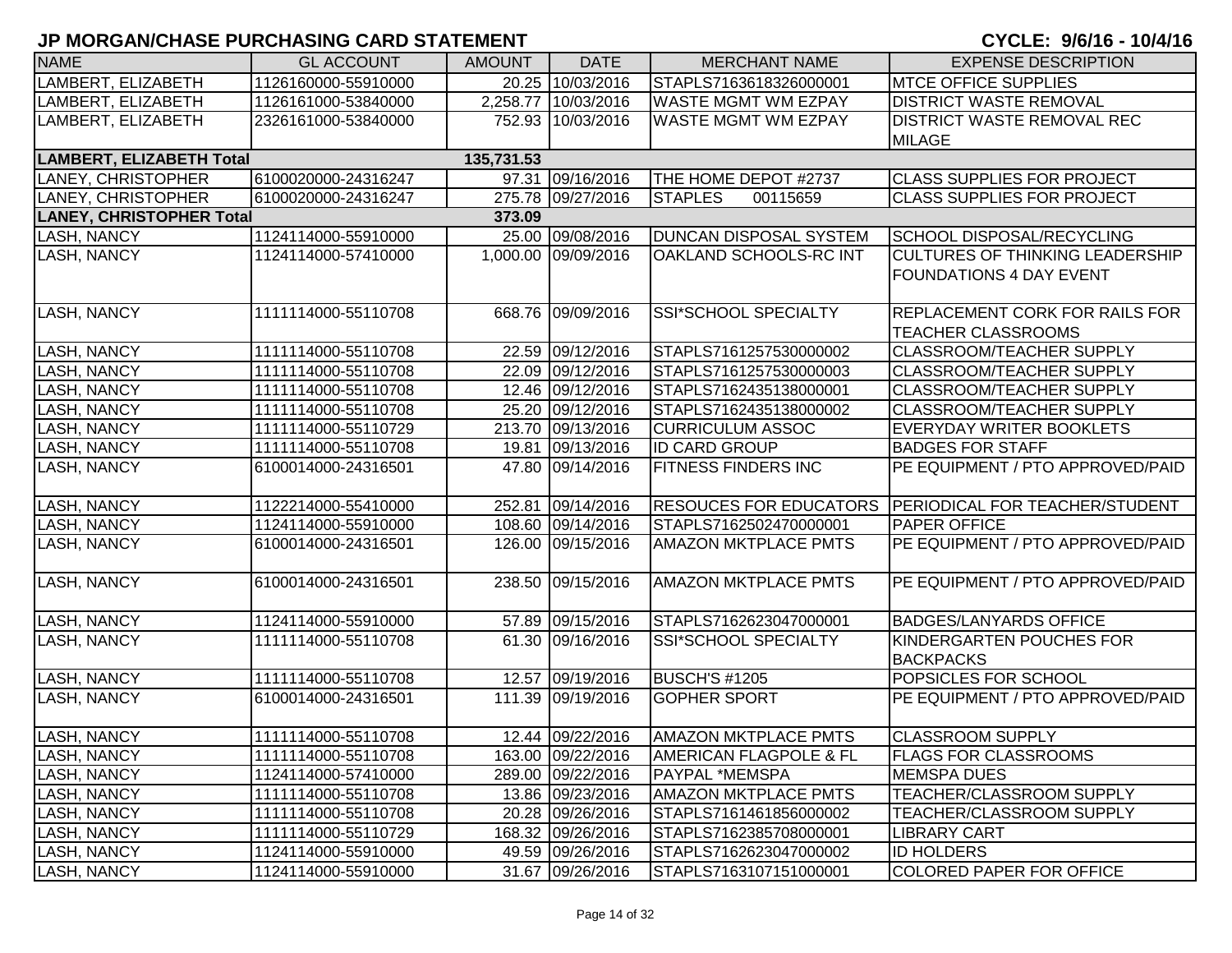# JP MORGAN/CHASE PURCHASING CARD STATEMENT

**CYCLE: 9/6/16 - 10/4/16**

| NAME | GL ACCOUNT | AMOUNT | DATE | MERCHANT NAME | EXPENSE DESCRIPTION |
|---|---|---|---|---|---|
| LAMBERT, ELIZABETH | 1126160000-55910000 | 20.25 | 10/03/2016 | STAPLS7163618326000001 | MTCE OFFICE SUPPLIES |
| LAMBERT, ELIZABETH | 1126161000-53840000 | 2,258.77 | 10/03/2016 | WASTE MGMT WM EZPAY | DISTRICT WASTE REMOVAL |
| LAMBERT, ELIZABETH | 2326161000-53840000 | 752.93 | 10/03/2016 | WASTE MGMT WM EZPAY | DISTRICT WASTE REMOVAL REC MILAGE |
| **LAMBERT, ELIZABETH Total** | | **135,731.53** | | | |
| LANEY, CHRISTOPHER | 6100020000-24316247 | 97.31 | 09/16/2016 | THE HOME DEPOT #2737 | CLASS SUPPLIES FOR PROJECT |
| LANEY, CHRISTOPHER | 6100020000-24316247 | 275.78 | 09/27/2016 | STAPLES 00115659 | CLASS SUPPLIES FOR PROJECT |
| **LANEY, CHRISTOPHER Total** | | **373.09** | | | |
| LASH, NANCY | 1124114000-55910000 | 25.00 | 09/08/2016 | DUNCAN DISPOSAL SYSTEM | SCHOOL DISPOSAL/RECYCLING |
| LASH, NANCY | 1124114000-57410000 | 1,000.00 | 09/09/2016 | OAKLAND SCHOOLS-RC INT | CULTURES OF THINKING LEADERSHIP FOUNDATIONS 4 DAY EVENT |
| LASH, NANCY | 1111114000-55110708 | 668.76 | 09/09/2016 | SSI*SCHOOL SPECIALTY | REPLACEMENT CORK FOR RAILS FOR TEACHER CLASSROOMS |
| LASH, NANCY | 1111114000-55110708 | 22.59 | 09/12/2016 | STAPLS7161257530000002 | CLASSROOM/TEACHER SUPPLY |
| LASH, NANCY | 1111114000-55110708 | 22.09 | 09/12/2016 | STAPLS7161257530000003 | CLASSROOM/TEACHER SUPPLY |
| LASH, NANCY | 1111114000-55110708 | 12.46 | 09/12/2016 | STAPLS7162435138000001 | CLASSROOM/TEACHER SUPPLY |
| LASH, NANCY | 1111114000-55110708 | 25.20 | 09/12/2016 | STAPLS7162435138000002 | CLASSROOM/TEACHER SUPPLY |
| LASH, NANCY | 1111114000-55110729 | 213.70 | 09/13/2016 | CURRICULUM ASSOC | EVERYDAY WRITER BOOKLETS |
| LASH, NANCY | 1111114000-55110708 | 19.81 | 09/13/2016 | ID CARD GROUP | BADGES FOR STAFF |
| LASH, NANCY | 6100014000-24316501 | 47.80 | 09/14/2016 | FITNESS FINDERS INC | PE EQUIPMENT / PTO APPROVED/PAID |
| LASH, NANCY | 1122214000-55410000 | 252.81 | 09/14/2016 | RESOUCES FOR EDUCATORS | PERIODICAL FOR TEACHER/STUDENT |
| LASH, NANCY | 1124114000-55910000 | 108.60 | 09/14/2016 | STAPLS7162502470000001 | PAPER OFFICE |
| LASH, NANCY | 6100014000-24316501 | 126.00 | 09/15/2016 | AMAZON MKTPLACE PMTS | PE EQUIPMENT / PTO APPROVED/PAID |
| LASH, NANCY | 6100014000-24316501 | 238.50 | 09/15/2016 | AMAZON MKTPLACE PMTS | PE EQUIPMENT / PTO APPROVED/PAID |
| LASH, NANCY | 1124114000-55910000 | 57.89 | 09/15/2016 | STAPLS7162623047000001 | BADGES/LANYARDS OFFICE |
| LASH, NANCY | 1111114000-55110708 | 61.30 | 09/16/2016 | SSI*SCHOOL SPECIALTY | KINDERGARTEN POUCHES FOR BACKPACKS |
| LASH, NANCY | 1111114000-55110708 | 12.57 | 09/19/2016 | BUSCH'S #1205 | POPSICLES FOR SCHOOL |
| LASH, NANCY | 6100014000-24316501 | 111.39 | 09/19/2016 | GOPHER SPORT | PE EQUIPMENT / PTO APPROVED/PAID |
| LASH, NANCY | 1111114000-55110708 | 12.44 | 09/22/2016 | AMAZON MKTPLACE PMTS | CLASSROOM SUPPLY |
| LASH, NANCY | 1111114000-55110708 | 163.00 | 09/22/2016 | AMERICAN FLAGPOLE & FL | FLAGS FOR CLASSROOMS |
| LASH, NANCY | 1124114000-57410000 | 289.00 | 09/22/2016 | PAYPAL *MEMSPA | MEMSPA DUES |
| LASH, NANCY | 1111114000-55110708 | 13.86 | 09/23/2016 | AMAZON MKTPLACE PMTS | TEACHER/CLASSROOM SUPPLY |
| LASH, NANCY | 1111114000-55110708 | 20.28 | 09/26/2016 | STAPLS7161461856000002 | TEACHER/CLASSROOM SUPPLY |
| LASH, NANCY | 1111114000-55110729 | 168.32 | 09/26/2016 | STAPLS7162385708000001 | LIBRARY CART |
| LASH, NANCY | 1124114000-55910000 | 49.59 | 09/26/2016 | STAPLS7162623047000002 | ID HOLDERS |
| LASH, NANCY | 1124114000-55910000 | 31.67 | 09/26/2016 | STAPLS7163107151000001 | COLORED PAPER FOR OFFICE |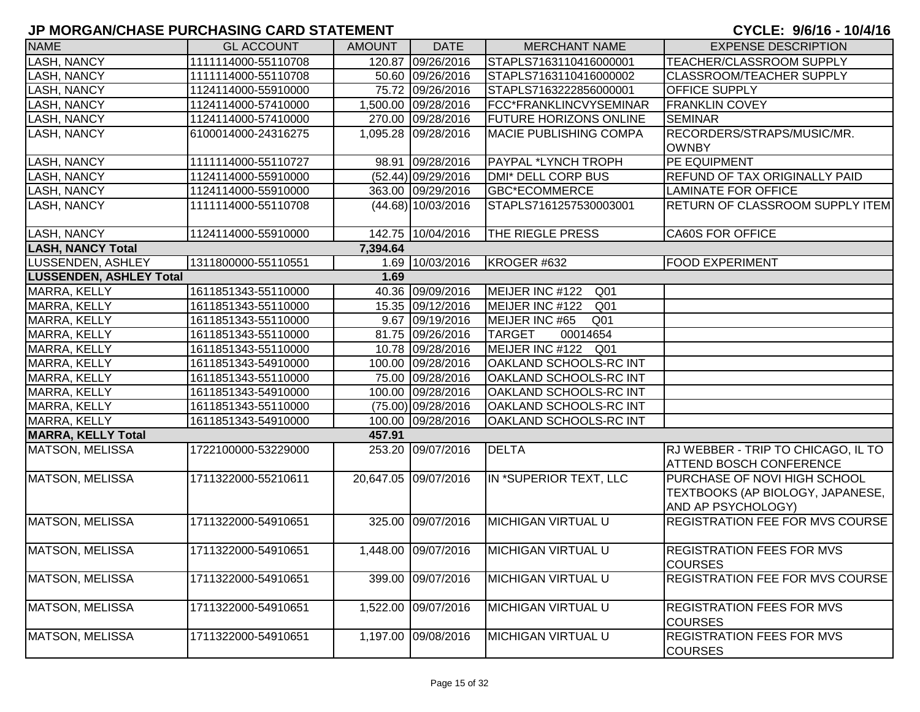# JP MORGAN/CHASE PURCHASING CARD STATEMENT

**CYCLE: 9/6/16 - 10/4/16**

| NAME | GL ACCOUNT | AMOUNT | DATE | MERCHANT NAME | EXPENSE DESCRIPTION |
|---|---|---|---|---|---|
| LASH, NANCY | 1111114000-55110708 | 120.87 | 09/26/2016 | STAPLS7163110416000001 | TEACHER/CLASSROOM SUPPLY |
| LASH, NANCY | 1111114000-55110708 | 50.60 | 09/26/2016 | STAPLS7163110416000002 | CLASSROOM/TEACHER SUPPLY |
| LASH, NANCY | 1124114000-55910000 | 75.72 | 09/26/2016 | STAPLS7163222856000001 | OFFICE SUPPLY |
| LASH, NANCY | 1124114000-57410000 | 1,500.00 | 09/28/2016 | FCC*FRANKLINCVYSEMINAR | FRANKLIN COVEY |
| LASH, NANCY | 1124114000-57410000 | 270.00 | 09/28/2016 | FUTURE HORIZONS ONLINE | SEMINAR |
| LASH, NANCY | 6100014000-24316275 | 1,095.28 | 09/28/2016 | MACIE PUBLISHING COMPA | RECORDERS/STRAPS/MUSIC/MR. OWNBY |
| LASH, NANCY | 1111114000-55110727 | 98.91 | 09/28/2016 | PAYPAL *LYNCH TROPH | PE EQUIPMENT |
| LASH, NANCY | 1124114000-55910000 | (52.44) | 09/29/2016 | DMI* DELL CORP BUS | REFUND OF TAX ORIGINALLY PAID |
| LASH, NANCY | 1124114000-55910000 | 363.00 | 09/29/2016 | GBC*ECOMMERCE | LAMINATE FOR OFFICE |
| LASH, NANCY | 1111114000-55110708 | (44.68) | 10/03/2016 | STAPLS7161257530003001 | RETURN OF CLASSROOM SUPPLY ITEM |
| LASH, NANCY | 1124114000-55910000 | 142.75 | 10/04/2016 | THE RIEGLE PRESS | CA60S FOR OFFICE |
| **LASH, NANCY Total** | | **7,394.64** | | | |
| LUSSENDEN, ASHLEY | 1311800000-55110551 | 1.69 | 10/03/2016 | KROGER #632 | FOOD EXPERIMENT |
| **LUSSENDEN, ASHLEY Total** | | **1.69** | | | |
| MARRA, KELLY | 1611851343-55110000 | 40.36 | 09/09/2016 | MEIJER INC #122 Q01 | |
| MARRA, KELLY | 1611851343-55110000 | 15.35 | 09/12/2016 | MEIJER INC #122 Q01 | |
| MARRA, KELLY | 1611851343-55110000 | 9.67 | 09/19/2016 | MEIJER INC #65 Q01 | |
| MARRA, KELLY | 1611851343-55110000 | 81.75 | 09/26/2016 | TARGET 00014654 | |
| MARRA, KELLY | 1611851343-55110000 | 10.78 | 09/28/2016 | MEIJER INC #122 Q01 | |
| MARRA, KELLY | 1611851343-54910000 | 100.00 | 09/28/2016 | OAKLAND SCHOOLS-RC INT | |
| MARRA, KELLY | 1611851343-55110000 | 75.00 | 09/28/2016 | OAKLAND SCHOOLS-RC INT | |
| MARRA, KELLY | 1611851343-54910000 | 100.00 | 09/28/2016 | OAKLAND SCHOOLS-RC INT | |
| MARRA, KELLY | 1611851343-55110000 | (75.00) | 09/28/2016 | OAKLAND SCHOOLS-RC INT | |
| MARRA, KELLY | 1611851343-54910000 | 100.00 | 09/28/2016 | OAKLAND SCHOOLS-RC INT | |
| **MARRA, KELLY Total** | | **457.91** | | | |
| MATSON, MELISSA | 1722100000-53229000 | 253.20 | 09/07/2016 | DELTA | RJ WEBBER - TRIP TO CHICAGO, IL TO ATTEND BOSCH CONFERENCE |
| MATSON, MELISSA | 1711322000-55210611 | 20,647.05 | 09/07/2016 | IN *SUPERIOR TEXT, LLC | PURCHASE OF NOVI HIGH SCHOOL TEXTBOOKS (AP BIOLOGY, JAPANESE, AND AP PSYCHOLOGY) |
| MATSON, MELISSA | 1711322000-54910651 | 325.00 | 09/07/2016 | MICHIGAN VIRTUAL U | REGISTRATION FEE FOR MVS COURSE |
| MATSON, MELISSA | 1711322000-54910651 | 1,448.00 | 09/07/2016 | MICHIGAN VIRTUAL U | REGISTRATION FEES FOR MVS COURSES |
| MATSON, MELISSA | 1711322000-54910651 | 399.00 | 09/07/2016 | MICHIGAN VIRTUAL U | REGISTRATION FEE FOR MVS COURSE |
| MATSON, MELISSA | 1711322000-54910651 | 1,522.00 | 09/07/2016 | MICHIGAN VIRTUAL U | REGISTRATION FEES FOR MVS COURSES |
| MATSON, MELISSA | 1711322000-54910651 | 1,197.00 | 09/08/2016 | MICHIGAN VIRTUAL U | REGISTRATION FEES FOR MVS COURSES |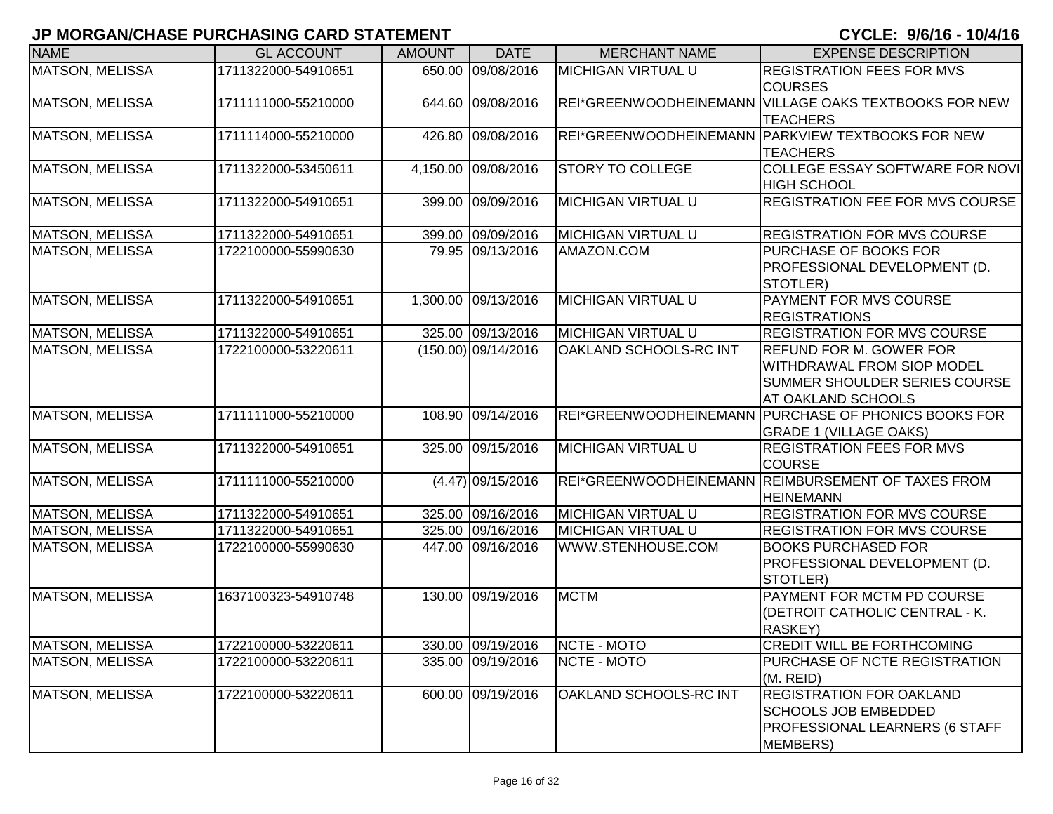# JP MORGAN/CHASE PURCHASING CARD STATEMENT

**CYCLE: 9/6/16 - 10/4/16**

| NAME | GL ACCOUNT | AMOUNT | DATE | MERCHANT NAME | EXPENSE DESCRIPTION |
|---|---|---|---|---|---|
| MATSON, MELISSA | 1711322000-54910651 | 650.00 | 09/08/2016 | MICHIGAN VIRTUAL U | REGISTRATION FEES FOR MVS COURSES |
| MATSON, MELISSA | 1711111000-55210000 | 644.60 | 09/08/2016 | REI*GREENWOODHEINEMANN | VILLAGE OAKS TEXTBOOKS FOR NEW TEACHERS |
| MATSON, MELISSA | 1711114000-55210000 | 426.80 | 09/08/2016 | REI*GREENWOODHEINEMANN | PARKVIEW TEXTBOOKS FOR NEW TEACHERS |
| MATSON, MELISSA | 1711322000-53450611 | 4,150.00 | 09/08/2016 | STORY TO COLLEGE | COLLEGE ESSAY SOFTWARE FOR NOVI HIGH SCHOOL |
| MATSON, MELISSA | 1711322000-54910651 | 399.00 | 09/09/2016 | MICHIGAN VIRTUAL U | REGISTRATION FEE FOR MVS COURSE |
| MATSON, MELISSA | 1711322000-54910651 | 399.00 | 09/09/2016 | MICHIGAN VIRTUAL U | REGISTRATION FOR MVS COURSE |
| MATSON, MELISSA | 1722100000-55990630 | 79.95 | 09/13/2016 | AMAZON.COM | PURCHASE OF BOOKS FOR PROFESSIONAL DEVELOPMENT (D. STOTLER) |
| MATSON, MELISSA | 1711322000-54910651 | 1,300.00 | 09/13/2016 | MICHIGAN VIRTUAL U | PAYMENT FOR MVS COURSE REGISTRATIONS |
| MATSON, MELISSA | 1711322000-54910651 | 325.00 | 09/13/2016 | MICHIGAN VIRTUAL U | REGISTRATION FOR MVS COURSE |
| MATSON, MELISSA | 1722100000-53220611 | (150.00) | 09/14/2016 | OAKLAND SCHOOLS-RC INT | REFUND FOR M. GOWER FOR WITHDRAWAL FROM SIOP MODEL SUMMER SHOULDER SERIES COURSE AT OAKLAND SCHOOLS |
| MATSON, MELISSA | 1711111000-55210000 | 108.90 | 09/14/2016 | REI*GREENWOODHEINEMANN | PURCHASE OF PHONICS BOOKS FOR GRADE 1 (VILLAGE OAKS) |
| MATSON, MELISSA | 1711322000-54910651 | 325.00 | 09/15/2016 | MICHIGAN VIRTUAL U | REGISTRATION FEES FOR MVS COURSE |
| MATSON, MELISSA | 1711111000-55210000 | (4.47) | 09/15/2016 | REI*GREENWOODHEINEMANN | REIMBURSEMENT OF TAXES FROM HEINEMANN |
| MATSON, MELISSA | 1711322000-54910651 | 325.00 | 09/16/2016 | MICHIGAN VIRTUAL U | REGISTRATION FOR MVS COURSE |
| MATSON, MELISSA | 1711322000-54910651 | 325.00 | 09/16/2016 | MICHIGAN VIRTUAL U | REGISTRATION FOR MVS COURSE |
| MATSON, MELISSA | 1722100000-55990630 | 447.00 | 09/16/2016 | WWW.STENHOUSE.COM | BOOKS PURCHASED FOR PROFESSIONAL DEVELOPMENT (D. STOTLER) |
| MATSON, MELISSA | 1637100323-54910748 | 130.00 | 09/19/2016 | MCTM | PAYMENT FOR MCTM PD COURSE (DETROIT CATHOLIC CENTRAL - K. RASKEY) |
| MATSON, MELISSA | 1722100000-53220611 | 330.00 | 09/19/2016 | NCTE - MOTO | CREDIT WILL BE FORTHCOMING |
| MATSON, MELISSA | 1722100000-53220611 | 335.00 | 09/19/2016 | NCTE - MOTO | PURCHASE OF NCTE REGISTRATION (M. REID) |
| MATSON, MELISSA | 1722100000-53220611 | 600.00 | 09/19/2016 | OAKLAND SCHOOLS-RC INT | REGISTRATION FOR OAKLAND SCHOOLS JOB EMBEDDED PROFESSIONAL LEARNERS (6 STAFF MEMBERS) |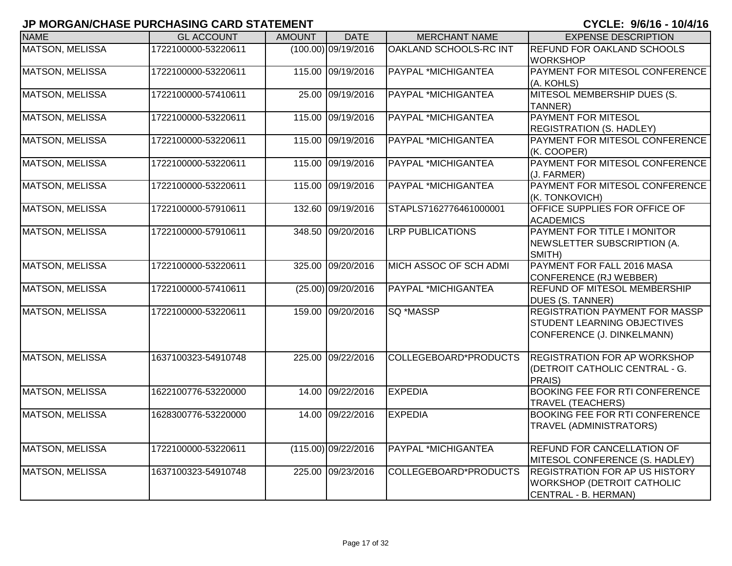## JP MORGAN/CHASE PURCHASING CARD STATEMENT

**CYCLE: 9/6/16 - 10/4/16**

| NAME | GL ACCOUNT | AMOUNT | DATE | MERCHANT NAME | EXPENSE DESCRIPTION |
|---|---|---|---|---|---|
| MATSON, MELISSA | 1722100000-53220611 | (100.00) | 09/19/2016 | OAKLAND SCHOOLS-RC INT | REFUND FOR OAKLAND SCHOOLS WORKSHOP |
| MATSON, MELISSA | 1722100000-53220611 | 115.00 | 09/19/2016 | PAYPAL *MICHIGANTEA | PAYMENT FOR MITESOL CONFERENCE (A. KOHLS) |
| MATSON, MELISSA | 1722100000-57410611 | 25.00 | 09/19/2016 | PAYPAL *MICHIGANTEA | MITESOL MEMBERSHIP DUES (S. TANNER) |
| MATSON, MELISSA | 1722100000-53220611 | 115.00 | 09/19/2016 | PAYPAL *MICHIGANTEA | PAYMENT FOR MITESOL REGISTRATION (S. HADLEY) |
| MATSON, MELISSA | 1722100000-53220611 | 115.00 | 09/19/2016 | PAYPAL *MICHIGANTEA | PAYMENT FOR MITESOL CONFERENCE (K. COOPER) |
| MATSON, MELISSA | 1722100000-53220611 | 115.00 | 09/19/2016 | PAYPAL *MICHIGANTEA | PAYMENT FOR MITESOL CONFERENCE (J. FARMER) |
| MATSON, MELISSA | 1722100000-53220611 | 115.00 | 09/19/2016 | PAYPAL *MICHIGANTEA | PAYMENT FOR MITESOL CONFERENCE (K. TONKOVICH) |
| MATSON, MELISSA | 1722100000-57910611 | 132.60 | 09/19/2016 | STAPLS7162776461000001 | OFFICE SUPPLIES FOR OFFICE OF ACADEMICS |
| MATSON, MELISSA | 1722100000-57910611 | 348.50 | 09/20/2016 | LRP PUBLICATIONS | PAYMENT FOR TITLE I MONITOR NEWSLETTER SUBSCRIPTION (A. SMITH) |
| MATSON, MELISSA | 1722100000-53220611 | 325.00 | 09/20/2016 | MICH ASSOC OF SCH ADMI | PAYMENT FOR FALL 2016 MASA CONFERENCE (RJ WEBBER) |
| MATSON, MELISSA | 1722100000-57410611 | (25.00) | 09/20/2016 | PAYPAL *MICHIGANTEA | REFUND OF MITESOL MEMBERSHIP DUES (S. TANNER) |
| MATSON, MELISSA | 1722100000-53220611 | 159.00 | 09/20/2016 | SQ *MASSP | REGISTRATION PAYMENT FOR MASSP STUDENT LEARNING OBJECTIVES CONFERENCE (J. DINKELMANN) |
| MATSON, MELISSA | 1637100323-54910748 | 225.00 | 09/22/2016 | COLLEGEBOARD*PRODUCTS | REGISTRATION FOR AP WORKSHOP (DETROIT CATHOLIC CENTRAL - G. PRAIS) |
| MATSON, MELISSA | 1622100776-53220000 | 14.00 | 09/22/2016 | EXPEDIA | BOOKING FEE FOR RTI CONFERENCE TRAVEL (TEACHERS) |
| MATSON, MELISSA | 1628300776-53220000 | 14.00 | 09/22/2016 | EXPEDIA | BOOKING FEE FOR RTI CONFERENCE TRAVEL (ADMINISTRATORS) |
| MATSON, MELISSA | 1722100000-53220611 | (115.00) | 09/22/2016 | PAYPAL *MICHIGANTEA | REFUND FOR CANCELLATION OF MITESOL CONFERENCE (S. HADLEY) |
| MATSON, MELISSA | 1637100323-54910748 | 225.00 | 09/23/2016 | COLLEGEBOARD*PRODUCTS | REGISTRATION FOR AP US HISTORY WORKSHOP (DETROIT CATHOLIC CENTRAL - B. HERMAN) |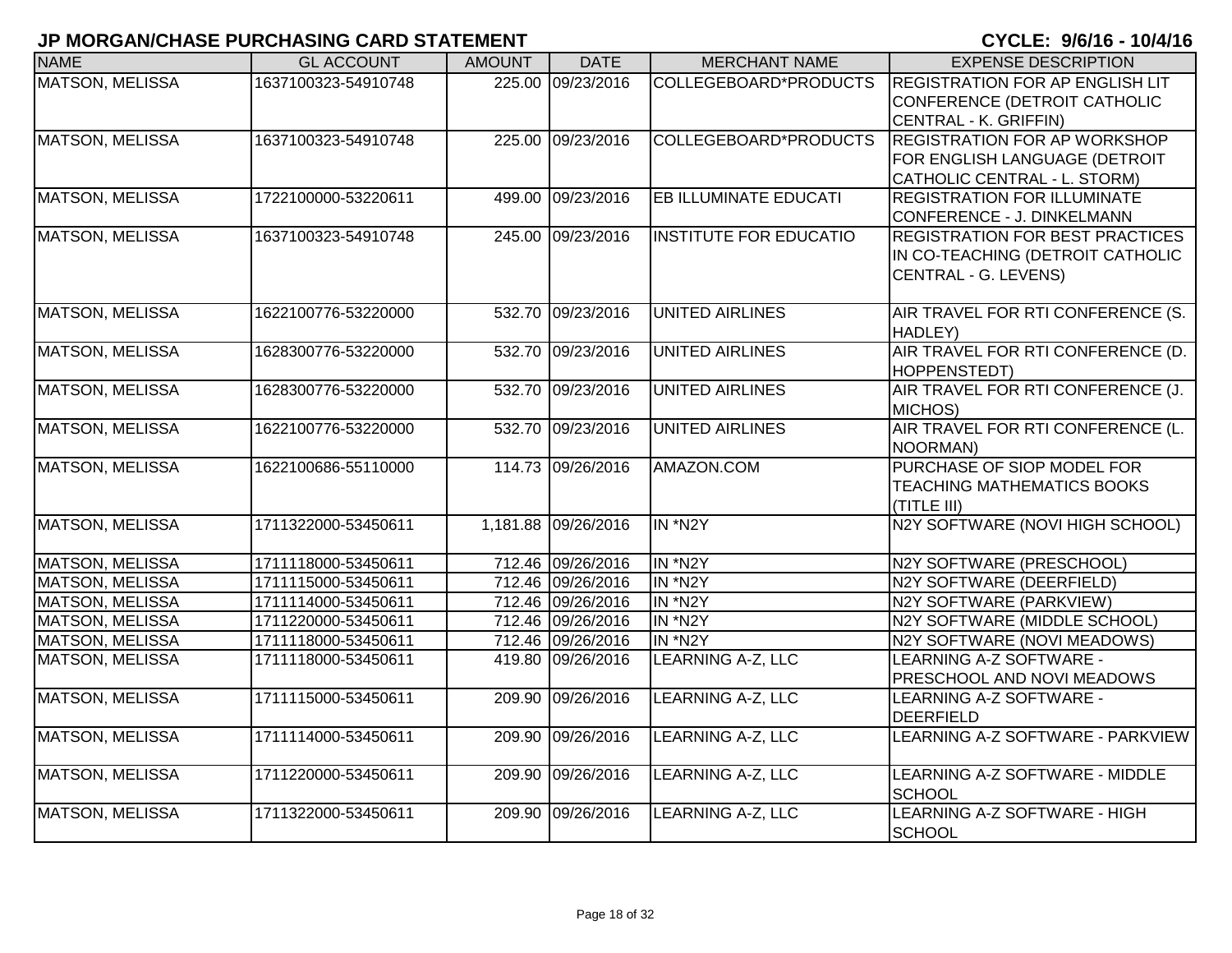# JP MORGAN/CHASE PURCHASING CARD STATEMENT

**CYCLE: 9/6/16 - 10/4/16**

| NAME | GL ACCOUNT | AMOUNT | DATE | MERCHANT NAME | EXPENSE DESCRIPTION |
|---|---|---|---|---|---|
| MATSON, MELISSA | 1637100323-54910748 | 225.00 | 09/23/2016 | COLLEGEBOARD*PRODUCTS | REGISTRATION FOR AP ENGLISH LIT CONFERENCE (DETROIT CATHOLIC CENTRAL - K. GRIFFIN) |
| MATSON, MELISSA | 1637100323-54910748 | 225.00 | 09/23/2016 | COLLEGEBOARD*PRODUCTS | REGISTRATION FOR AP WORKSHOP FOR ENGLISH LANGUAGE (DETROIT CATHOLIC CENTRAL - L. STORM) |
| MATSON, MELISSA | 1722100000-53220611 | 499.00 | 09/23/2016 | EB ILLUMINATE EDUCATI | REGISTRATION FOR ILLUMINATE CONFERENCE - J. DINKELMANN |
| MATSON, MELISSA | 1637100323-54910748 | 245.00 | 09/23/2016 | INSTITUTE FOR EDUCATIO | REGISTRATION FOR BEST PRACTICES IN CO-TEACHING (DETROIT CATHOLIC CENTRAL - G. LEVENS) |
| MATSON, MELISSA | 1622100776-53220000 | 532.70 | 09/23/2016 | UNITED AIRLINES | AIR TRAVEL FOR RTI CONFERENCE (S. HADLEY) |
| MATSON, MELISSA | 1628300776-53220000 | 532.70 | 09/23/2016 | UNITED AIRLINES | AIR TRAVEL FOR RTI CONFERENCE (D. HOPPENSTEDT) |
| MATSON, MELISSA | 1628300776-53220000 | 532.70 | 09/23/2016 | UNITED AIRLINES | AIR TRAVEL FOR RTI CONFERENCE (J. MICHOS) |
| MATSON, MELISSA | 1622100776-53220000 | 532.70 | 09/23/2016 | UNITED AIRLINES | AIR TRAVEL FOR RTI CONFERENCE (L. NOORMAN) |
| MATSON, MELISSA | 1622100686-55110000 | 114.73 | 09/26/2016 | AMAZON.COM | PURCHASE OF SIOP MODEL FOR TEACHING MATHEMATICS BOOKS (TITLE III) |
| MATSON, MELISSA | 1711322000-53450611 | 1,181.88 | 09/26/2016 | IN *N2Y | N2Y SOFTWARE (NOVI HIGH SCHOOL) |
| MATSON, MELISSA | 1711118000-53450611 | 712.46 | 09/26/2016 | IN *N2Y | N2Y SOFTWARE (PRESCHOOL) |
| MATSON, MELISSA | 1711115000-53450611 | 712.46 | 09/26/2016 | IN *N2Y | N2Y SOFTWARE (DEERFIELD) |
| MATSON, MELISSA | 1711114000-53450611 | 712.46 | 09/26/2016 | IN *N2Y | N2Y SOFTWARE (PARKVIEW) |
| MATSON, MELISSA | 1711220000-53450611 | 712.46 | 09/26/2016 | IN *N2Y | N2Y SOFTWARE (MIDDLE SCHOOL) |
| MATSON, MELISSA | 1711118000-53450611 | 712.46 | 09/26/2016 | IN *N2Y | N2Y SOFTWARE (NOVI MEADOWS) |
| MATSON, MELISSA | 1711118000-53450611 | 419.80 | 09/26/2016 | LEARNING A-Z, LLC | LEARNING A-Z SOFTWARE - PRESCHOOL AND NOVI MEADOWS |
| MATSON, MELISSA | 1711115000-53450611 | 209.90 | 09/26/2016 | LEARNING A-Z, LLC | LEARNING A-Z SOFTWARE - DEERFIELD |
| MATSON, MELISSA | 1711114000-53450611 | 209.90 | 09/26/2016 | LEARNING A-Z, LLC | LEARNING A-Z SOFTWARE - PARKVIEW |
| MATSON, MELISSA | 1711220000-53450611 | 209.90 | 09/26/2016 | LEARNING A-Z, LLC | LEARNING A-Z SOFTWARE - MIDDLE SCHOOL |
| MATSON, MELISSA | 1711322000-53450611 | 209.90 | 09/26/2016 | LEARNING A-Z, LLC | LEARNING A-Z SOFTWARE - HIGH SCHOOL |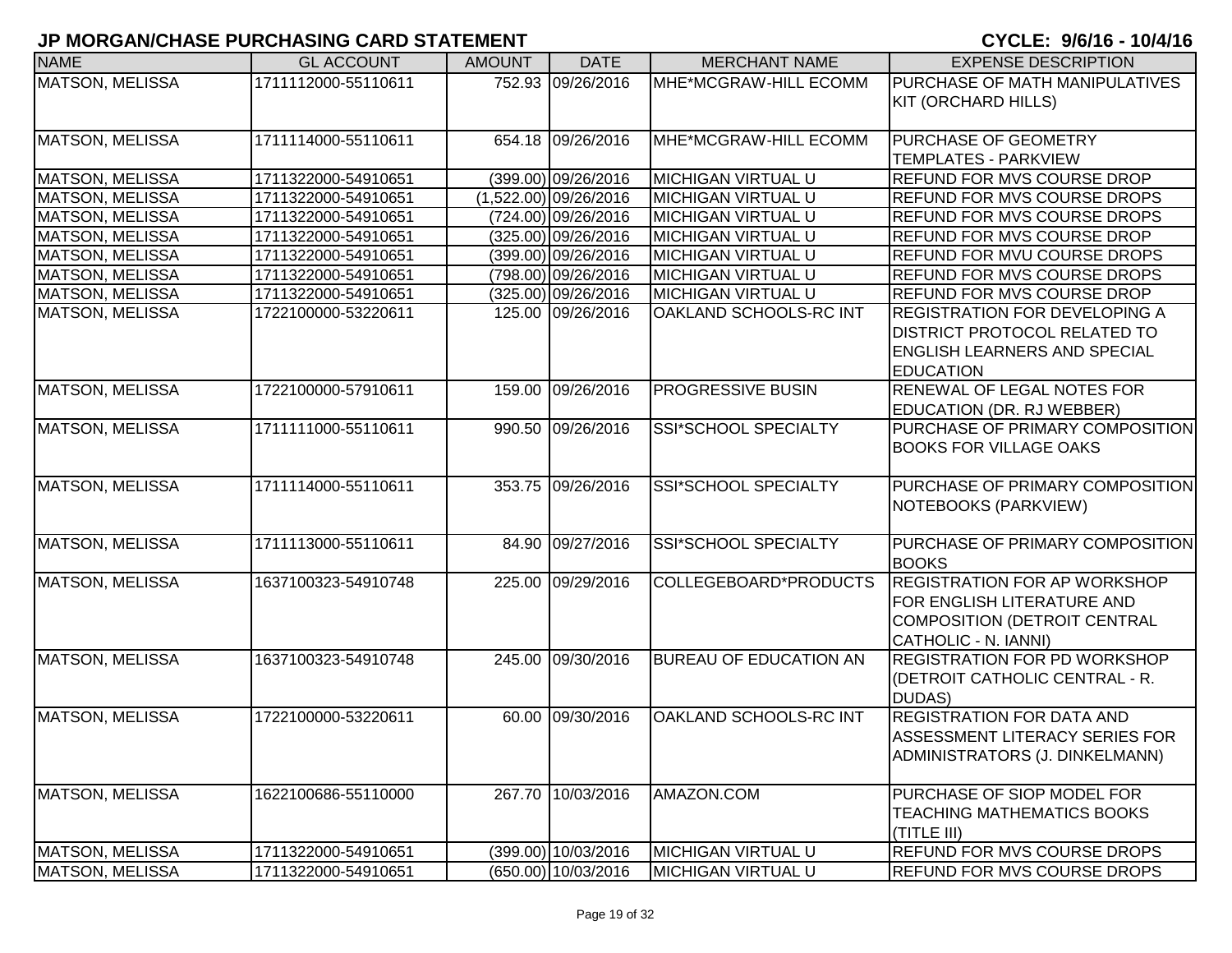# JP MORGAN/CHASE PURCHASING CARD STATEMENT

**CYCLE: 9/6/16 - 10/4/16**

| NAME | GL ACCOUNT | AMOUNT | DATE | MERCHANT NAME | EXPENSE DESCRIPTION |
|---|---|---|---|---|---|
| MATSON, MELISSA | 1711112000-55110611 | 752.93 | 09/26/2016 | MHE*MCGRAW-HILL ECOMM | PURCHASE OF MATH MANIPULATIVES KIT (ORCHARD HILLS) |
| MATSON, MELISSA | 1711114000-55110611 | 654.18 | 09/26/2016 | MHE*MCGRAW-HILL ECOMM | PURCHASE OF GEOMETRY TEMPLATES - PARKVIEW |
| MATSON, MELISSA | 1711322000-54910651 | (399.00) | 09/26/2016 | MICHIGAN VIRTUAL U | REFUND FOR MVS COURSE DROP |
| MATSON, MELISSA | 1711322000-54910651 | (1,522.00) | 09/26/2016 | MICHIGAN VIRTUAL U | REFUND FOR MVS COURSE DROPS |
| MATSON, MELISSA | 1711322000-54910651 | (724.00) | 09/26/2016 | MICHIGAN VIRTUAL U | REFUND FOR MVS COURSE DROPS |
| MATSON, MELISSA | 1711322000-54910651 | (325.00) | 09/26/2016 | MICHIGAN VIRTUAL U | REFUND FOR MVS COURSE DROP |
| MATSON, MELISSA | 1711322000-54910651 | (399.00) | 09/26/2016 | MICHIGAN VIRTUAL U | REFUND FOR MVU COURSE DROPS |
| MATSON, MELISSA | 1711322000-54910651 | (798.00) | 09/26/2016 | MICHIGAN VIRTUAL U | REFUND FOR MVS COURSE DROPS |
| MATSON, MELISSA | 1711322000-54910651 | (325.00) | 09/26/2016 | MICHIGAN VIRTUAL U | REFUND FOR MVS COURSE DROP |
| MATSON, MELISSA | 1722100000-53220611 | 125.00 | 09/26/2016 | OAKLAND SCHOOLS-RC INT | REGISTRATION FOR DEVELOPING A DISTRICT PROTOCOL RELATED TO ENGLISH LEARNERS AND SPECIAL EDUCATION |
| MATSON, MELISSA | 1722100000-57910611 | 159.00 | 09/26/2016 | PROGRESSIVE BUSIN | RENEWAL OF LEGAL NOTES FOR EDUCATION (DR. RJ WEBBER) |
| MATSON, MELISSA | 1711111000-55110611 | 990.50 | 09/26/2016 | SSI*SCHOOL SPECIALTY | PURCHASE OF PRIMARY COMPOSITION BOOKS FOR VILLAGE OAKS |
| MATSON, MELISSA | 1711114000-55110611 | 353.75 | 09/26/2016 | SSI*SCHOOL SPECIALTY | PURCHASE OF PRIMARY COMPOSITION NOTEBOOKS (PARKVIEW) |
| MATSON, MELISSA | 1711113000-55110611 | 84.90 | 09/27/2016 | SSI*SCHOOL SPECIALTY | PURCHASE OF PRIMARY COMPOSITION BOOKS |
| MATSON, MELISSA | 1637100323-54910748 | 225.00 | 09/29/2016 | COLLEGEBOARD*PRODUCTS | REGISTRATION FOR AP WORKSHOP FOR ENGLISH LITERATURE AND COMPOSITION (DETROIT CENTRAL CATHOLIC - N. IANNI) |
| MATSON, MELISSA | 1637100323-54910748 | 245.00 | 09/30/2016 | BUREAU OF EDUCATION AN | REGISTRATION FOR PD WORKSHOP (DETROIT CATHOLIC CENTRAL - R. DUDAS) |
| MATSON, MELISSA | 1722100000-53220611 | 60.00 | 09/30/2016 | OAKLAND SCHOOLS-RC INT | REGISTRATION FOR DATA AND ASSESSMENT LITERACY SERIES FOR ADMINISTRATORS (J. DINKELMANN) |
| MATSON, MELISSA | 1622100686-55110000 | 267.70 | 10/03/2016 | AMAZON.COM | PURCHASE OF SIOP MODEL FOR TEACHING MATHEMATICS BOOKS (TITLE III) |
| MATSON, MELISSA | 1711322000-54910651 | (399.00) | 10/03/2016 | MICHIGAN VIRTUAL U | REFUND FOR MVS COURSE DROPS |
| MATSON, MELISSA | 1711322000-54910651 | (650.00) | 10/03/2016 | MICHIGAN VIRTUAL U | REFUND FOR MVS COURSE DROPS |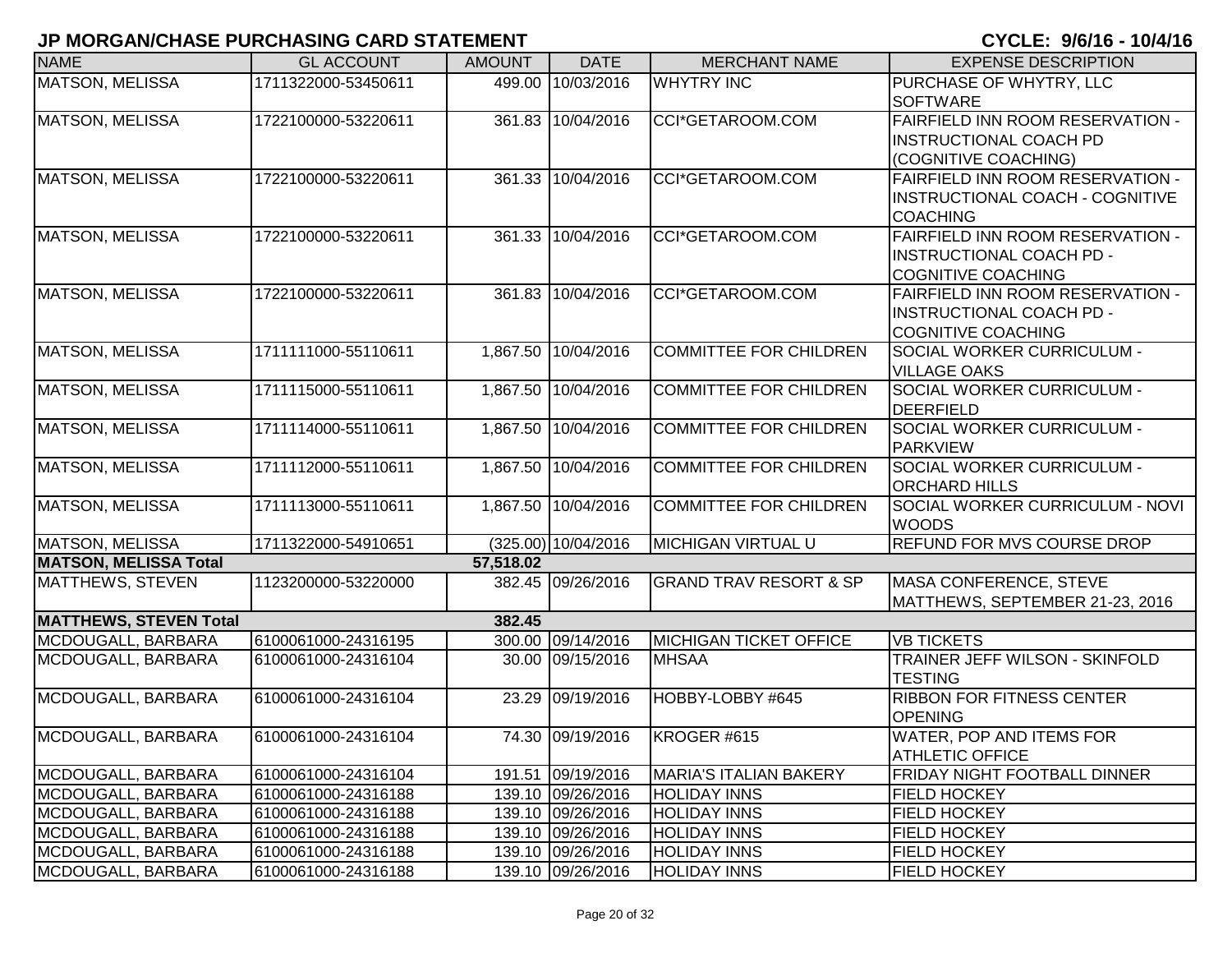# JP MORGAN/CHASE PURCHASING CARD STATEMENT

**CYCLE: 9/6/16 - 10/4/16**

| NAME | GL ACCOUNT | AMOUNT | DATE | MERCHANT NAME | EXPENSE DESCRIPTION |
|---|---|---|---|---|---|
| MATSON, MELISSA | 1711322000-53450611 | 499.00 | 10/03/2016 | WHYTRY INC | PURCHASE OF WHYTRY, LLC SOFTWARE |
| MATSON, MELISSA | 1722100000-53220611 | 361.83 | 10/04/2016 | CCI*GETAROOM.COM | FAIRFIELD INN ROOM RESERVATION - INSTRUCTIONAL COACH PD (COGNITIVE COACHING) |
| MATSON, MELISSA | 1722100000-53220611 | 361.33 | 10/04/2016 | CCI*GETAROOM.COM | FAIRFIELD INN ROOM RESERVATION - INSTRUCTIONAL COACH - COGNITIVE COACHING |
| MATSON, MELISSA | 1722100000-53220611 | 361.33 | 10/04/2016 | CCI*GETAROOM.COM | FAIRFIELD INN ROOM RESERVATION - INSTRUCTIONAL COACH PD - COGNITIVE COACHING |
| MATSON, MELISSA | 1722100000-53220611 | 361.83 | 10/04/2016 | CCI*GETAROOM.COM | FAIRFIELD INN ROOM RESERVATION - INSTRUCTIONAL COACH PD - COGNITIVE COACHING |
| MATSON, MELISSA | 1711111000-55110611 | 1,867.50 | 10/04/2016 | COMMITTEE FOR CHILDREN | SOCIAL WORKER CURRICULUM - VILLAGE OAKS |
| MATSON, MELISSA | 1711115000-55110611 | 1,867.50 | 10/04/2016 | COMMITTEE FOR CHILDREN | SOCIAL WORKER CURRICULUM - DEERFIELD |
| MATSON, MELISSA | 1711114000-55110611 | 1,867.50 | 10/04/2016 | COMMITTEE FOR CHILDREN | SOCIAL WORKER CURRICULUM - PARKVIEW |
| MATSON, MELISSA | 1711112000-55110611 | 1,867.50 | 10/04/2016 | COMMITTEE FOR CHILDREN | SOCIAL WORKER CURRICULUM - ORCHARD HILLS |
| MATSON, MELISSA | 1711113000-55110611 | 1,867.50 | 10/04/2016 | COMMITTEE FOR CHILDREN | SOCIAL WORKER CURRICULUM - NOVI WOODS |
| MATSON, MELISSA | 1711322000-54910651 | (325.00) | 10/04/2016 | MICHIGAN VIRTUAL U | REFUND FOR MVS COURSE DROP |
| **MATSON, MELISSA Total** | | **57,518.02** | | | |
| MATTHEWS, STEVEN | 1123200000-53220000 | 382.45 | 09/26/2016 | GRAND TRAV RESORT & SP | MASA CONFERENCE, STEVE MATTHEWS, SEPTEMBER 21-23, 2016 |
| **MATTHEWS, STEVEN Total** | | **382.45** | | | |
| MCDOUGALL, BARBARA | 6100061000-24316195 | 300.00 | 09/14/2016 | MICHIGAN TICKET OFFICE | VB TICKETS |
| MCDOUGALL, BARBARA | 6100061000-24316104 | 30.00 | 09/15/2016 | MHSAA | TRAINER JEFF WILSON - SKINFOLD TESTING |
| MCDOUGALL, BARBARA | 6100061000-24316104 | 23.29 | 09/19/2016 | HOBBY-LOBBY #645 | RIBBON FOR FITNESS CENTER OPENING |
| MCDOUGALL, BARBARA | 6100061000-24316104 | 74.30 | 09/19/2016 | KROGER #615 | WATER, POP AND ITEMS FOR ATHLETIC OFFICE |
| MCDOUGALL, BARBARA | 6100061000-24316104 | 191.51 | 09/19/2016 | MARIA'S ITALIAN BAKERY | FRIDAY NIGHT FOOTBALL DINNER |
| MCDOUGALL, BARBARA | 6100061000-24316188 | 139.10 | 09/26/2016 | HOLIDAY INNS | FIELD HOCKEY |
| MCDOUGALL, BARBARA | 6100061000-24316188 | 139.10 | 09/26/2016 | HOLIDAY INNS | FIELD HOCKEY |
| MCDOUGALL, BARBARA | 6100061000-24316188 | 139.10 | 09/26/2016 | HOLIDAY INNS | FIELD HOCKEY |
| MCDOUGALL, BARBARA | 6100061000-24316188 | 139.10 | 09/26/2016 | HOLIDAY INNS | FIELD HOCKEY |
| MCDOUGALL, BARBARA | 6100061000-24316188 | 139.10 | 09/26/2016 | HOLIDAY INNS | FIELD HOCKEY |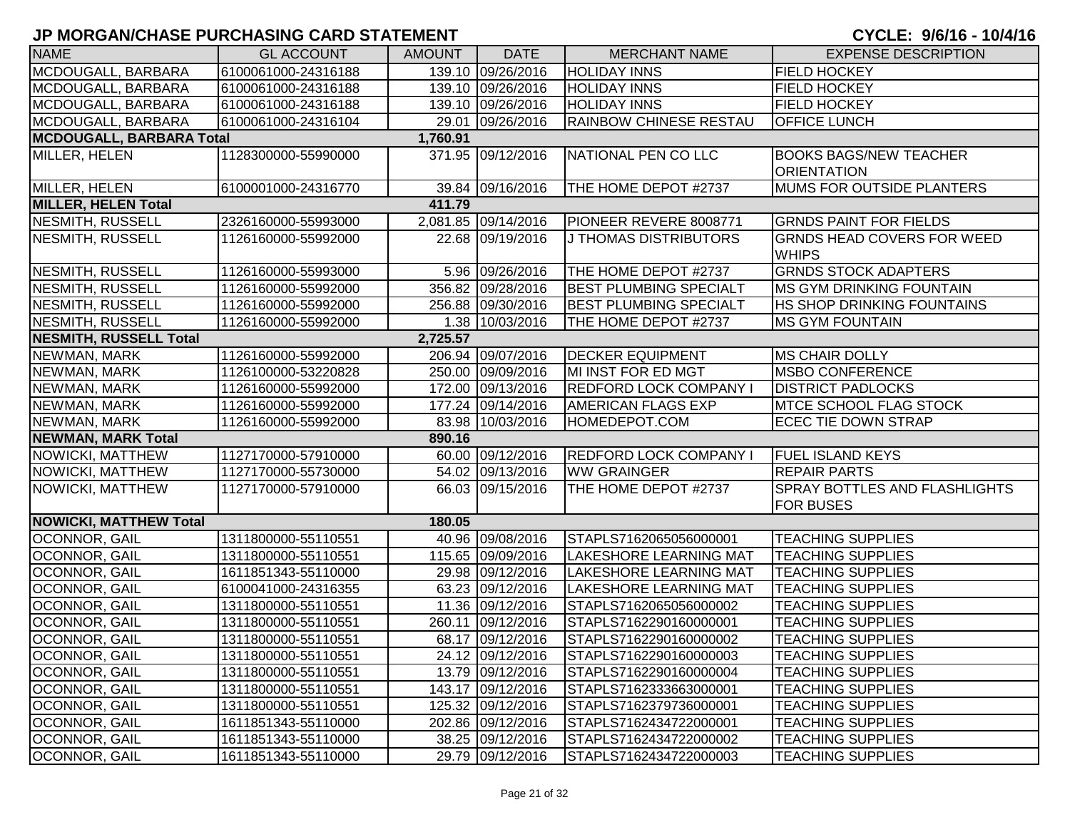# JP MORGAN/CHASE PURCHASING CARD STATEMENT

**CYCLE: 9/6/16 - 10/4/16**

| NAME | GL ACCOUNT | AMOUNT | DATE | MERCHANT NAME | EXPENSE DESCRIPTION |
|---|---|---|---|---|---|
| MCDOUGALL, BARBARA | 6100061000-24316188 | 139.10 | 09/26/2016 | HOLIDAY INNS | FIELD HOCKEY |
| MCDOUGALL, BARBARA | 6100061000-24316188 | 139.10 | 09/26/2016 | HOLIDAY INNS | FIELD HOCKEY |
| MCDOUGALL, BARBARA | 6100061000-24316188 | 139.10 | 09/26/2016 | HOLIDAY INNS | FIELD HOCKEY |
| MCDOUGALL, BARBARA | 6100061000-24316104 | 29.01 | 09/26/2016 | RAINBOW CHINESE RESTAU | OFFICE LUNCH |
| **MCDOUGALL, BARBARA Total** | | **1,760.91** | | | |
| MILLER, HELEN | 1128300000-55990000 | 371.95 | 09/12/2016 | NATIONAL PEN CO LLC | BOOKS BAGS/NEW TEACHER ORIENTATION |
| MILLER, HELEN | 6100001000-24316770 | 39.84 | 09/16/2016 | THE HOME DEPOT #2737 | MUMS FOR OUTSIDE PLANTERS |
| **MILLER, HELEN Total** | | **411.79** | | | |
| NESMITH, RUSSELL | 2326160000-55993000 | 2,081.85 | 09/14/2016 | PIONEER REVERE 8008771 | GRNDS PAINT FOR FIELDS |
| NESMITH, RUSSELL | 1126160000-55992000 | 22.68 | 09/19/2016 | J THOMAS DISTRIBUTORS | GRNDS HEAD COVERS FOR WEED WHIPS |
| NESMITH, RUSSELL | 1126160000-55993000 | 5.96 | 09/26/2016 | THE HOME DEPOT #2737 | GRNDS STOCK ADAPTERS |
| NESMITH, RUSSELL | 1126160000-55992000 | 356.82 | 09/28/2016 | BEST PLUMBING SPECIALT | MS GYM DRINKING FOUNTAIN |
| NESMITH, RUSSELL | 1126160000-55992000 | 256.88 | 09/30/2016 | BEST PLUMBING SPECIALT | HS SHOP DRINKING FOUNTAINS |
| NESMITH, RUSSELL | 1126160000-55992000 | 1.38 | 10/03/2016 | THE HOME DEPOT #2737 | MS GYM FOUNTAIN |
| **NESMITH, RUSSELL Total** | | **2,725.57** | | | |
| NEWMAN, MARK | 1126160000-55992000 | 206.94 | 09/07/2016 | DECKER EQUIPMENT | MS CHAIR DOLLY |
| NEWMAN, MARK | 1126100000-53220828 | 250.00 | 09/09/2016 | MI INST FOR ED MGT | MSBO CONFERENCE |
| NEWMAN, MARK | 1126160000-55992000 | 172.00 | 09/13/2016 | REDFORD LOCK COMPANY I | DISTRICT PADLOCKS |
| NEWMAN, MARK | 1126160000-55992000 | 177.24 | 09/14/2016 | AMERICAN FLAGS EXP | MTCE SCHOOL FLAG STOCK |
| NEWMAN, MARK | 1126160000-55992000 | 83.98 | 10/03/2016 | HOMEDEPOT.COM | ECEC TIE DOWN STRAP |
| **NEWMAN, MARK Total** | | **890.16** | | | |
| NOWICKI, MATTHEW | 1127170000-57910000 | 60.00 | 09/12/2016 | REDFORD LOCK COMPANY I | FUEL ISLAND KEYS |
| NOWICKI, MATTHEW | 1127170000-55730000 | 54.02 | 09/13/2016 | WW GRAINGER | REPAIR PARTS |
| NOWICKI, MATTHEW | 1127170000-57910000 | 66.03 | 09/15/2016 | THE HOME DEPOT #2737 | SPRAY BOTTLES AND FLASHLIGHTS FOR BUSES |
| **NOWICKI, MATTHEW Total** | | **180.05** | | | |
| OCONNOR, GAIL | 1311800000-55110551 | 40.96 | 09/08/2016 | STAPLS7162065056000001 | TEACHING SUPPLIES |
| OCONNOR, GAIL | 1311800000-55110551 | 115.65 | 09/09/2016 | LAKESHORE LEARNING MAT | TEACHING SUPPLIES |
| OCONNOR, GAIL | 1611851343-55110000 | 29.98 | 09/12/2016 | LAKESHORE LEARNING MAT | TEACHING SUPPLIES |
| OCONNOR, GAIL | 6100041000-24316355 | 63.23 | 09/12/2016 | LAKESHORE LEARNING MAT | TEACHING SUPPLIES |
| OCONNOR, GAIL | 1311800000-55110551 | 11.36 | 09/12/2016 | STAPLS7162065056000002 | TEACHING SUPPLIES |
| OCONNOR, GAIL | 1311800000-55110551 | 260.11 | 09/12/2016 | STAPLS7162290160000001 | TEACHING SUPPLIES |
| OCONNOR, GAIL | 1311800000-55110551 | 68.17 | 09/12/2016 | STAPLS7162290160000002 | TEACHING SUPPLIES |
| OCONNOR, GAIL | 1311800000-55110551 | 24.12 | 09/12/2016 | STAPLS7162290160000003 | TEACHING SUPPLIES |
| OCONNOR, GAIL | 1311800000-55110551 | 13.79 | 09/12/2016 | STAPLS7162290160000004 | TEACHING SUPPLIES |
| OCONNOR, GAIL | 1311800000-55110551 | 143.17 | 09/12/2016 | STAPLS7162333663000001 | TEACHING SUPPLIES |
| OCONNOR, GAIL | 1311800000-55110551 | 125.32 | 09/12/2016 | STAPLS7162379736000001 | TEACHING SUPPLIES |
| OCONNOR, GAIL | 1611851343-55110000 | 202.86 | 09/12/2016 | STAPLS7162434722000001 | TEACHING SUPPLIES |
| OCONNOR, GAIL | 1611851343-55110000 | 38.25 | 09/12/2016 | STAPLS7162434722000002 | TEACHING SUPPLIES |
| OCONNOR, GAIL | 1611851343-55110000 | 29.79 | 09/12/2016 | STAPLS7162434722000003 | TEACHING SUPPLIES |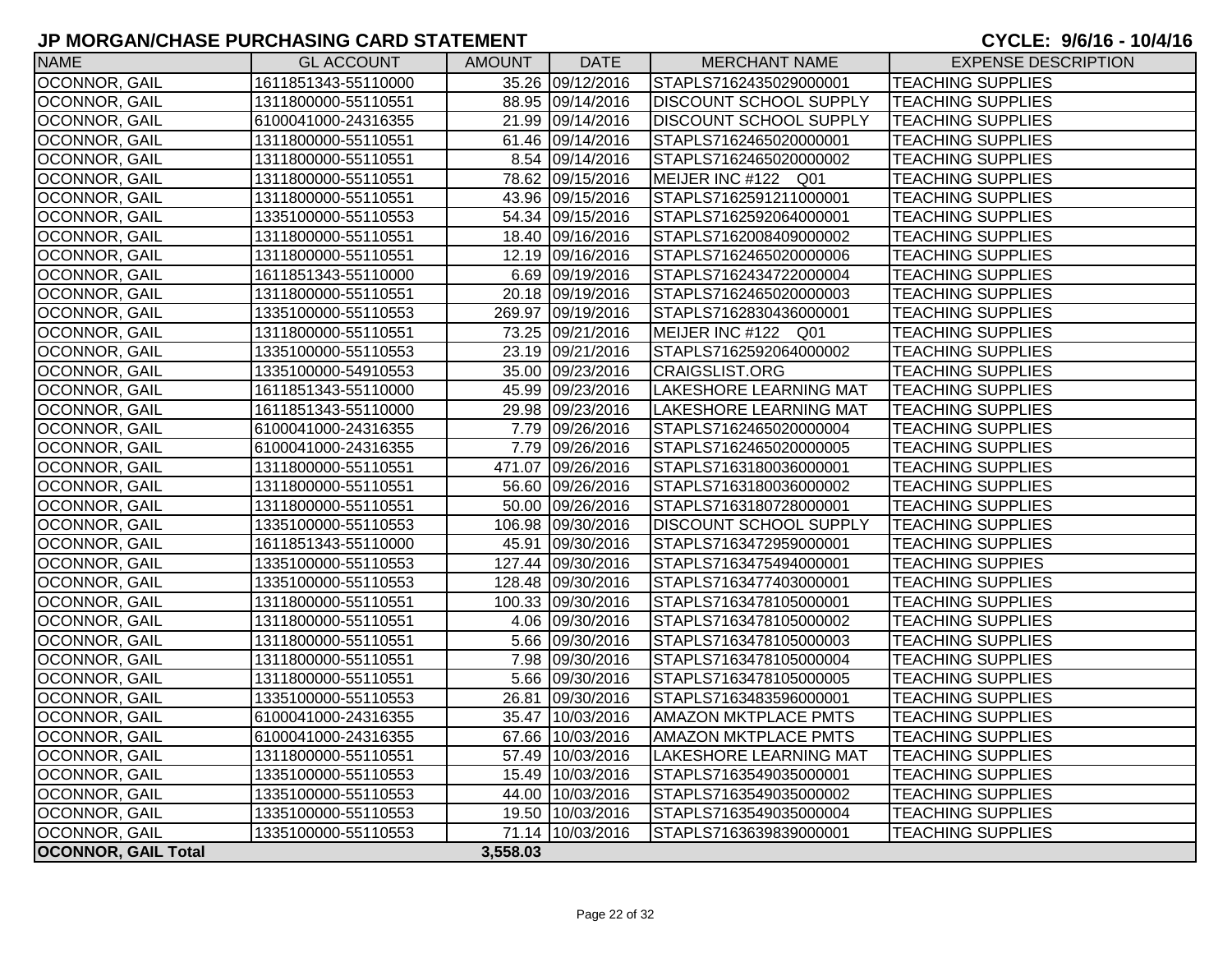# JP MORGAN/CHASE PURCHASING CARD STATEMENT

**CYCLE: 9/6/16 - 10/4/16**

| NAME | GL ACCOUNT | AMOUNT | DATE | MERCHANT NAME | EXPENSE DESCRIPTION |
|---|---|---|---|---|---|
| OCONNOR, GAIL | 1611851343-55110000 | 35.26 | 09/12/2016 | STAPLS7162435029000001 | TEACHING SUPPLIES |
| OCONNOR, GAIL | 1311800000-55110551 | 88.95 | 09/14/2016 | DISCOUNT SCHOOL SUPPLY | TEACHING SUPPLIES |
| OCONNOR, GAIL | 6100041000-24316355 | 21.99 | 09/14/2016 | DISCOUNT SCHOOL SUPPLY | TEACHING SUPPLIES |
| OCONNOR, GAIL | 1311800000-55110551 | 61.46 | 09/14/2016 | STAPLS7162465020000001 | TEACHING SUPPLIES |
| OCONNOR, GAIL | 1311800000-55110551 | 8.54 | 09/14/2016 | STAPLS7162465020000002 | TEACHING SUPPLIES |
| OCONNOR, GAIL | 1311800000-55110551 | 78.62 | 09/15/2016 | MEIJER INC #122 Q01 | TEACHING SUPPLIES |
| OCONNOR, GAIL | 1311800000-55110551 | 43.96 | 09/15/2016 | STAPLS7162591211000001 | TEACHING SUPPLIES |
| OCONNOR, GAIL | 1335100000-55110553 | 54.34 | 09/15/2016 | STAPLS7162592064000001 | TEACHING SUPPLIES |
| OCONNOR, GAIL | 1311800000-55110551 | 18.40 | 09/16/2016 | STAPLS7162008409000002 | TEACHING SUPPLIES |
| OCONNOR, GAIL | 1311800000-55110551 | 12.19 | 09/16/2016 | STAPLS7162465020000006 | TEACHING SUPPLIES |
| OCONNOR, GAIL | 1611851343-55110000 | 6.69 | 09/19/2016 | STAPLS7162434722000004 | TEACHING SUPPLIES |
| OCONNOR, GAIL | 1311800000-55110551 | 20.18 | 09/19/2016 | STAPLS7162465020000003 | TEACHING SUPPLIES |
| OCONNOR, GAIL | 1335100000-55110553 | 269.97 | 09/19/2016 | STAPLS7162830436000001 | TEACHING SUPPLIES |
| OCONNOR, GAIL | 1311800000-55110551 | 73.25 | 09/21/2016 | MEIJER INC #122 Q01 | TEACHING SUPPLIES |
| OCONNOR, GAIL | 1335100000-55110553 | 23.19 | 09/21/2016 | STAPLS7162592064000002 | TEACHING SUPPLIES |
| OCONNOR, GAIL | 1335100000-54910553 | 35.00 | 09/23/2016 | CRAIGSLIST.ORG | TEACHING SUPPLIES |
| OCONNOR, GAIL | 1611851343-55110000 | 45.99 | 09/23/2016 | LAKESHORE LEARNING MAT | TEACHING SUPPLIES |
| OCONNOR, GAIL | 1611851343-55110000 | 29.98 | 09/23/2016 | LAKESHORE LEARNING MAT | TEACHING SUPPLIES |
| OCONNOR, GAIL | 6100041000-24316355 | 7.79 | 09/26/2016 | STAPLS7162465020000004 | TEACHING SUPPLIES |
| OCONNOR, GAIL | 6100041000-24316355 | 7.79 | 09/26/2016 | STAPLS7162465020000005 | TEACHING SUPPLIES |
| OCONNOR, GAIL | 1311800000-55110551 | 471.07 | 09/26/2016 | STAPLS7163180036000001 | TEACHING SUPPLIES |
| OCONNOR, GAIL | 1311800000-55110551 | 56.60 | 09/26/2016 | STAPLS7163180036000002 | TEACHING SUPPLIES |
| OCONNOR, GAIL | 1311800000-55110551 | 50.00 | 09/26/2016 | STAPLS7163180728000001 | TEACHING SUPPLIES |
| OCONNOR, GAIL | 1335100000-55110553 | 106.98 | 09/30/2016 | DISCOUNT SCHOOL SUPPLY | TEACHING SUPPLIES |
| OCONNOR, GAIL | 1611851343-55110000 | 45.91 | 09/30/2016 | STAPLS7163472959000001 | TEACHING SUPPLIES |
| OCONNOR, GAIL | 1335100000-55110553 | 127.44 | 09/30/2016 | STAPLS7163475494000001 | TEACHING SUPPIES |
| OCONNOR, GAIL | 1335100000-55110553 | 128.48 | 09/30/2016 | STAPLS7163477403000001 | TEACHING SUPPLIES |
| OCONNOR, GAIL | 1311800000-55110551 | 100.33 | 09/30/2016 | STAPLS7163478105000001 | TEACHING SUPPLIES |
| OCONNOR, GAIL | 1311800000-55110551 | 4.06 | 09/30/2016 | STAPLS7163478105000002 | TEACHING SUPPLIES |
| OCONNOR, GAIL | 1311800000-55110551 | 5.66 | 09/30/2016 | STAPLS7163478105000003 | TEACHING SUPPLIES |
| OCONNOR, GAIL | 1311800000-55110551 | 7.98 | 09/30/2016 | STAPLS7163478105000004 | TEACHING SUPPLIES |
| OCONNOR, GAIL | 1311800000-55110551 | 5.66 | 09/30/2016 | STAPLS7163478105000005 | TEACHING SUPPLIES |
| OCONNOR, GAIL | 1335100000-55110553 | 26.81 | 09/30/2016 | STAPLS7163483596000001 | TEACHING SUPPLIES |
| OCONNOR, GAIL | 6100041000-24316355 | 35.47 | 10/03/2016 | AMAZON MKTPLACE PMTS | TEACHING SUPPLIES |
| OCONNOR, GAIL | 6100041000-24316355 | 67.66 | 10/03/2016 | AMAZON MKTPLACE PMTS | TEACHING SUPPLIES |
| OCONNOR, GAIL | 1311800000-55110551 | 57.49 | 10/03/2016 | LAKESHORE LEARNING MAT | TEACHING SUPPLIES |
| OCONNOR, GAIL | 1335100000-55110553 | 15.49 | 10/03/2016 | STAPLS7163549035000001 | TEACHING SUPPLIES |
| OCONNOR, GAIL | 1335100000-55110553 | 44.00 | 10/03/2016 | STAPLS7163549035000002 | TEACHING SUPPLIES |
| OCONNOR, GAIL | 1335100000-55110553 | 19.50 | 10/03/2016 | STAPLS7163549035000004 | TEACHING SUPPLIES |
| OCONNOR, GAIL | 1335100000-55110553 | 71.14 | 10/03/2016 | STAPLS7163639839000001 | TEACHING SUPPLIES |
| **OCONNOR, GAIL Total** | | **3,558.03** | | | |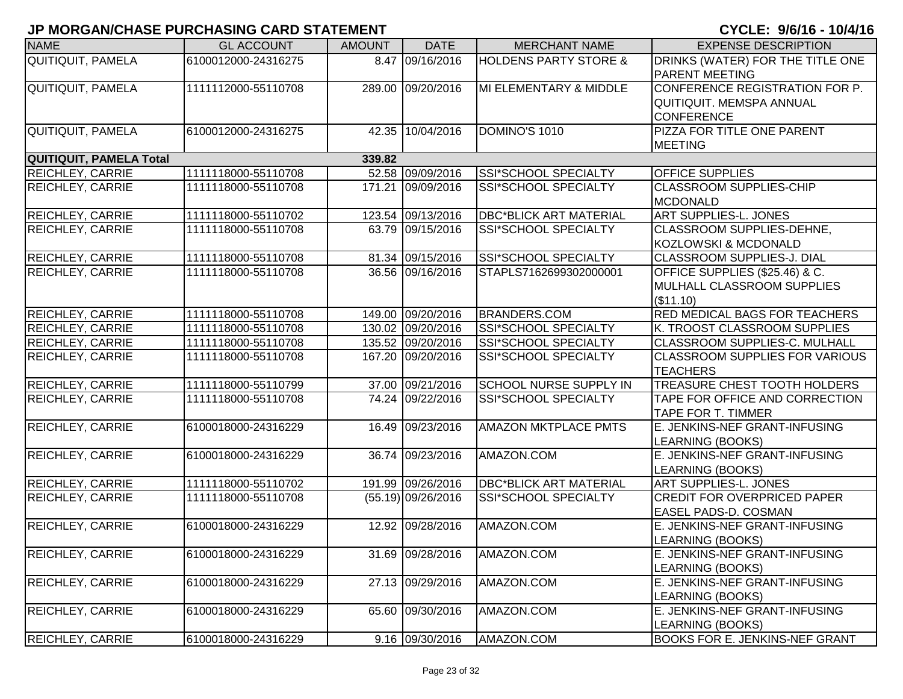# JP MORGAN/CHASE PURCHASING CARD STATEMENT

**CYCLE: 9/6/16 - 10/4/16**

| NAME | GL ACCOUNT | AMOUNT | DATE | MERCHANT NAME | EXPENSE DESCRIPTION |
|---|---|---|---|---|---|
| QUITIQUIT, PAMELA | 6100012000-24316275 | 8.47 | 09/16/2016 | HOLDENS PARTY STORE & | DRINKS (WATER) FOR THE TITLE ONE PARENT MEETING |
| QUITIQUIT, PAMELA | 1111112000-55110708 | 289.00 | 09/20/2016 | MI ELEMENTARY & MIDDLE | CONFERENCE REGISTRATION FOR P. QUITIQUIT. MEMSPA ANNUAL CONFERENCE |
| QUITIQUIT, PAMELA | 6100012000-24316275 | 42.35 | 10/04/2016 | DOMINO'S 1010 | PIZZA FOR TITLE ONE PARENT MEETING |
| **QUITIQUIT, PAMELA Total** | | **339.82** | | | |
| REICHLEY, CARRIE | 1111118000-55110708 | 52.58 | 09/09/2016 | SSI*SCHOOL SPECIALTY | OFFICE SUPPLIES |
| REICHLEY, CARRIE | 1111118000-55110708 | 171.21 | 09/09/2016 | SSI*SCHOOL SPECIALTY | CLASSROOM SUPPLIES-CHIP MCDONALD |
| REICHLEY, CARRIE | 1111118000-55110702 | 123.54 | 09/13/2016 | DBC*BLICK ART MATERIAL | ART SUPPLIES-L. JONES |
| REICHLEY, CARRIE | 1111118000-55110708 | 63.79 | 09/15/2016 | SSI*SCHOOL SPECIALTY | CLASSROOM SUPPLIES-DEHNE, KOZLOWSKI & MCDONALD |
| REICHLEY, CARRIE | 1111118000-55110708 | 81.34 | 09/15/2016 | SSI*SCHOOL SPECIALTY | CLASSROOM SUPPLIES-J. DIAL |
| REICHLEY, CARRIE | 1111118000-55110708 | 36.56 | 09/16/2016 | STAPLS7162699302000001 | OFFICE SUPPLIES ($25.46) & C. MULHALL CLASSROOM SUPPLIES ($11.10) |
| REICHLEY, CARRIE | 1111118000-55110708 | 149.00 | 09/20/2016 | BRANDERS.COM | RED MEDICAL BAGS FOR TEACHERS |
| REICHLEY, CARRIE | 1111118000-55110708 | 130.02 | 09/20/2016 | SSI*SCHOOL SPECIALTY | K. TROOST CLASSROOM SUPPLIES |
| REICHLEY, CARRIE | 1111118000-55110708 | 135.52 | 09/20/2016 | SSI*SCHOOL SPECIALTY | CLASSROOM SUPPLIES-C. MULHALL |
| REICHLEY, CARRIE | 1111118000-55110708 | 167.20 | 09/20/2016 | SSI*SCHOOL SPECIALTY | CLASSROOM SUPPLIES FOR VARIOUS TEACHERS |
| REICHLEY, CARRIE | 1111118000-55110799 | 37.00 | 09/21/2016 | SCHOOL NURSE SUPPLY IN | TREASURE CHEST TOOTH HOLDERS |
| REICHLEY, CARRIE | 1111118000-55110708 | 74.24 | 09/22/2016 | SSI*SCHOOL SPECIALTY | TAPE FOR OFFICE AND CORRECTION TAPE FOR T. TIMMER |
| REICHLEY, CARRIE | 6100018000-24316229 | 16.49 | 09/23/2016 | AMAZON MKTPLACE PMTS | E. JENKINS-NEF GRANT-INFUSING LEARNING (BOOKS) |
| REICHLEY, CARRIE | 6100018000-24316229 | 36.74 | 09/23/2016 | AMAZON.COM | E. JENKINS-NEF GRANT-INFUSING LEARNING (BOOKS) |
| REICHLEY, CARRIE | 1111118000-55110702 | 191.99 | 09/26/2016 | DBC*BLICK ART MATERIAL | ART SUPPLIES-L. JONES |
| REICHLEY, CARRIE | 1111118000-55110708 | (55.19) | 09/26/2016 | SSI*SCHOOL SPECIALTY | CREDIT FOR OVERPRICED PAPER EASEL PADS-D. COSMAN |
| REICHLEY, CARRIE | 6100018000-24316229 | 12.92 | 09/28/2016 | AMAZON.COM | E. JENKINS-NEF GRANT-INFUSING LEARNING (BOOKS) |
| REICHLEY, CARRIE | 6100018000-24316229 | 31.69 | 09/28/2016 | AMAZON.COM | E. JENKINS-NEF GRANT-INFUSING LEARNING (BOOKS) |
| REICHLEY, CARRIE | 6100018000-24316229 | 27.13 | 09/29/2016 | AMAZON.COM | E. JENKINS-NEF GRANT-INFUSING LEARNING (BOOKS) |
| REICHLEY, CARRIE | 6100018000-24316229 | 65.60 | 09/30/2016 | AMAZON.COM | E. JENKINS-NEF GRANT-INFUSING LEARNING (BOOKS) |
| REICHLEY, CARRIE | 6100018000-24316229 | 9.16 | 09/30/2016 | AMAZON.COM | BOOKS FOR E. JENKINS-NEF GRANT |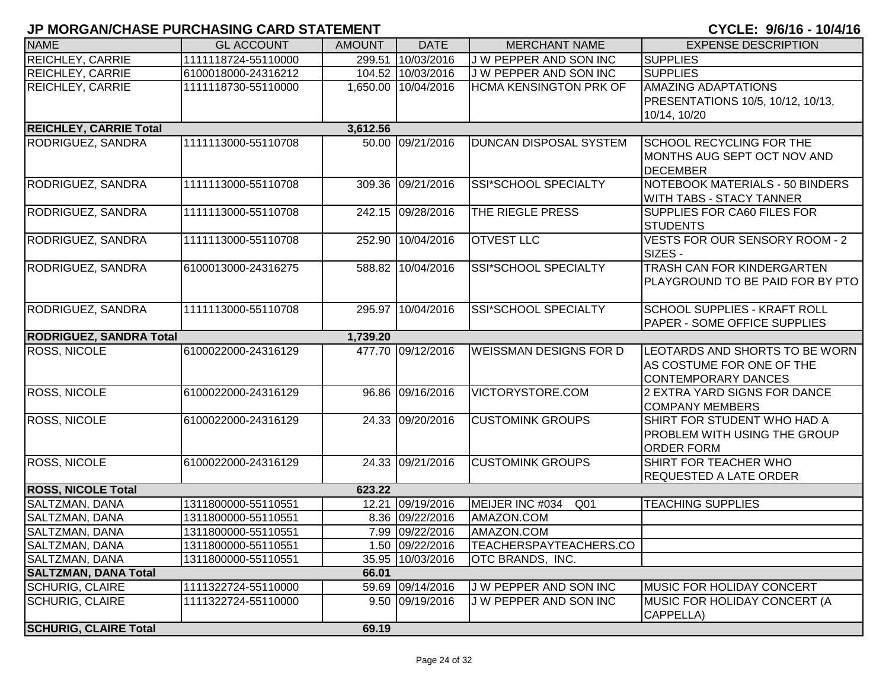## JP MORGAN/CHASE PURCHASING CARD STATEMENT

**CYCLE: 9/6/16 - 10/4/16**

| NAME | GL ACCOUNT | AMOUNT | DATE | MERCHANT NAME | EXPENSE DESCRIPTION |
|---|---|---|---|---|---|
| REICHLEY, CARRIE | 1111118724-55110000 | 299.51 | 10/03/2016 | J W PEPPER AND SON INC | SUPPLIES |
| REICHLEY, CARRIE | 6100018000-24316212 | 104.52 | 10/03/2016 | J W PEPPER AND SON INC | SUPPLIES |
| REICHLEY, CARRIE | 1111118730-55110000 | 1,650.00 | 10/04/2016 | HCMA KENSINGTON PRK OF | AMAZING ADAPTATIONS PRESENTATIONS 10/5, 10/12, 10/13, 10/14, 10/20 |
| **REICHLEY, CARRIE Total** | | **3,612.56** | | | |
| RODRIGUEZ, SANDRA | 1111113000-55110708 | 50.00 | 09/21/2016 | DUNCAN DISPOSAL SYSTEM | SCHOOL RECYCLING FOR THE MONTHS AUG SEPT OCT NOV AND DECEMBER |
| RODRIGUEZ, SANDRA | 1111113000-55110708 | 309.36 | 09/21/2016 | SSI*SCHOOL SPECIALTY | NOTEBOOK MATERIALS - 50 BINDERS WITH TABS - STACY TANNER |
| RODRIGUEZ, SANDRA | 1111113000-55110708 | 242.15 | 09/28/2016 | THE RIEGLE PRESS | SUPPLIES FOR CA60 FILES FOR STUDENTS |
| RODRIGUEZ, SANDRA | 1111113000-55110708 | 252.90 | 10/04/2016 | OTVEST LLC | VESTS FOR OUR SENSORY ROOM - 2 SIZES - |
| RODRIGUEZ, SANDRA | 6100013000-24316275 | 588.82 | 10/04/2016 | SSI*SCHOOL SPECIALTY | TRASH CAN FOR KINDERGARTEN PLAYGROUND TO BE PAID FOR BY PTO |
| RODRIGUEZ, SANDRA | 1111113000-55110708 | 295.97 | 10/04/2016 | SSI*SCHOOL SPECIALTY | SCHOOL SUPPLIES - KRAFT ROLL PAPER - SOME OFFICE SUPPLIES |
| **RODRIGUEZ, SANDRA Total** | | **1,739.20** | | | |
| ROSS, NICOLE | 6100022000-24316129 | 477.70 | 09/12/2016 | WEISSMAN DESIGNS FOR D | LEOTARDS AND SHORTS TO BE WORN AS COSTUME FOR ONE OF THE CONTEMPORARY DANCES |
| ROSS, NICOLE | 6100022000-24316129 | 96.86 | 09/16/2016 | VICTORYSTORE.COM | 2 EXTRA YARD SIGNS FOR DANCE COMPANY MEMBERS |
| ROSS, NICOLE | 6100022000-24316129 | 24.33 | 09/20/2016 | CUSTOMINK GROUPS | SHIRT FOR STUDENT WHO HAD A PROBLEM WITH USING THE GROUP ORDER FORM |
| ROSS, NICOLE | 6100022000-24316129 | 24.33 | 09/21/2016 | CUSTOMINK GROUPS | SHIRT FOR TEACHER WHO REQUESTED A LATE ORDER |
| **ROSS, NICOLE Total** | | **623.22** | | | |
| SALTZMAN, DANA | 1311800000-55110551 | 12.21 | 09/19/2016 | MEIJER INC #034 Q01 | TEACHING SUPPLIES |
| SALTZMAN, DANA | 1311800000-55110551 | 8.36 | 09/22/2016 | AMAZON.COM | |
| SALTZMAN, DANA | 1311800000-55110551 | 7.99 | 09/22/2016 | AMAZON.COM | |
| SALTZMAN, DANA | 1311800000-55110551 | 1.50 | 09/22/2016 | TEACHERSPAYTEACHERS.CO | |
| SALTZMAN, DANA | 1311800000-55110551 | 35.95 | 10/03/2016 | OTC BRANDS, INC. | |
| **SALTZMAN, DANA Total** | | **66.01** | | | |
| SCHURIG, CLAIRE | 1111322724-55110000 | 59.69 | 09/14/2016 | J W PEPPER AND SON INC | MUSIC FOR HOLIDAY CONCERT |
| SCHURIG, CLAIRE | 1111322724-55110000 | 9.50 | 09/19/2016 | J W PEPPER AND SON INC | MUSIC FOR HOLIDAY CONCERT (A CAPPELLA) |
| **SCHURIG, CLAIRE Total** | | **69.19** | | | |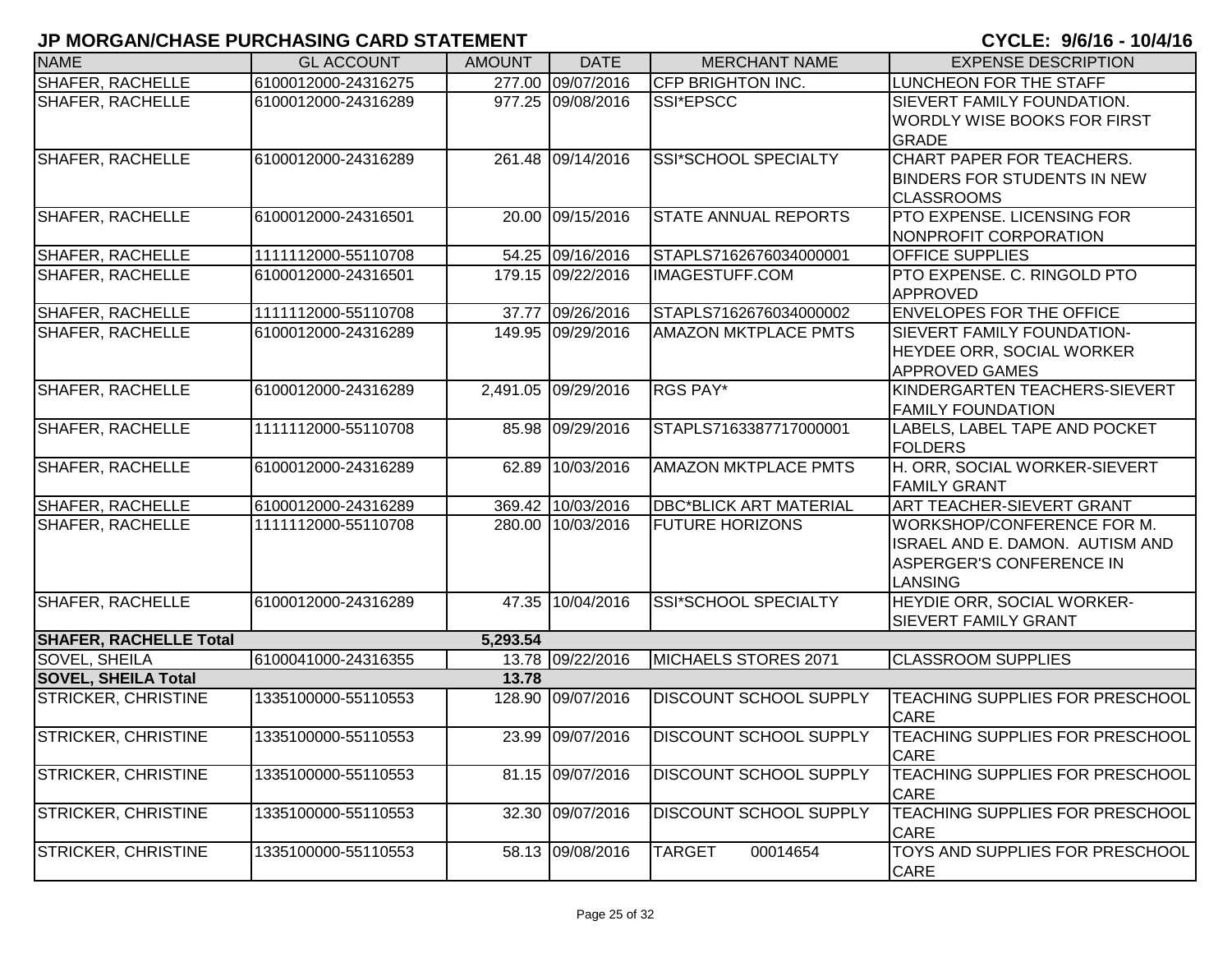## JP MORGAN/CHASE PURCHASING CARD STATEMENT

**CYCLE: 9/6/16 - 10/4/16**

| NAME | GL ACCOUNT | AMOUNT | DATE | MERCHANT NAME | EXPENSE DESCRIPTION |
|---|---|---|---|---|---|
| SHAFER, RACHELLE | 6100012000-24316275 | 277.00 | 09/07/2016 | CFP BRIGHTON INC. | LUNCHEON FOR THE STAFF |
| SHAFER, RACHELLE | 6100012000-24316289 | 977.25 | 09/08/2016 | SSI*EPSCC | SIEVERT FAMILY FOUNDATION. WORDLY WISE BOOKS FOR FIRST GRADE |
| SHAFER, RACHELLE | 6100012000-24316289 | 261.48 | 09/14/2016 | SSI*SCHOOL SPECIALTY | CHART PAPER FOR TEACHERS. BINDERS FOR STUDENTS IN NEW CLASSROOMS |
| SHAFER, RACHELLE | 6100012000-24316501 | 20.00 | 09/15/2016 | STATE ANNUAL REPORTS | PTO EXPENSE. LICENSING FOR NONPROFIT CORPORATION |
| SHAFER, RACHELLE | 1111112000-55110708 | 54.25 | 09/16/2016 | STAPLS7162676034000001 | OFFICE SUPPLIES |
| SHAFER, RACHELLE | 6100012000-24316501 | 179.15 | 09/22/2016 | IMAGESTUFF.COM | PTO EXPENSE. C. RINGOLD PTO APPROVED |
| SHAFER, RACHELLE | 1111112000-55110708 | 37.77 | 09/26/2016 | STAPLS7162676034000002 | ENVELOPES FOR THE OFFICE |
| SHAFER, RACHELLE | 6100012000-24316289 | 149.95 | 09/29/2016 | AMAZON MKTPLACE PMTS | SIEVERT FAMILY FOUNDATION- HEYDEE ORR, SOCIAL WORKER APPROVED GAMES |
| SHAFER, RACHELLE | 6100012000-24316289 | 2,491.05 | 09/29/2016 | RGS PAY* | KINDERGARTEN TEACHERS-SIEVERT FAMILY FOUNDATION |
| SHAFER, RACHELLE | 1111112000-55110708 | 85.98 | 09/29/2016 | STAPLS7163387717000001 | LABELS, LABEL TAPE AND POCKET FOLDERS |
| SHAFER, RACHELLE | 6100012000-24316289 | 62.89 | 10/03/2016 | AMAZON MKTPLACE PMTS | H. ORR, SOCIAL WORKER-SIEVERT FAMILY GRANT |
| SHAFER, RACHELLE | 6100012000-24316289 | 369.42 | 10/03/2016 | DBC*BLICK ART MATERIAL | ART TEACHER-SIEVERT GRANT |
| SHAFER, RACHELLE | 1111112000-55110708 | 280.00 | 10/03/2016 | FUTURE HORIZONS | WORKSHOP/CONFERENCE FOR M. ISRAEL AND E. DAMON. AUTISM AND ASPERGER'S CONFERENCE IN LANSING |
| SHAFER, RACHELLE | 6100012000-24316289 | 47.35 | 10/04/2016 | SSI*SCHOOL SPECIALTY | HEYDIE ORR, SOCIAL WORKER-SIEVERT FAMILY GRANT |
| **SHAFER, RACHELLE Total** | | **5,293.54** | | | |
| SOVEL, SHEILA | 6100041000-24316355 | 13.78 | 09/22/2016 | MICHAELS STORES 2071 | CLASSROOM SUPPLIES |
| **SOVEL, SHEILA Total** | | **13.78** | | | |
| STRICKER, CHRISTINE | 1335100000-55110553 | 128.90 | 09/07/2016 | DISCOUNT SCHOOL SUPPLY | TEACHING SUPPLIES FOR PRESCHOOL CARE |
| STRICKER, CHRISTINE | 1335100000-55110553 | 23.99 | 09/07/2016 | DISCOUNT SCHOOL SUPPLY | TEACHING SUPPLIES FOR PRESCHOOL CARE |
| STRICKER, CHRISTINE | 1335100000-55110553 | 81.15 | 09/07/2016 | DISCOUNT SCHOOL SUPPLY | TEACHING SUPPLIES FOR PRESCHOOL CARE |
| STRICKER, CHRISTINE | 1335100000-55110553 | 32.30 | 09/07/2016 | DISCOUNT SCHOOL SUPPLY | TEACHING SUPPLIES FOR PRESCHOOL CARE |
| STRICKER, CHRISTINE | 1335100000-55110553 | 58.13 | 09/08/2016 | TARGET 00014654 | TOYS AND SUPPLIES FOR PRESCHOOL CARE |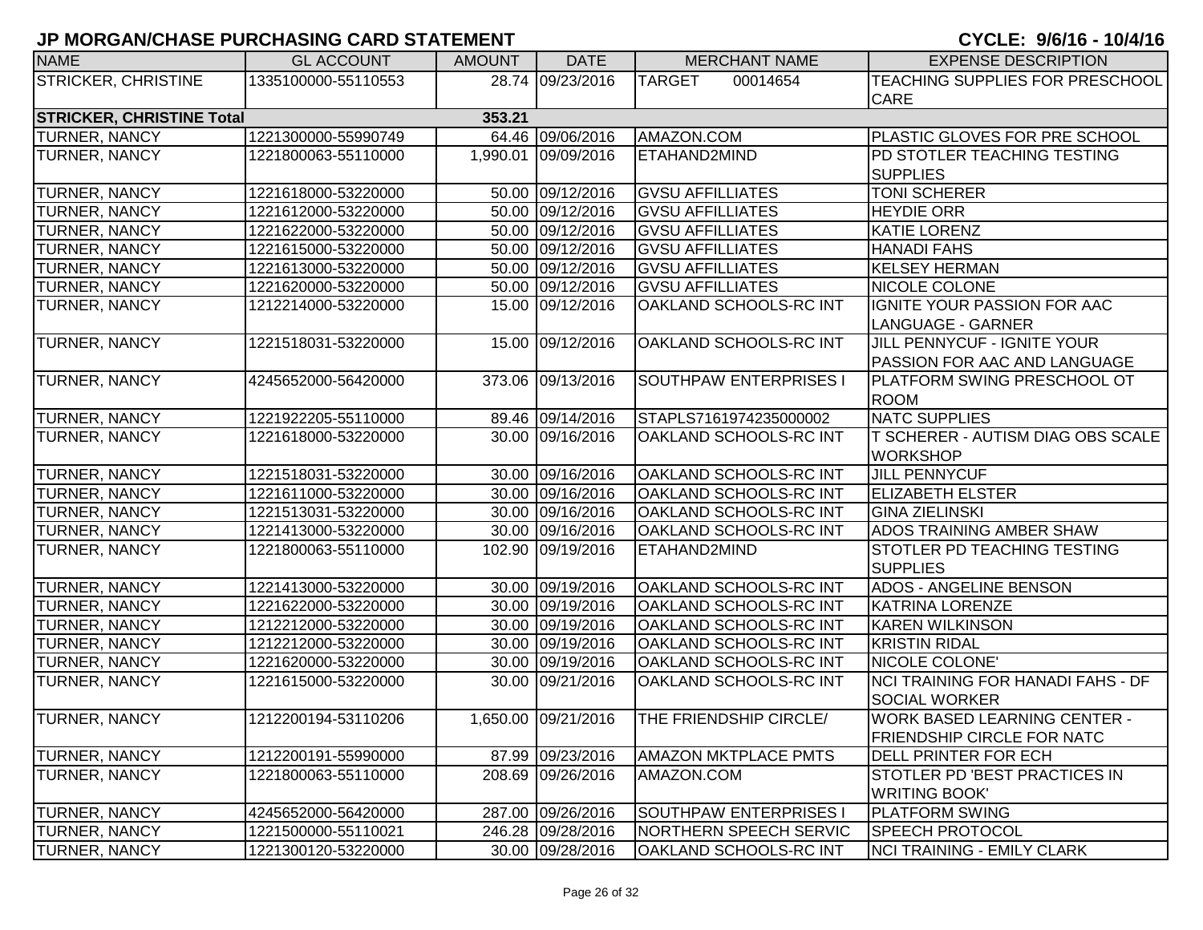# JP MORGAN/CHASE PURCHASING CARD STATEMENT

**CYCLE: 9/6/16 - 10/4/16**

| NAME | GL ACCOUNT | AMOUNT | DATE | MERCHANT NAME | EXPENSE DESCRIPTION |
|---|---|---|---|---|---|
| STRICKER, CHRISTINE | 1335100000-55110553 | 28.74 | 09/23/2016 | TARGET 00014654 | TEACHING SUPPLIES FOR PRESCHOOL CARE |
| **STRICKER, CHRISTINE Total** | | **353.21** | | | |
| TURNER, NANCY | 1221300000-55990749 | 64.46 | 09/06/2016 | AMAZON.COM | PLASTIC GLOVES FOR PRE SCHOOL |
| TURNER, NANCY | 1221800063-55110000 | 1,990.01 | 09/09/2016 | ETAHAND2MIND | PD STOTLER TEACHING TESTING SUPPLIES |
| TURNER, NANCY | 1221618000-53220000 | 50.00 | 09/12/2016 | GVSU AFFILLIATES | TONI SCHERER |
| TURNER, NANCY | 1221612000-53220000 | 50.00 | 09/12/2016 | GVSU AFFILLIATES | HEYDIE ORR |
| TURNER, NANCY | 1221622000-53220000 | 50.00 | 09/12/2016 | GVSU AFFILLIATES | KATIE LORENZ |
| TURNER, NANCY | 1221615000-53220000 | 50.00 | 09/12/2016 | GVSU AFFILLIATES | HANADI FAHS |
| TURNER, NANCY | 1221613000-53220000 | 50.00 | 09/12/2016 | GVSU AFFILLIATES | KELSEY HERMAN |
| TURNER, NANCY | 1221620000-53220000 | 50.00 | 09/12/2016 | GVSU AFFILLIATES | NICOLE COLONE |
| TURNER, NANCY | 1212214000-53220000 | 15.00 | 09/12/2016 | OAKLAND SCHOOLS-RC INT | IGNITE YOUR PASSION FOR AAC LANGUAGE - GARNER |
| TURNER, NANCY | 1221518031-53220000 | 15.00 | 09/12/2016 | OAKLAND SCHOOLS-RC INT | JILL PENNYCUF - IGNITE YOUR PASSION FOR AAC AND LANGUAGE |
| TURNER, NANCY | 4245652000-56420000 | 373.06 | 09/13/2016 | SOUTHPAW ENTERPRISES I | PLATFORM SWING PRESCHOOL OT ROOM |
| TURNER, NANCY | 1221922205-55110000 | 89.46 | 09/14/2016 | STAPLS7161974235000002 | NATC SUPPLIES |
| TURNER, NANCY | 1221618000-53220000 | 30.00 | 09/16/2016 | OAKLAND SCHOOLS-RC INT | T SCHERER - AUTISM DIAG OBS SCALE WORKSHOP |
| TURNER, NANCY | 1221518031-53220000 | 30.00 | 09/16/2016 | OAKLAND SCHOOLS-RC INT | JILL PENNYCUF |
| TURNER, NANCY | 1221611000-53220000 | 30.00 | 09/16/2016 | OAKLAND SCHOOLS-RC INT | ELIZABETH ELSTER |
| TURNER, NANCY | 1221513031-53220000 | 30.00 | 09/16/2016 | OAKLAND SCHOOLS-RC INT | GINA ZIELINSKI |
| TURNER, NANCY | 1221413000-53220000 | 30.00 | 09/16/2016 | OAKLAND SCHOOLS-RC INT | ADOS TRAINING AMBER SHAW |
| TURNER, NANCY | 1221800063-55110000 | 102.90 | 09/19/2016 | ETAHAND2MIND | STOTLER PD TEACHING TESTING SUPPLIES |
| TURNER, NANCY | 1221413000-53220000 | 30.00 | 09/19/2016 | OAKLAND SCHOOLS-RC INT | ADOS - ANGELINE BENSON |
| TURNER, NANCY | 1221622000-53220000 | 30.00 | 09/19/2016 | OAKLAND SCHOOLS-RC INT | KATRINA LORENZE |
| TURNER, NANCY | 1212212000-53220000 | 30.00 | 09/19/2016 | OAKLAND SCHOOLS-RC INT | KAREN WILKINSON |
| TURNER, NANCY | 1212212000-53220000 | 30.00 | 09/19/2016 | OAKLAND SCHOOLS-RC INT | KRISTIN RIDAL |
| TURNER, NANCY | 1221620000-53220000 | 30.00 | 09/19/2016 | OAKLAND SCHOOLS-RC INT | NICOLE COLONE' |
| TURNER, NANCY | 1221615000-53220000 | 30.00 | 09/21/2016 | OAKLAND SCHOOLS-RC INT | NCI TRAINING FOR HANADI FAHS - DF SOCIAL WORKER |
| TURNER, NANCY | 1212200194-53110206 | 1,650.00 | 09/21/2016 | THE FRIENDSHIP CIRCLE/ | WORK BASED LEARNING CENTER - FRIENDSHIP CIRCLE FOR NATC |
| TURNER, NANCY | 1212200191-55990000 | 87.99 | 09/23/2016 | AMAZON MKTPLACE PMTS | DELL PRINTER FOR ECH |
| TURNER, NANCY | 1221800063-55110000 | 208.69 | 09/26/2016 | AMAZON.COM | STOTLER PD 'BEST PRACTICES IN WRITING BOOK' |
| TURNER, NANCY | 4245652000-56420000 | 287.00 | 09/26/2016 | SOUTHPAW ENTERPRISES I | PLATFORM SWING |
| TURNER, NANCY | 1221500000-55110021 | 246.28 | 09/28/2016 | NORTHERN SPEECH SERVIC | SPEECH PROTOCOL |
| TURNER, NANCY | 1221300120-53220000 | 30.00 | 09/28/2016 | OAKLAND SCHOOLS-RC INT | NCI TRAINING - EMILY CLARK |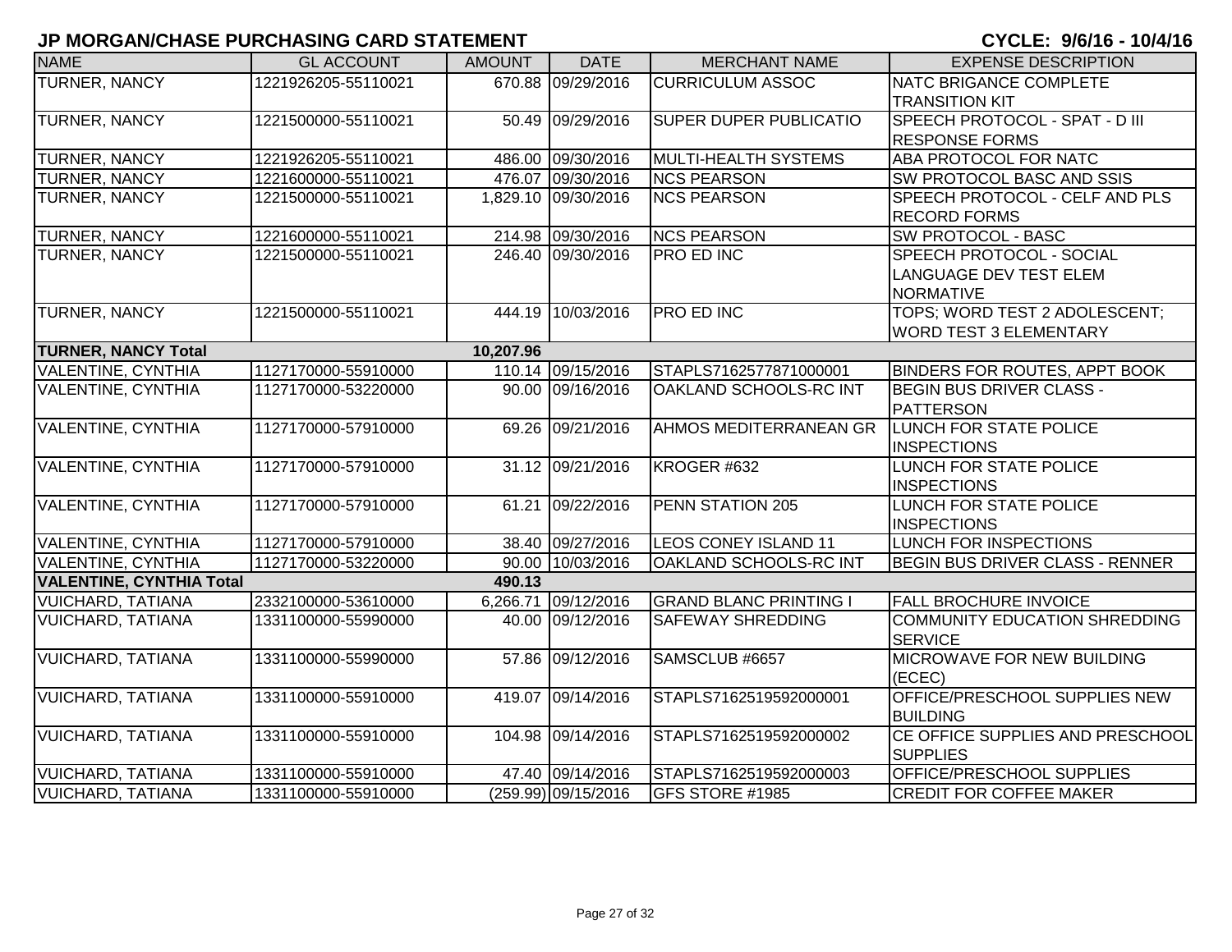# JP MORGAN/CHASE PURCHASING CARD STATEMENT

**CYCLE: 9/6/16 - 10/4/16**

| NAME | GL ACCOUNT | AMOUNT | DATE | MERCHANT NAME | EXPENSE DESCRIPTION |
|---|---|---|---|---|---|
| TURNER, NANCY | 1221926205-55110021 | 670.88 | 09/29/2016 | CURRICULUM ASSOC | NATC BRIGANCE COMPLETE TRANSITION KIT |
| TURNER, NANCY | 1221500000-55110021 | 50.49 | 09/29/2016 | SUPER DUPER PUBLICATIO | SPEECH PROTOCOL - SPAT - D III RESPONSE FORMS |
| TURNER, NANCY | 1221926205-55110021 | 486.00 | 09/30/2016 | MULTI-HEALTH SYSTEMS | ABA PROTOCOL FOR NATC |
| TURNER, NANCY | 1221600000-55110021 | 476.07 | 09/30/2016 | NCS PEARSON | SW PROTOCOL BASC AND SSIS |
| TURNER, NANCY | 1221500000-55110021 | 1,829.10 | 09/30/2016 | NCS PEARSON | SPEECH PROTOCOL - CELF AND PLS RECORD FORMS |
| TURNER, NANCY | 1221600000-55110021 | 214.98 | 09/30/2016 | NCS PEARSON | SW PROTOCOL - BASC |
| TURNER, NANCY | 1221500000-55110021 | 246.40 | 09/30/2016 | PRO ED INC | SPEECH PROTOCOL - SOCIAL LANGUAGE DEV TEST ELEM NORMATIVE |
| TURNER, NANCY | 1221500000-55110021 | 444.19 | 10/03/2016 | PRO ED INC | TOPS; WORD TEST 2 ADOLESCENT; WORD TEST 3 ELEMENTARY |
| **TURNER, NANCY Total** | | **10,207.96** | | | |
| VALENTINE, CYNTHIA | 1127170000-55910000 | 110.14 | 09/15/2016 | STAPLS7162577871000001 | BINDERS FOR ROUTES, APPT BOOK |
| VALENTINE, CYNTHIA | 1127170000-53220000 | 90.00 | 09/16/2016 | OAKLAND SCHOOLS-RC INT | BEGIN BUS DRIVER CLASS - PATTERSON |
| VALENTINE, CYNTHIA | 1127170000-57910000 | 69.26 | 09/21/2016 | AHMOS MEDITERRANEAN GR | LUNCH FOR STATE POLICE INSPECTIONS |
| VALENTINE, CYNTHIA | 1127170000-57910000 | 31.12 | 09/21/2016 | KROGER #632 | LUNCH FOR STATE POLICE INSPECTIONS |
| VALENTINE, CYNTHIA | 1127170000-57910000 | 61.21 | 09/22/2016 | PENN STATION 205 | LUNCH FOR STATE POLICE INSPECTIONS |
| VALENTINE, CYNTHIA | 1127170000-57910000 | 38.40 | 09/27/2016 | LEOS CONEY ISLAND 11 | LUNCH FOR INSPECTIONS |
| VALENTINE, CYNTHIA | 1127170000-53220000 | 90.00 | 10/03/2016 | OAKLAND SCHOOLS-RC INT | BEGIN BUS DRIVER CLASS - RENNER |
| **VALENTINE, CYNTHIA Total** | | **490.13** | | | |
| VUICHARD, TATIANA | 2332100000-53610000 | 6,266.71 | 09/12/2016 | GRAND BLANC PRINTING I | FALL BROCHURE INVOICE |
| VUICHARD, TATIANA | 1331100000-55990000 | 40.00 | 09/12/2016 | SAFEWAY SHREDDING | COMMUNITY EDUCATION SHREDDING SERVICE |
| VUICHARD, TATIANA | 1331100000-55990000 | 57.86 | 09/12/2016 | SAMSCLUB #6657 | MICROWAVE FOR NEW BUILDING (ECEC) |
| VUICHARD, TATIANA | 1331100000-55910000 | 419.07 | 09/14/2016 | STAPLS7162519592000001 | OFFICE/PRESCHOOL SUPPLIES NEW BUILDING |
| VUICHARD, TATIANA | 1331100000-55910000 | 104.98 | 09/14/2016 | STAPLS7162519592000002 | CE OFFICE SUPPLIES AND PRESCHOOL SUPPLIES |
| VUICHARD, TATIANA | 1331100000-55910000 | 47.40 | 09/14/2016 | STAPLS7162519592000003 | OFFICE/PRESCHOOL SUPPLIES |
| VUICHARD, TATIANA | 1331100000-55910000 | (259.99) | 09/15/2016 | GFS STORE #1985 | CREDIT FOR COFFEE MAKER |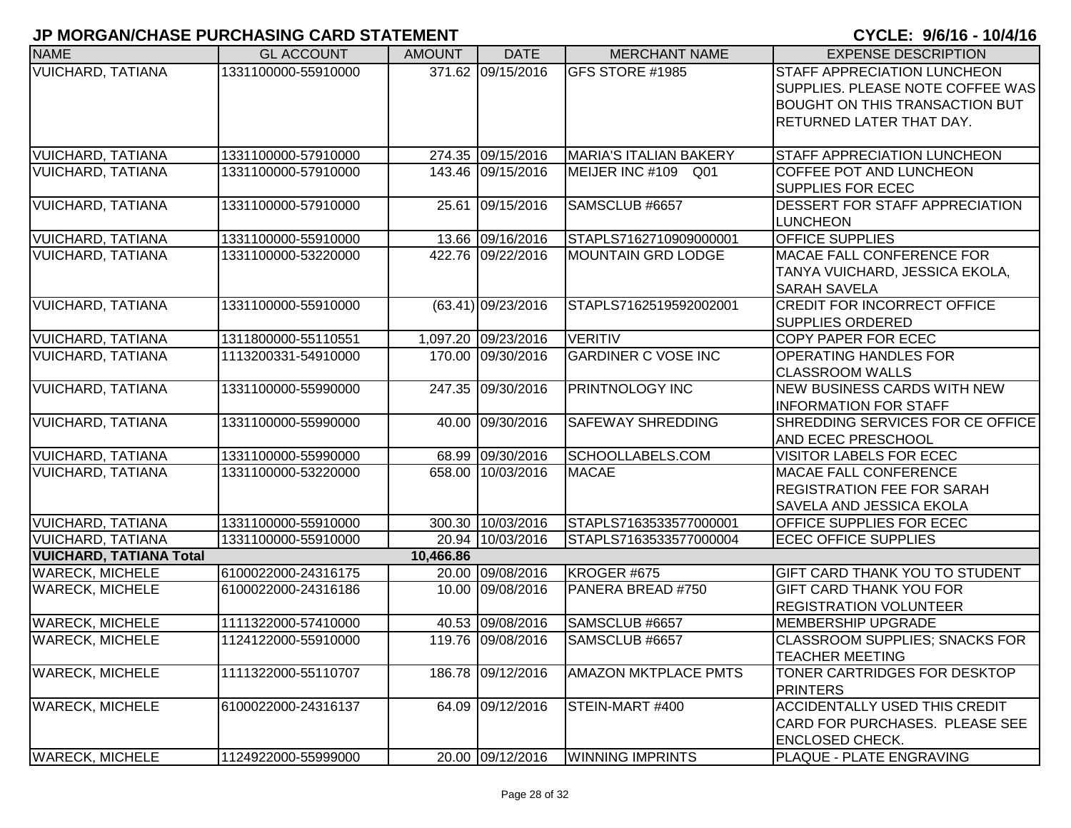## JP MORGAN/CHASE PURCHASING CARD STATEMENT

**CYCLE: 9/6/16 - 10/4/16**

| NAME | GL ACCOUNT | AMOUNT | DATE | MERCHANT NAME | EXPENSE DESCRIPTION |
|---|---|---|---|---|---|
| VUICHARD, TATIANA | 1331100000-55910000 | 371.62 | 09/15/2016 | GFS STORE #1985 | STAFF APPRECIATION LUNCHEON SUPPLIES. PLEASE NOTE COFFEE WAS BOUGHT ON THIS TRANSACTION BUT RETURNED LATER THAT DAY. |
| VUICHARD, TATIANA | 1331100000-57910000 | 274.35 | 09/15/2016 | MARIA'S ITALIAN BAKERY | STAFF APPRECIATION LUNCHEON |
| VUICHARD, TATIANA | 1331100000-57910000 | 143.46 | 09/15/2016 | MEIJER INC #109 Q01 | COFFEE POT AND LUNCHEON SUPPLIES FOR ECEC |
| VUICHARD, TATIANA | 1331100000-57910000 | 25.61 | 09/15/2016 | SAMSCLUB #6657 | DESSERT FOR STAFF APPRECIATION LUNCHEON |
| VUICHARD, TATIANA | 1331100000-55910000 | 13.66 | 09/16/2016 | STAPLS7162710909000001 | OFFICE SUPPLIES |
| VUICHARD, TATIANA | 1331100000-53220000 | 422.76 | 09/22/2016 | MOUNTAIN GRD LODGE | MACAE FALL CONFERENCE FOR TANYA VUICHARD, JESSICA EKOLA, SARAH SAVELA |
| VUICHARD, TATIANA | 1331100000-55910000 | (63.41) | 09/23/2016 | STAPLS7162519592002001 | CREDIT FOR INCORRECT OFFICE SUPPLIES ORDERED |
| VUICHARD, TATIANA | 1311800000-55110551 | 1,097.20 | 09/23/2016 | VERITIV | COPY PAPER FOR ECEC |
| VUICHARD, TATIANA | 1113200331-54910000 | 170.00 | 09/30/2016 | GARDINER C VOSE INC | OPERATING HANDLES FOR CLASSROOM WALLS |
| VUICHARD, TATIANA | 1331100000-55990000 | 247.35 | 09/30/2016 | PRINTNOLOGY INC | NEW BUSINESS CARDS WITH NEW INFORMATION FOR STAFF |
| VUICHARD, TATIANA | 1331100000-55990000 | 40.00 | 09/30/2016 | SAFEWAY SHREDDING | SHREDDING SERVICES FOR CE OFFICE AND ECEC PRESCHOOL |
| VUICHARD, TATIANA | 1331100000-55990000 | 68.99 | 09/30/2016 | SCHOOLLABELS.COM | VISITOR LABELS FOR ECEC |
| VUICHARD, TATIANA | 1331100000-53220000 | 658.00 | 10/03/2016 | MACAE | MACAE FALL CONFERENCE REGISTRATION FEE FOR SARAH SAVELA AND JESSICA EKOLA |
| VUICHARD, TATIANA | 1331100000-55910000 | 300.30 | 10/03/2016 | STAPLS7163533577000001 | OFFICE SUPPLIES FOR ECEC |
| VUICHARD, TATIANA | 1331100000-55910000 | 20.94 | 10/03/2016 | STAPLS7163533577000004 | ECEC OFFICE SUPPLIES |
| **VUICHARD, TATIANA Total** | | **10,466.86** | | | |
| WARECK, MICHELE | 6100022000-24316175 | 20.00 | 09/08/2016 | KROGER #675 | GIFT CARD THANK YOU TO STUDENT |
| WARECK, MICHELE | 6100022000-24316186 | 10.00 | 09/08/2016 | PANERA BREAD #750 | GIFT CARD THANK YOU FOR REGISTRATION VOLUNTEER |
| WARECK, MICHELE | 1111322000-57410000 | 40.53 | 09/08/2016 | SAMSCLUB #6657 | MEMBERSHIP UPGRADE |
| WARECK, MICHELE | 1124122000-55910000 | 119.76 | 09/08/2016 | SAMSCLUB #6657 | CLASSROOM SUPPLIES; SNACKS FOR TEACHER MEETING |
| WARECK, MICHELE | 1111322000-55110707 | 186.78 | 09/12/2016 | AMAZON MKTPLACE PMTS | TONER CARTRIDGES FOR DESKTOP PRINTERS |
| WARECK, MICHELE | 6100022000-24316137 | 64.09 | 09/12/2016 | STEIN-MART #400 | ACCIDENTALLY USED THIS CREDIT CARD FOR PURCHASES. PLEASE SEE ENCLOSED CHECK. |
| WARECK, MICHELE | 1124922000-55999000 | 20.00 | 09/12/2016 | WINNING IMPRINTS | PLAQUE - PLATE ENGRAVING |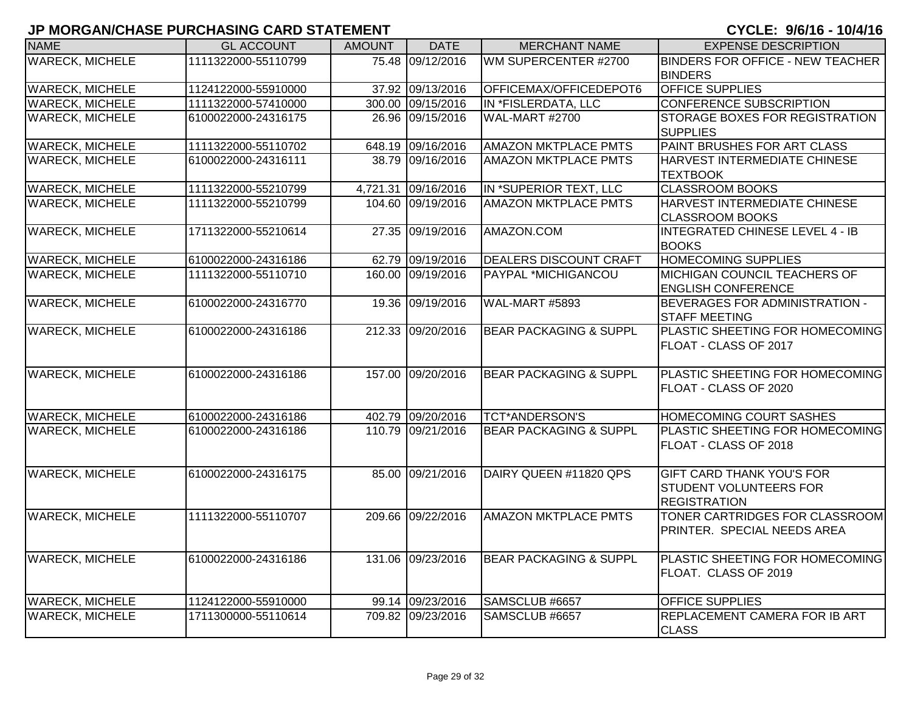# JP MORGAN/CHASE PURCHASING CARD STATEMENT

**CYCLE: 9/6/16 - 10/4/16**

| NAME | GL ACCOUNT | AMOUNT | DATE | MERCHANT NAME | EXPENSE DESCRIPTION |
|---|---|---|---|---|---|
| WARECK, MICHELE | 1111322000-55110799 | 75.48 | 09/12/2016 | WM SUPERCENTER #2700 | BINDERS FOR OFFICE - NEW TEACHER BINDERS |
| WARECK, MICHELE | 1124122000-55910000 | 37.92 | 09/13/2016 | OFFICEMAX/OFFICEDEPOT6 | OFFICE SUPPLIES |
| WARECK, MICHELE | 1111322000-57410000 | 300.00 | 09/15/2016 | IN *FISLERDATA, LLC | CONFERENCE SUBSCRIPTION |
| WARECK, MICHELE | 6100022000-24316175 | 26.96 | 09/15/2016 | WAL-MART #2700 | STORAGE BOXES FOR REGISTRATION SUPPLIES |
| WARECK, MICHELE | 1111322000-55110702 | 648.19 | 09/16/2016 | AMAZON MKTPLACE PMTS | PAINT BRUSHES FOR ART CLASS |
| WARECK, MICHELE | 6100022000-24316111 | 38.79 | 09/16/2016 | AMAZON MKTPLACE PMTS | HARVEST INTERMEDIATE CHINESE TEXTBOOK |
| WARECK, MICHELE | 1111322000-55210799 | 4,721.31 | 09/16/2016 | IN *SUPERIOR TEXT, LLC | CLASSROOM BOOKS |
| WARECK, MICHELE | 1111322000-55210799 | 104.60 | 09/19/2016 | AMAZON MKTPLACE PMTS | HARVEST INTERMEDIATE CHINESE CLASSROOM BOOKS |
| WARECK, MICHELE | 1711322000-55210614 | 27.35 | 09/19/2016 | AMAZON.COM | INTEGRATED CHINESE LEVEL 4 - IB BOOKS |
| WARECK, MICHELE | 6100022000-24316186 | 62.79 | 09/19/2016 | DEALERS DISCOUNT CRAFT | HOMECOMING SUPPLIES |
| WARECK, MICHELE | 1111322000-55110710 | 160.00 | 09/19/2016 | PAYPAL *MICHIGANCOU | MICHIGAN COUNCIL TEACHERS OF ENGLISH CONFERENCE |
| WARECK, MICHELE | 6100022000-24316770 | 19.36 | 09/19/2016 | WAL-MART #5893 | BEVERAGES FOR ADMINISTRATION - STAFF MEETING |
| WARECK, MICHELE | 6100022000-24316186 | 212.33 | 09/20/2016 | BEAR PACKAGING & SUPPL | PLASTIC SHEETING FOR HOMECOMING FLOAT - CLASS OF 2017 |
| WARECK, MICHELE | 6100022000-24316186 | 157.00 | 09/20/2016 | BEAR PACKAGING & SUPPL | PLASTIC SHEETING FOR HOMECOMING FLOAT - CLASS OF 2020 |
| WARECK, MICHELE | 6100022000-24316186 | 402.79 | 09/20/2016 | TCT*ANDERSON'S | HOMECOMING COURT SASHES |
| WARECK, MICHELE | 6100022000-24316186 | 110.79 | 09/21/2016 | BEAR PACKAGING & SUPPL | PLASTIC SHEETING FOR HOMECOMING FLOAT - CLASS OF 2018 |
| WARECK, MICHELE | 6100022000-24316175 | 85.00 | 09/21/2016 | DAIRY QUEEN #11820 QPS | GIFT CARD THANK YOU'S FOR STUDENT VOLUNTEERS FOR REGISTRATION |
| WARECK, MICHELE | 1111322000-55110707 | 209.66 | 09/22/2016 | AMAZON MKTPLACE PMTS | TONER CARTRIDGES FOR CLASSROOM PRINTER. SPECIAL NEEDS AREA |
| WARECK, MICHELE | 6100022000-24316186 | 131.06 | 09/23/2016 | BEAR PACKAGING & SUPPL | PLASTIC SHEETING FOR HOMECOMING FLOAT. CLASS OF 2019 |
| WARECK, MICHELE | 1124122000-55910000 | 99.14 | 09/23/2016 | SAMSCLUB #6657 | OFFICE SUPPLIES |
| WARECK, MICHELE | 1711300000-55110614 | 709.82 | 09/23/2016 | SAMSCLUB #6657 | REPLACEMENT CAMERA FOR IB ART CLASS |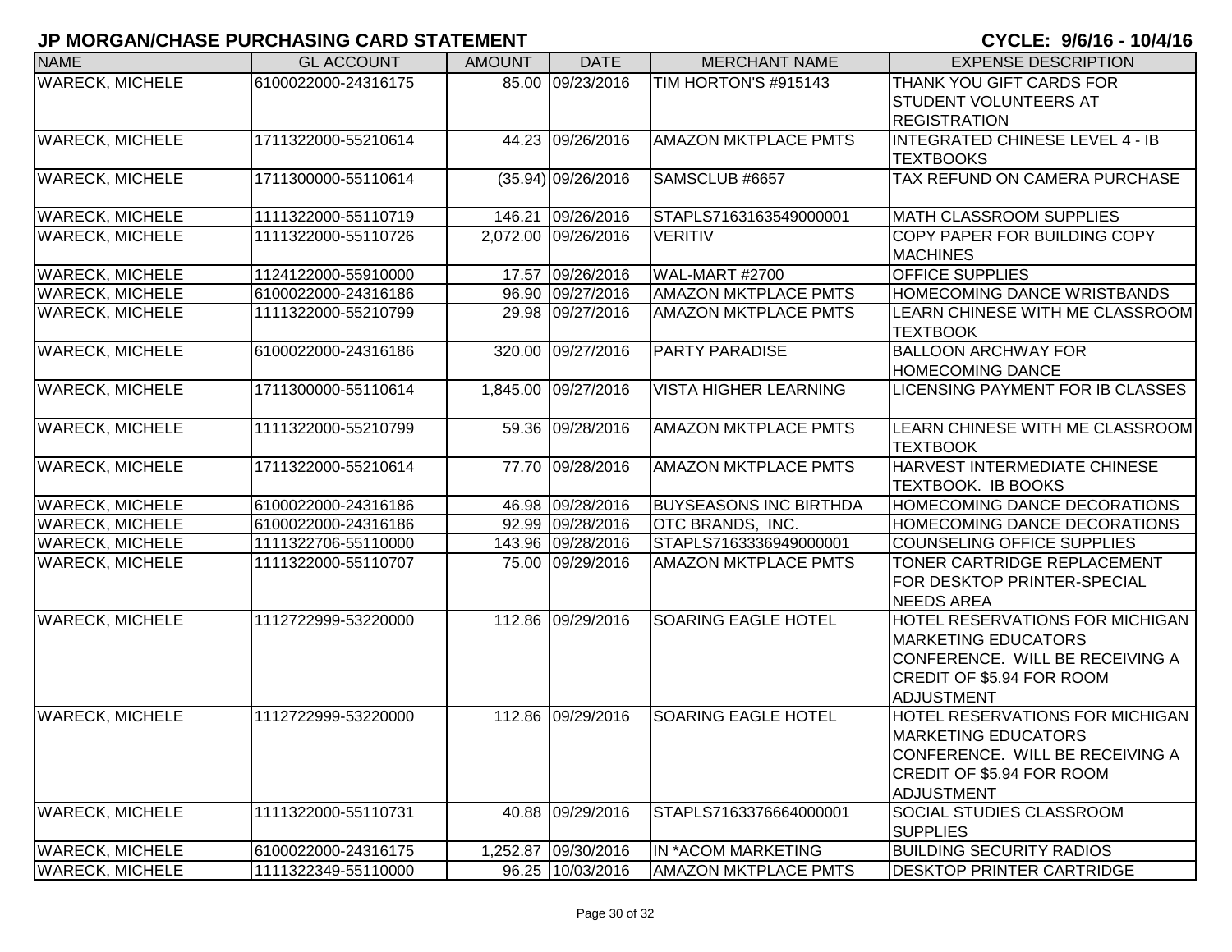# JP MORGAN/CHASE PURCHASING CARD STATEMENT

**CYCLE: 9/6/16 - 10/4/16**

| NAME | GL ACCOUNT | AMOUNT | DATE | MERCHANT NAME | EXPENSE DESCRIPTION |
|---|---|---|---|---|---|
| WARECK, MICHELE | 6100022000-24316175 | 85.00 | 09/23/2016 | TIM HORTON'S #915143 | THANK YOU GIFT CARDS FOR STUDENT VOLUNTEERS AT REGISTRATION |
| WARECK, MICHELE | 1711322000-55210614 | 44.23 | 09/26/2016 | AMAZON MKTPLACE PMTS | INTEGRATED CHINESE LEVEL 4 - IB TEXTBOOKS |
| WARECK, MICHELE | 1711300000-55110614 | (35.94) | 09/26/2016 | SAMSCLUB #6657 | TAX REFUND ON CAMERA PURCHASE |
| WARECK, MICHELE | 1111322000-55110719 | 146.21 | 09/26/2016 | STAPLS7163163549000001 | MATH CLASSROOM SUPPLIES |
| WARECK, MICHELE | 1111322000-55110726 | 2,072.00 | 09/26/2016 | VERITIV | COPY PAPER FOR BUILDING COPY MACHINES |
| WARECK, MICHELE | 1124122000-55910000 | 17.57 | 09/26/2016 | WAL-MART #2700 | OFFICE SUPPLIES |
| WARECK, MICHELE | 6100022000-24316186 | 96.90 | 09/27/2016 | AMAZON MKTPLACE PMTS | HOMECOMING DANCE WRISTBANDS |
| WARECK, MICHELE | 1111322000-55210799 | 29.98 | 09/27/2016 | AMAZON MKTPLACE PMTS | LEARN CHINESE WITH ME CLASSROOM TEXTBOOK |
| WARECK, MICHELE | 6100022000-24316186 | 320.00 | 09/27/2016 | PARTY PARADISE | BALLOON ARCHWAY FOR HOMECOMING DANCE |
| WARECK, MICHELE | 1711300000-55110614 | 1,845.00 | 09/27/2016 | VISTA HIGHER LEARNING | LICENSING PAYMENT FOR IB CLASSES |
| WARECK, MICHELE | 1111322000-55210799 | 59.36 | 09/28/2016 | AMAZON MKTPLACE PMTS | LEARN CHINESE WITH ME CLASSROOM TEXTBOOK |
| WARECK, MICHELE | 1711322000-55210614 | 77.70 | 09/28/2016 | AMAZON MKTPLACE PMTS | HARVEST INTERMEDIATE CHINESE TEXTBOOK. IB BOOKS |
| WARECK, MICHELE | 6100022000-24316186 | 46.98 | 09/28/2016 | BUYSEASONS INC BIRTHDA | HOMECOMING DANCE DECORATIONS |
| WARECK, MICHELE | 6100022000-24316186 | 92.99 | 09/28/2016 | OTC BRANDS, INC. | HOMECOMING DANCE DECORATIONS |
| WARECK, MICHELE | 1111322706-55110000 | 143.96 | 09/28/2016 | STAPLS7163336949000001 | COUNSELING OFFICE SUPPLIES |
| WARECK, MICHELE | 1111322000-55110707 | 75.00 | 09/29/2016 | AMAZON MKTPLACE PMTS | TONER CARTRIDGE REPLACEMENT FOR DESKTOP PRINTER-SPECIAL NEEDS AREA |
| WARECK, MICHELE | 1112722999-53220000 | 112.86 | 09/29/2016 | SOARING EAGLE HOTEL | HOTEL RESERVATIONS FOR MICHIGAN MARKETING EDUCATORS CONFERENCE. WILL BE RECEIVING A CREDIT OF $5.94 FOR ROOM ADJUSTMENT |
| WARECK, MICHELE | 1112722999-53220000 | 112.86 | 09/29/2016 | SOARING EAGLE HOTEL | HOTEL RESERVATIONS FOR MICHIGAN MARKETING EDUCATORS CONFERENCE. WILL BE RECEIVING A CREDIT OF $5.94 FOR ROOM ADJUSTMENT |
| WARECK, MICHELE | 1111322000-55110731 | 40.88 | 09/29/2016 | STAPLS7163376664000001 | SOCIAL STUDIES CLASSROOM SUPPLIES |
| WARECK, MICHELE | 6100022000-24316175 | 1,252.87 | 09/30/2016 | IN *ACOM MARKETING | BUILDING SECURITY RADIOS |
| WARECK, MICHELE | 1111322349-55110000 | 96.25 | 10/03/2016 | AMAZON MKTPLACE PMTS | DESKTOP PRINTER CARTRIDGE |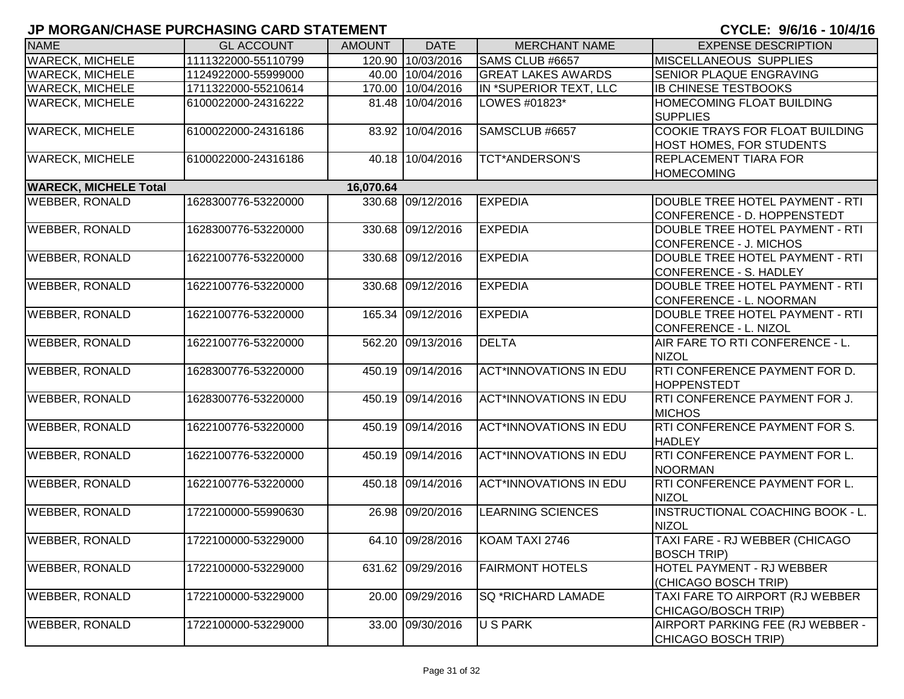# JP MORGAN/CHASE PURCHASING CARD STATEMENT

**CYCLE: 9/6/16 - 10/4/16**

| NAME | GL ACCOUNT | AMOUNT | DATE | MERCHANT NAME | EXPENSE DESCRIPTION |
|---|---|---|---|---|---|
| WARECK, MICHELE | 1111322000-55110799 | 120.90 | 10/03/2016 | SAMS CLUB #6657 | MISCELLANEOUS SUPPLIES |
| WARECK, MICHELE | 1124922000-55999000 | 40.00 | 10/04/2016 | GREAT LAKES AWARDS | SENIOR PLAQUE ENGRAVING |
| WARECK, MICHELE | 1711322000-55210614 | 170.00 | 10/04/2016 | IN *SUPERIOR TEXT, LLC | IB CHINESE TESTBOOKS |
| WARECK, MICHELE | 6100022000-24316222 | 81.48 | 10/04/2016 | LOWES #01823* | HOMECOMING FLOAT BUILDING SUPPLIES |
| WARECK, MICHELE | 6100022000-24316186 | 83.92 | 10/04/2016 | SAMSCLUB #6657 | COOKIE TRAYS FOR FLOAT BUILDING HOST HOMES, FOR STUDENTS |
| WARECK, MICHELE | 6100022000-24316186 | 40.18 | 10/04/2016 | TCT*ANDERSON'S | REPLACEMENT TIARA FOR HOMECOMING |
| **WARECK, MICHELE Total** | | **16,070.64** | | | |
| WEBBER, RONALD | 1628300776-53220000 | 330.68 | 09/12/2016 | EXPEDIA | DOUBLE TREE HOTEL PAYMENT - RTI CONFERENCE - D. HOPPENSTEDT |
| WEBBER, RONALD | 1628300776-53220000 | 330.68 | 09/12/2016 | EXPEDIA | DOUBLE TREE HOTEL PAYMENT - RTI CONFERENCE - J. MICHOS |
| WEBBER, RONALD | 1622100776-53220000 | 330.68 | 09/12/2016 | EXPEDIA | DOUBLE TREE HOTEL PAYMENT - RTI CONFERENCE - S. HADLEY |
| WEBBER, RONALD | 1622100776-53220000 | 330.68 | 09/12/2016 | EXPEDIA | DOUBLE TREE HOTEL PAYMENT - RTI CONFERENCE - L. NOORMAN |
| WEBBER, RONALD | 1622100776-53220000 | 165.34 | 09/12/2016 | EXPEDIA | DOUBLE TREE HOTEL PAYMENT - RTI CONFERENCE - L. NIZOL |
| WEBBER, RONALD | 1622100776-53220000 | 562.20 | 09/13/2016 | DELTA | AIR FARE TO RTI CONFERENCE - L. NIZOL |
| WEBBER, RONALD | 1628300776-53220000 | 450.19 | 09/14/2016 | ACT*INNOVATIONS IN EDU | RTI CONFERENCE PAYMENT FOR D. HOPPENSTEDT |
| WEBBER, RONALD | 1628300776-53220000 | 450.19 | 09/14/2016 | ACT*INNOVATIONS IN EDU | RTI CONFERENCE PAYMENT FOR J. MICHOS |
| WEBBER, RONALD | 1622100776-53220000 | 450.19 | 09/14/2016 | ACT*INNOVATIONS IN EDU | RTI CONFERENCE PAYMENT FOR S. HADLEY |
| WEBBER, RONALD | 1622100776-53220000 | 450.19 | 09/14/2016 | ACT*INNOVATIONS IN EDU | RTI CONFERENCE PAYMENT FOR L. NOORMAN |
| WEBBER, RONALD | 1622100776-53220000 | 450.18 | 09/14/2016 | ACT*INNOVATIONS IN EDU | RTI CONFERENCE PAYMENT FOR L. NIZOL |
| WEBBER, RONALD | 1722100000-55990630 | 26.98 | 09/20/2016 | LEARNING SCIENCES | INSTRUCTIONAL COACHING BOOK - L. NIZOL |
| WEBBER, RONALD | 1722100000-53229000 | 64.10 | 09/28/2016 | KOAM TAXI 2746 | TAXI FARE - RJ WEBBER (CHICAGO BOSCH TRIP) |
| WEBBER, RONALD | 1722100000-53229000 | 631.62 | 09/29/2016 | FAIRMONT HOTELS | HOTEL PAYMENT - RJ WEBBER (CHICAGO BOSCH TRIP) |
| WEBBER, RONALD | 1722100000-53229000 | 20.00 | 09/29/2016 | SQ *RICHARD LAMADE | TAXI FARE TO AIRPORT (RJ WEBBER CHICAGO/BOSCH TRIP) |
| WEBBER, RONALD | 1722100000-53229000 | 33.00 | 09/30/2016 | U S PARK | AIRPORT PARKING FEE (RJ WEBBER - CHICAGO BOSCH TRIP) |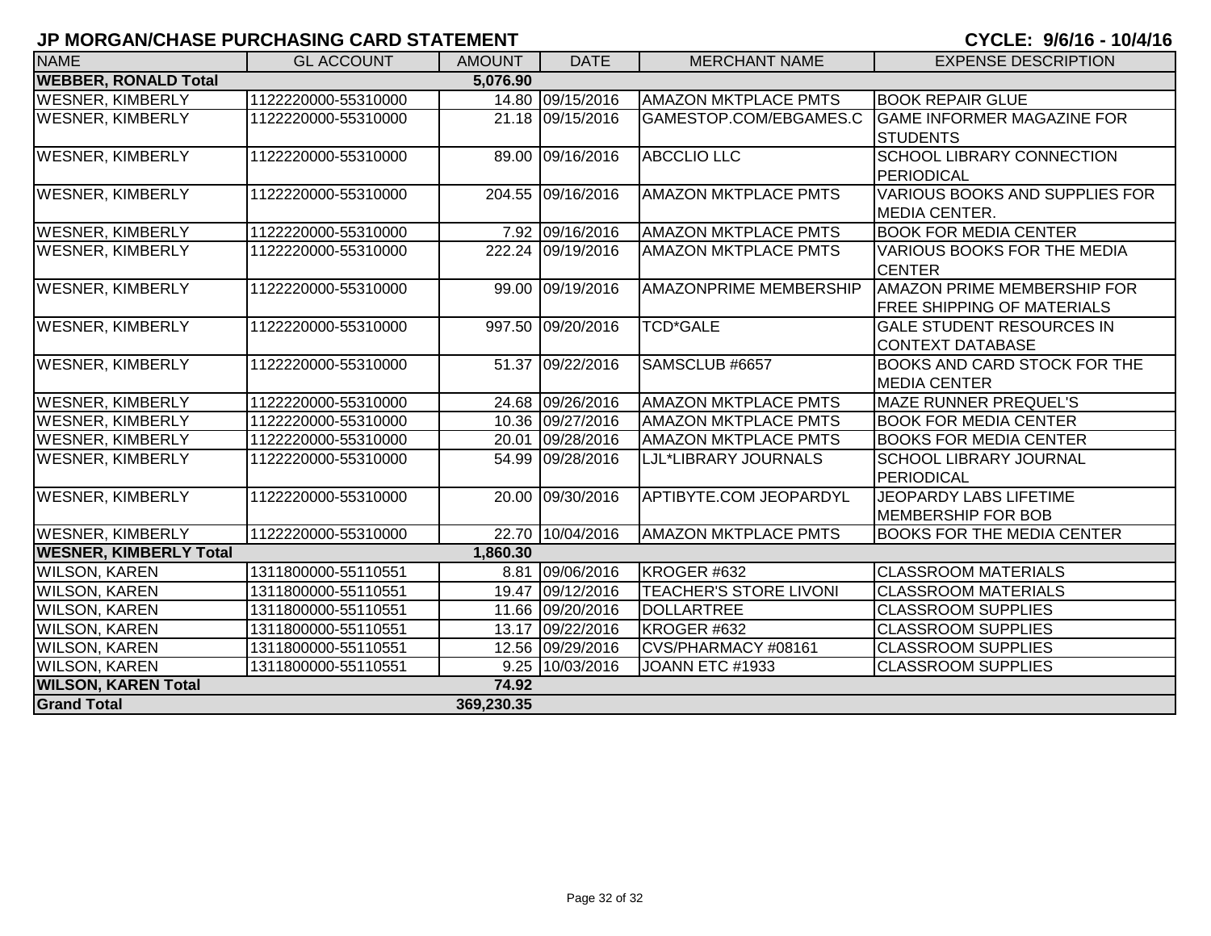## JP MORGAN/CHASE PURCHASING CARD STATEMENT

**CYCLE: 9/6/16 - 10/4/16**

| NAME | GL ACCOUNT | AMOUNT | DATE | MERCHANT NAME | EXPENSE DESCRIPTION |
|---|---|---|---|---|---|
| **WEBBER, RONALD Total** | | **5,076.90** | | | |
| WESNER, KIMBERLY | 1122220000-55310000 | 14.80 | 09/15/2016 | AMAZON MKTPLACE PMTS | BOOK REPAIR GLUE |
| WESNER, KIMBERLY | 1122220000-55310000 | 21.18 | 09/15/2016 | GAMESTOP.COM/EBGAMES.C | GAME INFORMER MAGAZINE FOR STUDENTS |
| WESNER, KIMBERLY | 1122220000-55310000 | 89.00 | 09/16/2016 | ABCCLIO LLC | SCHOOL LIBRARY CONNECTION PERIODICAL |
| WESNER, KIMBERLY | 1122220000-55310000 | 204.55 | 09/16/2016 | AMAZON MKTPLACE PMTS | VARIOUS BOOKS AND SUPPLIES FOR MEDIA CENTER. |
| WESNER, KIMBERLY | 1122220000-55310000 | 7.92 | 09/16/2016 | AMAZON MKTPLACE PMTS | BOOK FOR MEDIA CENTER |
| WESNER, KIMBERLY | 1122220000-55310000 | 222.24 | 09/19/2016 | AMAZON MKTPLACE PMTS | VARIOUS BOOKS FOR THE MEDIA CENTER |
| WESNER, KIMBERLY | 1122220000-55310000 | 99.00 | 09/19/2016 | AMAZONPRIME MEMBERSHIP | AMAZON PRIME MEMBERSHIP FOR FREE SHIPPING OF MATERIALS |
| WESNER, KIMBERLY | 1122220000-55310000 | 997.50 | 09/20/2016 | TCD*GALE | GALE STUDENT RESOURCES IN CONTEXT DATABASE |
| WESNER, KIMBERLY | 1122220000-55310000 | 51.37 | 09/22/2016 | SAMSCLUB #6657 | BOOKS AND CARD STOCK FOR THE MEDIA CENTER |
| WESNER, KIMBERLY | 1122220000-55310000 | 24.68 | 09/26/2016 | AMAZON MKTPLACE PMTS | MAZE RUNNER PREQUEL'S |
| WESNER, KIMBERLY | 1122220000-55310000 | 10.36 | 09/27/2016 | AMAZON MKTPLACE PMTS | BOOK FOR MEDIA CENTER |
| WESNER, KIMBERLY | 1122220000-55310000 | 20.01 | 09/28/2016 | AMAZON MKTPLACE PMTS | BOOKS FOR MEDIA CENTER |
| WESNER, KIMBERLY | 1122220000-55310000 | 54.99 | 09/28/2016 | LJL*LIBRARY JOURNALS | SCHOOL LIBRARY JOURNAL PERIODICAL |
| WESNER, KIMBERLY | 1122220000-55310000 | 20.00 | 09/30/2016 | APTIBYTE.COM JEOPARDYL | JEOPARDY LABS LIFETIME MEMBERSHIP FOR BOB |
| WESNER, KIMBERLY | 1122220000-55310000 | 22.70 | 10/04/2016 | AMAZON MKTPLACE PMTS | BOOKS FOR THE MEDIA CENTER |
| **WESNER, KIMBERLY Total** | | **1,860.30** | | | |
| WILSON, KAREN | 1311800000-55110551 | 8.81 | 09/06/2016 | KROGER #632 | CLASSROOM MATERIALS |
| WILSON, KAREN | 1311800000-55110551 | 19.47 | 09/12/2016 | TEACHER'S STORE LIVONI | CLASSROOM MATERIALS |
| WILSON, KAREN | 1311800000-55110551 | 11.66 | 09/20/2016 | DOLLARTREE | CLASSROOM SUPPLIES |
| WILSON, KAREN | 1311800000-55110551 | 13.17 | 09/22/2016 | KROGER #632 | CLASSROOM SUPPLIES |
| WILSON, KAREN | 1311800000-55110551 | 12.56 | 09/29/2016 | CVS/PHARMACY #08161 | CLASSROOM SUPPLIES |
| WILSON, KAREN | 1311800000-55110551 | 9.25 | 10/03/2016 | JOANN ETC #1933 | CLASSROOM SUPPLIES |
| **WILSON, KAREN Total** | | **74.92** | | | |
| **Grand Total** | | **369,230.35** | | | |